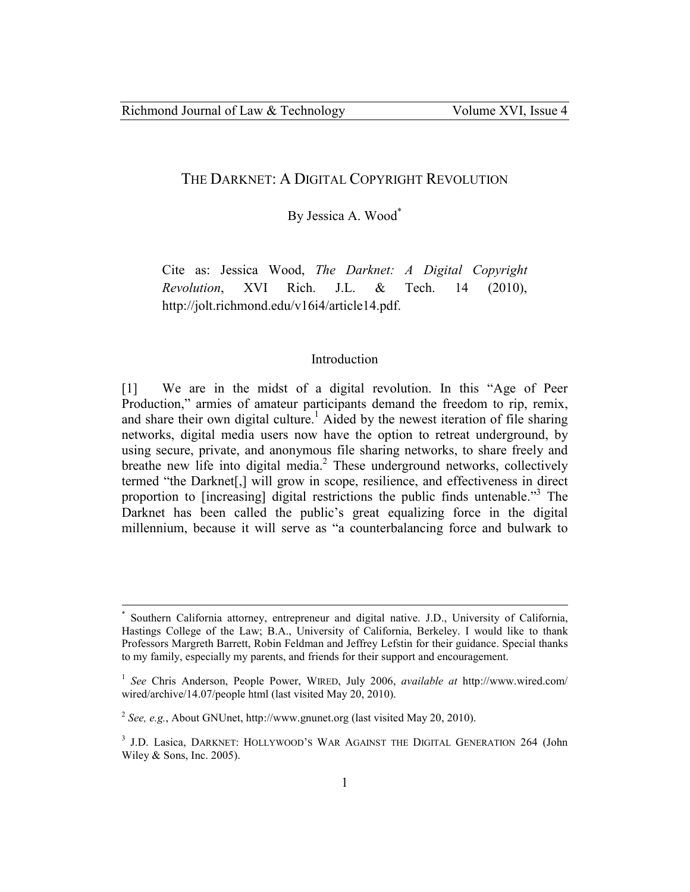# THE DARKNET: A DIGITAL COPYRIGHT REVOLUTION

By Jessica A. Wood[*]

Cite as: Jessica Wood, *The Darknet: A Digital Copyright Revolution*, XVI Rich. J.L. & Tech. 14 (2010), http://jolt.richmond.edu/v16i4/article14.pdf.

## Introduction

[1] We are in the midst of a digital revolution. In this "Age of Peer Production," armies of amateur participants demand the freedom to rip, remix, and share their own digital culture.[1] Aided by the newest iteration of file sharing networks, digital media users now have the option to retreat underground, by using secure, private, and anonymous file sharing networks, to share freely and breathe new life into digital media.[2] These underground networks, collectively termed "the Darknet[,] will grow in scope, resilience, and effectiveness in direct proportion to [increasing] digital restrictions the public finds untenable."[3] The Darknet has been called the public's great equalizing force in the digital millennium, because it will serve as "a counterbalancing force and bulwark to

---

[*] Southern California attorney, entrepreneur and digital native. J.D., University of California, Hastings College of the Law; B.A., University of California, Berkeley. I would like to thank Professors Margreth Barrett, Robin Feldman and Jeffrey Lefstin for their guidance. Special thanks to my family, especially my parents, and friends for their support and encouragement.

[1] *See* Chris Anderson, People Power, WIRED, July 2006, *available at* http://www.wired.com/wired/archive/14.07/people html (last visited May 20, 2010).

[2] *See, e.g.*, About GNUnet, http://www.gnunet.org (last visited May 20, 2010).

[3] J.D. Lasica, DARKNET: HOLLYWOOD'S WAR AGAINST THE DIGITAL GENERATION 264 (John Wiley & Sons, Inc. 2005).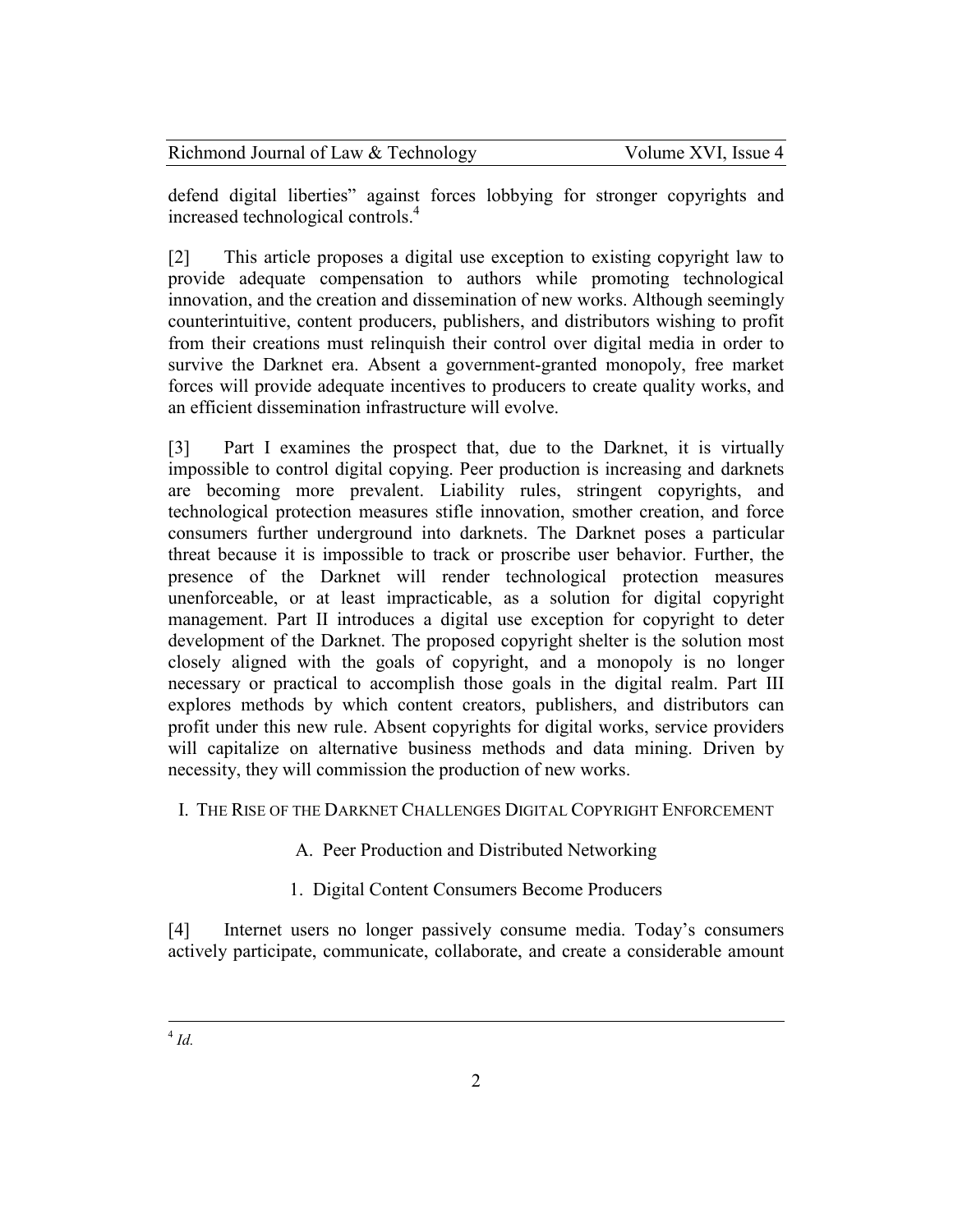defend digital liberties" against forces lobbying for stronger copyrights and increased technological controls.[4]

[2] This article proposes a digital use exception to existing copyright law to provide adequate compensation to authors while promoting technological innovation, and the creation and dissemination of new works. Although seemingly counterintuitive, content producers, publishers, and distributors wishing to profit from their creations must relinquish their control over digital media in order to survive the Darknet era. Absent a government-granted monopoly, free market forces will provide adequate incentives to producers to create quality works, and an efficient dissemination infrastructure will evolve.

[3] Part I examines the prospect that, due to the Darknet, it is virtually impossible to control digital copying. Peer production is increasing and darknets are becoming more prevalent. Liability rules, stringent copyrights, and technological protection measures stifle innovation, smother creation, and force consumers further underground into darknets. The Darknet poses a particular threat because it is impossible to track or proscribe user behavior. Further, the presence of the Darknet will render technological protection measures unenforceable, or at least impracticable, as a solution for digital copyright management. Part II introduces a digital use exception for copyright to deter development of the Darknet. The proposed copyright shelter is the solution most closely aligned with the goals of copyright, and a monopoly is no longer necessary or practical to accomplish those goals in the digital realm. Part III explores methods by which content creators, publishers, and distributors can profit under this new rule. Absent copyrights for digital works, service providers will capitalize on alternative business methods and data mining. Driven by necessity, they will commission the production of new works.

# I. The Rise of the Darknet Challenges Digital Copyright Enforcement

## A. Peer Production and Distributed Networking

### 1. Digital Content Consumers Become Producers

[4] Internet users no longer passively consume media. Today's consumers actively participate, communicate, collaborate, and create a considerable amount

---

[4] *Id.*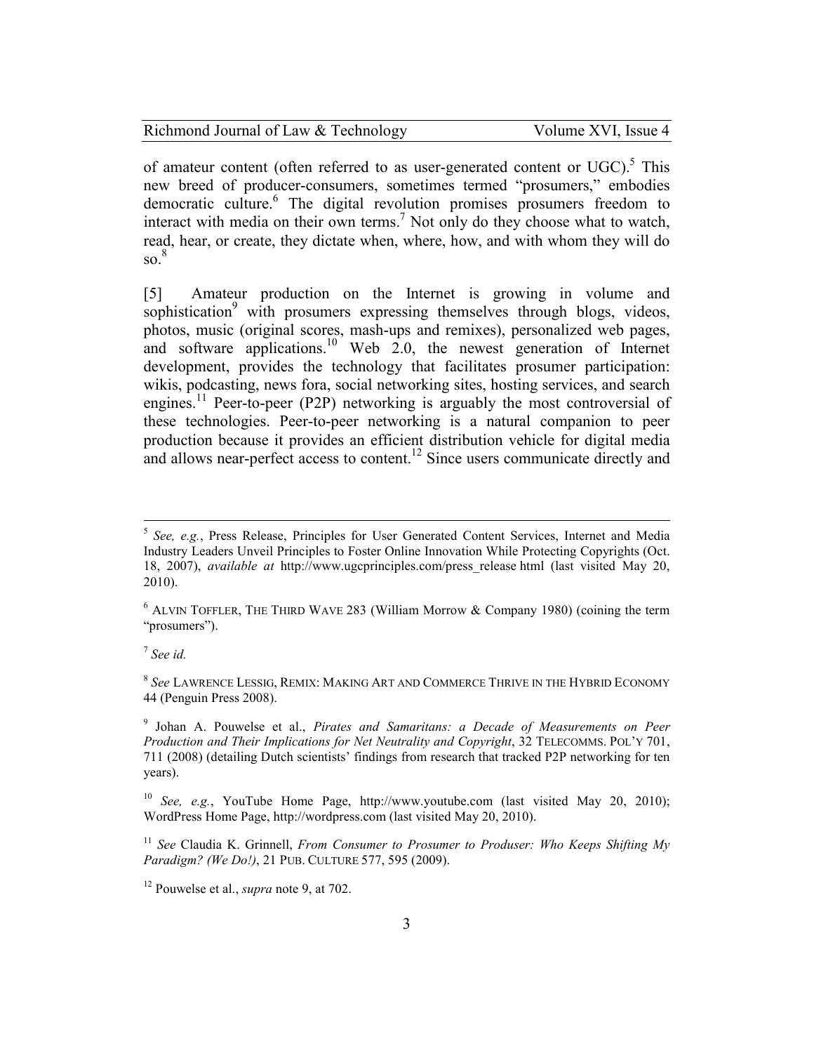of amateur content (often referred to as user-generated content or UGC).[5] This new breed of producer-consumers, sometimes termed "prosumers," embodies democratic culture.[6] The digital revolution promises prosumers freedom to interact with media on their own terms.[7] Not only do they choose what to watch, read, hear, or create, they dictate when, where, how, and with whom they will do so.[8]

[5] Amateur production on the Internet is growing in volume and sophistication[9] with prosumers expressing themselves through blogs, videos, photos, music (original scores, mash-ups and remixes), personalized web pages, and software applications.[10] Web 2.0, the newest generation of Internet development, provides the technology that facilitates prosumer participation: wikis, podcasting, news fora, social networking sites, hosting services, and search engines.[11] Peer-to-peer (P2P) networking is arguably the most controversial of these technologies. Peer-to-peer networking is a natural companion to peer production because it provides an efficient distribution vehicle for digital media and allows near-perfect access to content.[12] Since users communicate directly and

---

[5] *See, e.g.*, Press Release, Principles for User Generated Content Services, Internet and Media Industry Leaders Unveil Principles to Foster Online Innovation While Protecting Copyrights (Oct. 18, 2007), *available at* http://www.ugcprinciples.com/press_release html (last visited May 20, 2010).

[6] ALVIN TOFFLER, THE THIRD WAVE 283 (William Morrow & Company 1980) (coining the term "prosumers").

[7] *See id.*

[8] *See* LAWRENCE LESSIG, REMIX: MAKING ART AND COMMERCE THRIVE IN THE HYBRID ECONOMY 44 (Penguin Press 2008).

[9] Johan A. Pouwelse et al., *Pirates and Samaritans: a Decade of Measurements on Peer Production and Their Implications for Net Neutrality and Copyright*, 32 TELECOMMS. POL'Y 701, 711 (2008) (detailing Dutch scientists' findings from research that tracked P2P networking for ten years).

[10] *See, e.g.*, YouTube Home Page, http://www.youtube.com (last visited May 20, 2010); WordPress Home Page, http://wordpress.com (last visited May 20, 2010).

[11] *See* Claudia K. Grinnell, *From Consumer to Prosumer to Produser: Who Keeps Shifting My Paradigm? (We Do!)*, 21 PUB. CULTURE 577, 595 (2009).

[12] Pouwelse et al., *supra* note 9, at 702.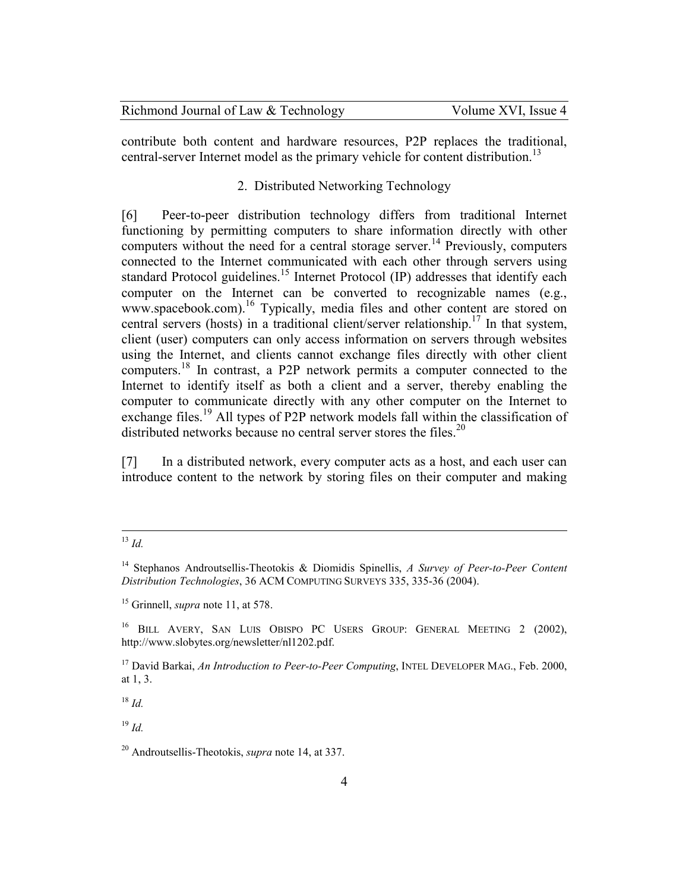contribute both content and hardware resources, P2P replaces the traditional, central-server Internet model as the primary vehicle for content distribution.[13]

### 2. Distributed Networking Technology

[6] Peer-to-peer distribution technology differs from traditional Internet functioning by permitting computers to share information directly with other computers without the need for a central storage server.[14] Previously, computers connected to the Internet communicated with each other through servers using standard Protocol guidelines.[15] Internet Protocol (IP) addresses that identify each computer on the Internet can be converted to recognizable names (e.g., www.spacebook.com).[16] Typically, media files and other content are stored on central servers (hosts) in a traditional client/server relationship.[17] In that system, client (user) computers can only access information on servers through websites using the Internet, and clients cannot exchange files directly with other client computers.[18] In contrast, a P2P network permits a computer connected to the Internet to identify itself as both a client and a server, thereby enabling the computer to communicate directly with any other computer on the Internet to exchange files.[19] All types of P2P network models fall within the classification of distributed networks because no central server stores the files.[20]

[7] In a distributed network, every computer acts as a host, and each user can introduce content to the network by storing files on their computer and making

---

[13] *Id.*

[14] Stephanos Androutsellis-Theotokis & Diomidis Spinellis, *A Survey of Peer-to-Peer Content Distribution Technologies*, 36 ACM COMPUTING SURVEYS 335, 335-36 (2004).

[15] Grinnell, *supra* note 11, at 578.

[16] BILL AVERY, SAN LUIS OBISPO PC USERS GROUP: GENERAL MEETING 2 (2002), http://www.slobytes.org/newsletter/nl1202.pdf.

[17] David Barkai, *An Introduction to Peer-to-Peer Computing*, INTEL DEVELOPER MAG., Feb. 2000, at 1, 3.

[18] *Id.*

[19] *Id.*

[20] Androutsellis-Theotokis, *supra* note 14, at 337.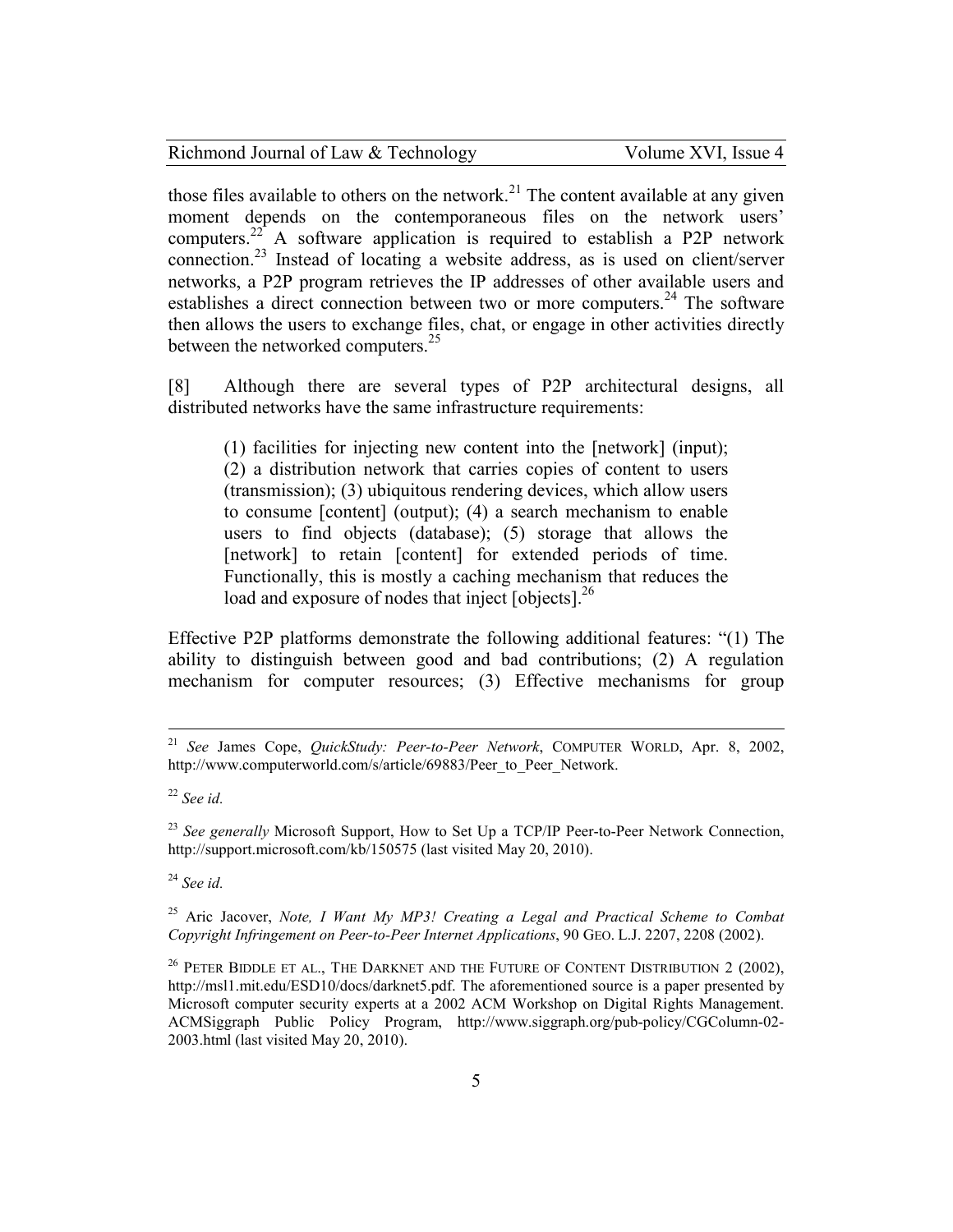those files available to others on the network.[21] The content available at any given moment depends on the contemporaneous files on the network users' computers.[22] A software application is required to establish a P2P network connection.[23] Instead of locating a website address, as is used on client/server networks, a P2P program retrieves the IP addresses of other available users and establishes a direct connection between two or more computers.[24] The software then allows the users to exchange files, chat, or engage in other activities directly between the networked computers.[25]

[8] Although there are several types of P2P architectural designs, all distributed networks have the same infrastructure requirements:

> (1) facilities for injecting new content into the [network] (input); (2) a distribution network that carries copies of content to users (transmission); (3) ubiquitous rendering devices, which allow users to consume [content] (output); (4) a search mechanism to enable users to find objects (database); (5) storage that allows the [network] to retain [content] for extended periods of time. Functionally, this is mostly a caching mechanism that reduces the load and exposure of nodes that inject [objects].[26]

Effective P2P platforms demonstrate the following additional features: "(1) The ability to distinguish between good and bad contributions; (2) A regulation mechanism for computer resources; (3) Effective mechanisms for group

---

[21] *See* James Cope, *QuickStudy: Peer-to-Peer Network*, COMPUTER WORLD, Apr. 8, 2002, http://www.computerworld.com/s/article/69883/Peer_to_Peer_Network.

[22] *See id.*

[23] *See generally* Microsoft Support, How to Set Up a TCP/IP Peer-to-Peer Network Connection, http://support.microsoft.com/kb/150575 (last visited May 20, 2010).

[24] *See id.*

[25] Aric Jacover, *Note, I Want My MP3! Creating a Legal and Practical Scheme to Combat Copyright Infringement on Peer-to-Peer Internet Applications*, 90 GEO. L.J. 2207, 2208 (2002).

[26] PETER BIDDLE ET AL., THE DARKNET AND THE FUTURE OF CONTENT DISTRIBUTION 2 (2002), http://msl1.mit.edu/ESD10/docs/darknet5.pdf. The aforementioned source is a paper presented by Microsoft computer security experts at a 2002 ACM Workshop on Digital Rights Management. ACMSiggraph Public Policy Program, http://www.siggraph.org/pub-policy/CGColumn-02-2003.html (last visited May 20, 2010).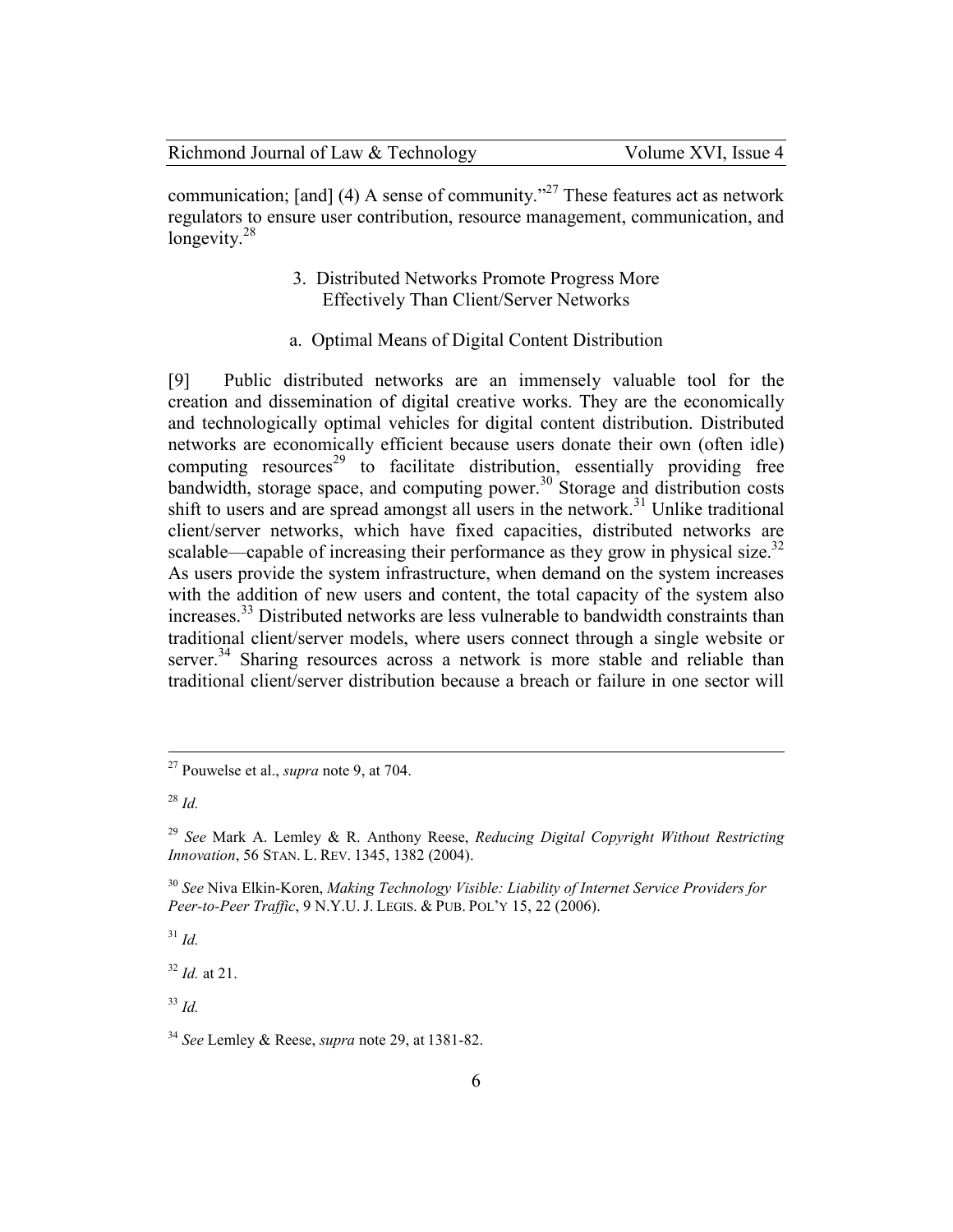communication; [and] (4) A sense of community."[27] These features act as network regulators to ensure user contribution, resource management, communication, and longevity.[28]

### 3. Distributed Networks Promote Progress More Effectively Than Client/Server Networks

#### a. Optimal Means of Digital Content Distribution

[9] Public distributed networks are an immensely valuable tool for the creation and dissemination of digital creative works. They are the economically and technologically optimal vehicles for digital content distribution. Distributed networks are economically efficient because users donate their own (often idle) computing resources[29] to facilitate distribution, essentially providing free bandwidth, storage space, and computing power.[30] Storage and distribution costs shift to users and are spread amongst all users in the network.[31] Unlike traditional client/server networks, which have fixed capacities, distributed networks are scalable—capable of increasing their performance as they grow in physical size.[32] As users provide the system infrastructure, when demand on the system increases with the addition of new users and content, the total capacity of the system also increases.[33] Distributed networks are less vulnerable to bandwidth constraints than traditional client/server models, where users connect through a single website or server.[34] Sharing resources across a network is more stable and reliable than traditional client/server distribution because a breach or failure in one sector will

---

[27] Pouwelse et al., *supra* note 9, at 704.

[28] *Id.*

[29] *See* Mark A. Lemley & R. Anthony Reese, *Reducing Digital Copyright Without Restricting Innovation*, 56 STAN. L. REV. 1345, 1382 (2004).

[30] *See* Niva Elkin-Koren, *Making Technology Visible: Liability of Internet Service Providers for Peer-to-Peer Traffic*, 9 N.Y.U. J. LEGIS. & PUB. POL'Y 15, 22 (2006).

[31] *Id.*

[32] *Id.* at 21.

[33] *Id.*

[34] *See* Lemley & Reese, *supra* note 29, at 1381-82.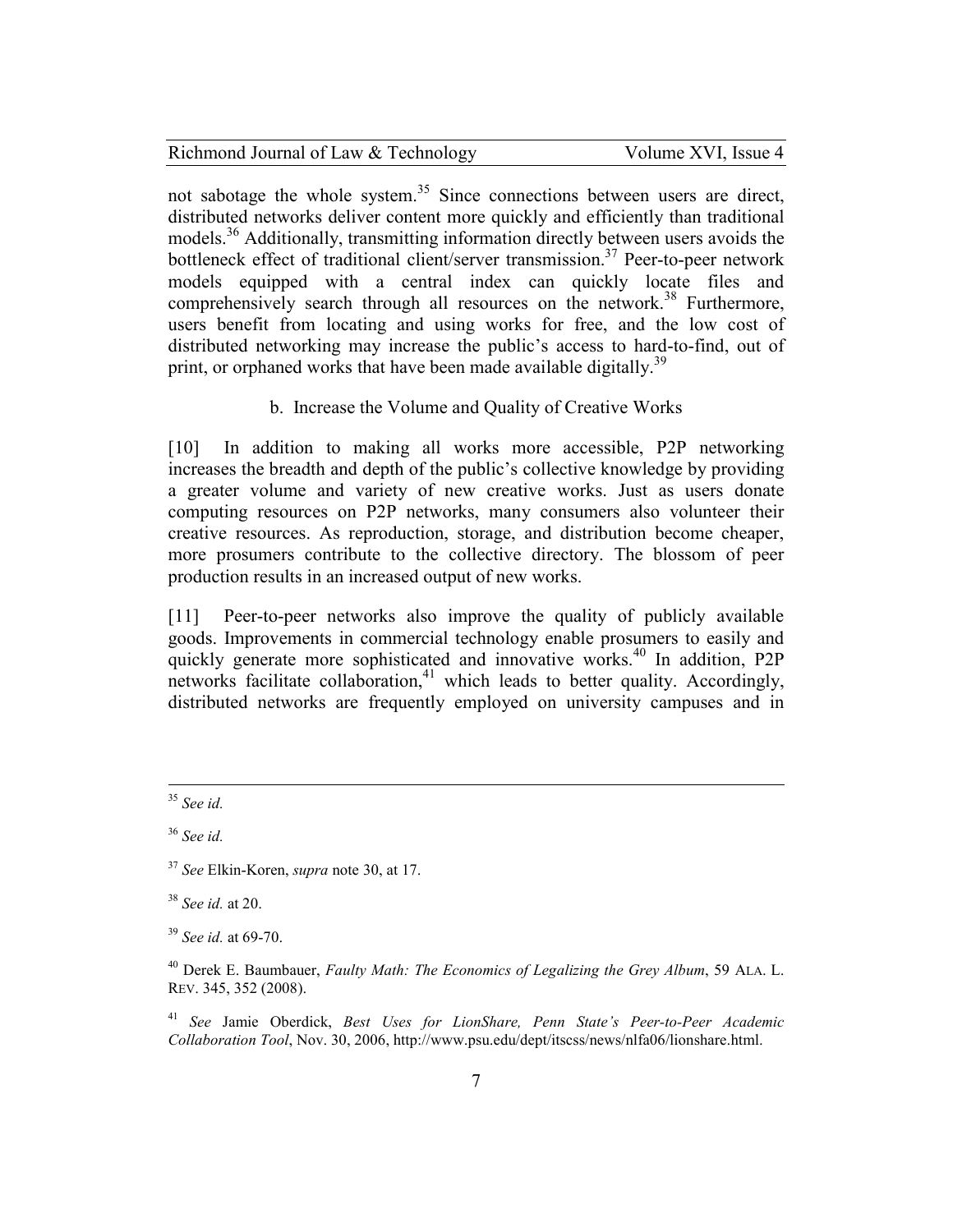not sabotage the whole system.[35] Since connections between users are direct, distributed networks deliver content more quickly and efficiently than traditional models.[36] Additionally, transmitting information directly between users avoids the bottleneck effect of traditional client/server transmission.[37] Peer-to-peer network models equipped with a central index can quickly locate files and comprehensively search through all resources on the network.[38] Furthermore, users benefit from locating and using works for free, and the low cost of distributed networking may increase the public's access to hard-to-find, out of print, or orphaned works that have been made available digitally.[39]

b. Increase the Volume and Quality of Creative Works

[10] In addition to making all works more accessible, P2P networking increases the breadth and depth of the public's collective knowledge by providing a greater volume and variety of new creative works. Just as users donate computing resources on P2P networks, many consumers also volunteer their creative resources. As reproduction, storage, and distribution become cheaper, more prosumers contribute to the collective directory. The blossom of peer production results in an increased output of new works.

[11] Peer-to-peer networks also improve the quality of publicly available goods. Improvements in commercial technology enable prosumers to easily and quickly generate more sophisticated and innovative works.[40] In addition, P2P networks facilitate collaboration,[41] which leads to better quality. Accordingly, distributed networks are frequently employed on university campuses and in

---

[35] *See id.*

[36] *See id.*

[37] *See* Elkin-Koren, *supra* note 30, at 17.

[38] *See id.* at 20.

[39] *See id.* at 69-70.

[40] Derek E. Baumbauer, *Faulty Math: The Economics of Legalizing the Grey Album*, 59 ALA. L. REV. 345, 352 (2008).

[41] *See* Jamie Oberdick, *Best Uses for LionShare, Penn State's Peer-to-Peer Academic Collaboration Tool*, Nov. 30, 2006, http://www.psu.edu/dept/itscss/news/nlfa06/lionshare.html.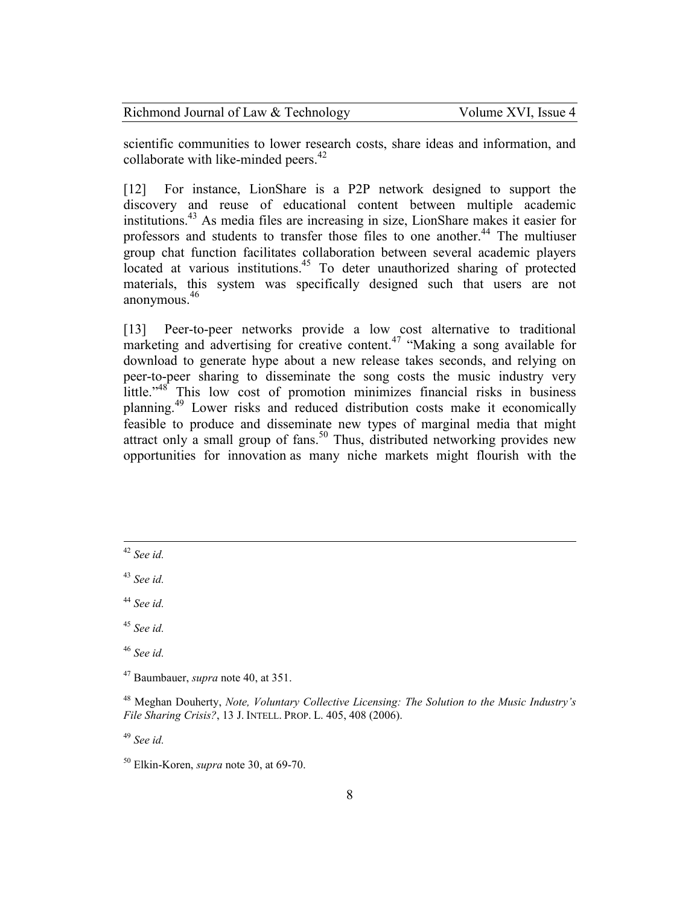scientific communities to lower research costs, share ideas and information, and collaborate with like-minded peers.[42]

[12] For instance, LionShare is a P2P network designed to support the discovery and reuse of educational content between multiple academic institutions.[43] As media files are increasing in size, LionShare makes it easier for professors and students to transfer those files to one another.[44] The multiuser group chat function facilitates collaboration between several academic players located at various institutions.[45] To deter unauthorized sharing of protected materials, this system was specifically designed such that users are not anonymous.[46]

[13] Peer-to-peer networks provide a low cost alternative to traditional marketing and advertising for creative content.[47] "Making a song available for download to generate hype about a new release takes seconds, and relying on peer-to-peer sharing to disseminate the song costs the music industry very little."[48] This low cost of promotion minimizes financial risks in business planning.[49] Lower risks and reduced distribution costs make it economically feasible to produce and disseminate new types of marginal media that might attract only a small group of fans.[50] Thus, distributed networking provides new opportunities for innovation as many niche markets might flourish with the

---

[42] *See id.*

[43] *See id.*

[44] *See id.*

[45] *See id.*

[46] *See id.*

[47] Baumbauer, *supra* note 40, at 351.

[48] Meghan Douherty, *Note, Voluntary Collective Licensing: The Solution to the Music Industry's File Sharing Crisis?*, 13 J. INTELL. PROP. L. 405, 408 (2006).

[49] *See id.*

[50] Elkin-Koren, *supra* note 30, at 69-70.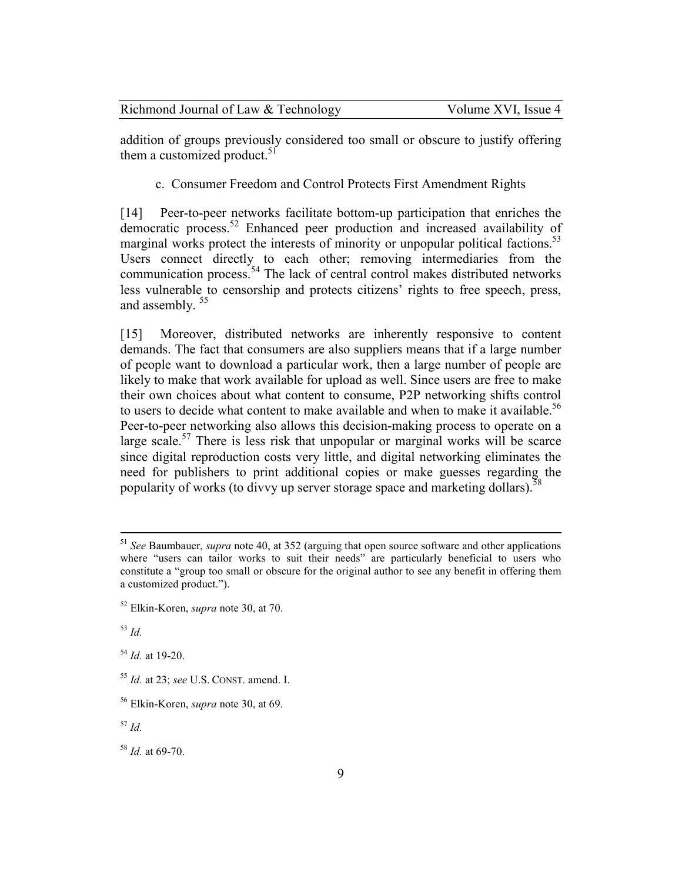addition of groups previously considered too small or obscure to justify offering them a customized product.[51]

### c. Consumer Freedom and Control Protects First Amendment Rights

[14] Peer-to-peer networks facilitate bottom-up participation that enriches the democratic process.[52] Enhanced peer production and increased availability of marginal works protect the interests of minority or unpopular political factions.[53] Users connect directly to each other; removing intermediaries from the communication process.[54] The lack of central control makes distributed networks less vulnerable to censorship and protects citizens' rights to free speech, press, and assembly.[55]

[15] Moreover, distributed networks are inherently responsive to content demands. The fact that consumers are also suppliers means that if a large number of people want to download a particular work, then a large number of people are likely to make that work available for upload as well. Since users are free to make their own choices about what content to consume, P2P networking shifts control to users to decide what content to make available and when to make it available.[56] Peer-to-peer networking also allows this decision-making process to operate on a large scale.[57] There is less risk that unpopular or marginal works will be scarce since digital reproduction costs very little, and digital networking eliminates the need for publishers to print additional copies or make guesses regarding the popularity of works (to divvy up server storage space and marketing dollars).[58]

---

[51] *See* Baumbauer, *supra* note 40, at 352 (arguing that open source software and other applications where "users can tailor works to suit their needs" are particularly beneficial to users who constitute a "group too small or obscure for the original author to see any benefit in offering them a customized product.").

[52] Elkin-Koren, *supra* note 30, at 70.

[53] *Id.*

[54] *Id.* at 19-20.

[55] *Id.* at 23; *see* U.S. CONST. amend. I.

[56] Elkin-Koren, *supra* note 30, at 69.

[57] *Id.*

[58] *Id.* at 69-70.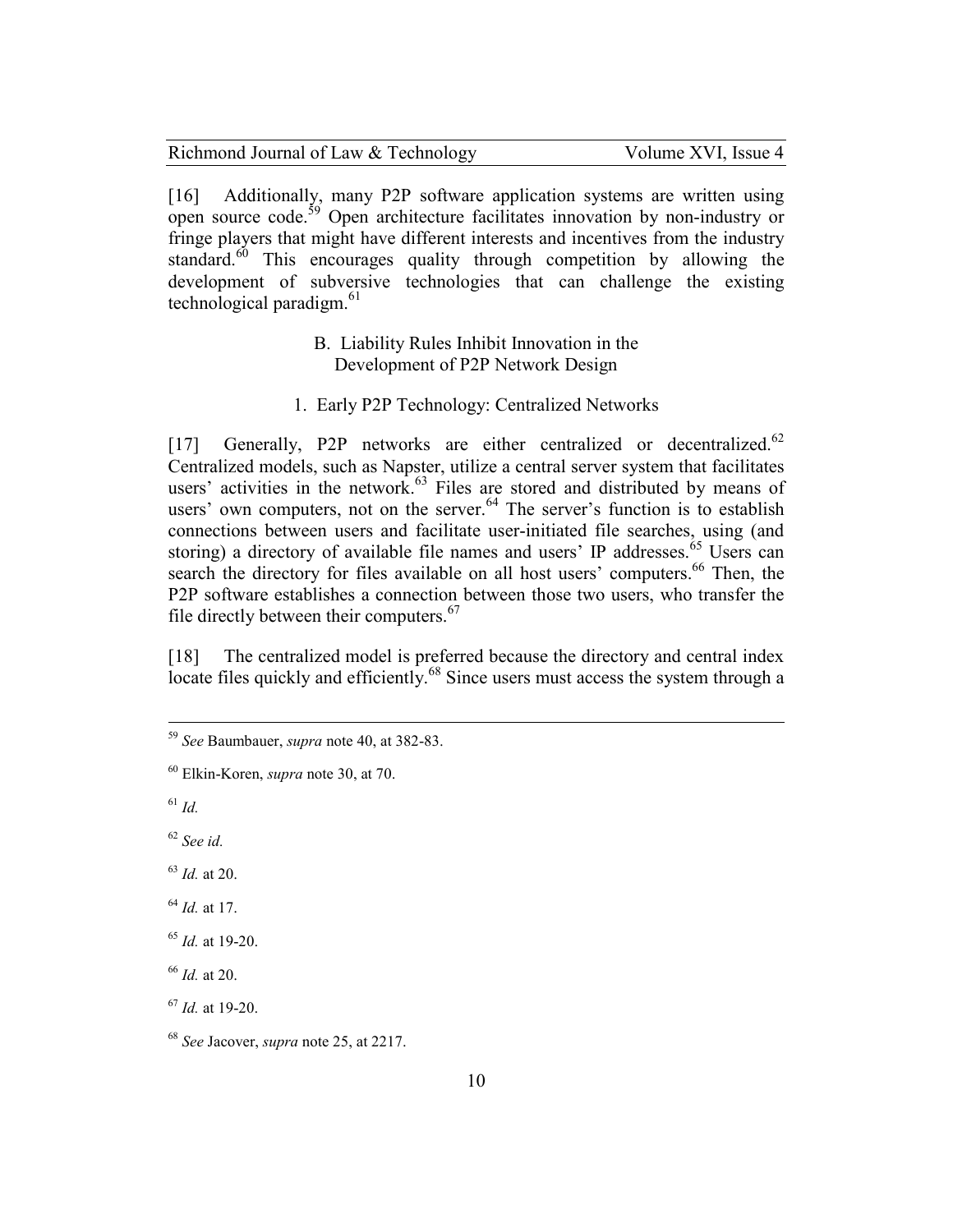[16] Additionally, many P2P software application systems are written using open source code.[59] Open architecture facilitates innovation by non-industry or fringe players that might have different interests and incentives from the industry standard.[60] This encourages quality through competition by allowing the development of subversive technologies that can challenge the existing technological paradigm.[61]

### B. Liability Rules Inhibit Innovation in the Development of P2P Network Design

#### 1. Early P2P Technology: Centralized Networks

[17] Generally, P2P networks are either centralized or decentralized.[62] Centralized models, such as Napster, utilize a central server system that facilitates users' activities in the network.[63] Files are stored and distributed by means of users' own computers, not on the server.[64] The server's function is to establish connections between users and facilitate user-initiated file searches, using (and storing) a directory of available file names and users' IP addresses.[65] Users can search the directory for files available on all host users' computers.[66] Then, the P2P software establishes a connection between those two users, who transfer the file directly between their computers.[67]

[18] The centralized model is preferred because the directory and central index locate files quickly and efficiently.[68] Since users must access the system through a

---

[59] *See* Baumbauer, *supra* note 40, at 382-83.

[60] Elkin-Koren, *supra* note 30, at 70.

[61] *Id.*

[62] *See id.*

[63] *Id.* at 20.

[64] *Id.* at 17.

[65] *Id.* at 19-20.

[66] *Id.* at 20.

[67] *Id.* at 19-20.

[68] *See* Jacover, *supra* note 25, at 2217.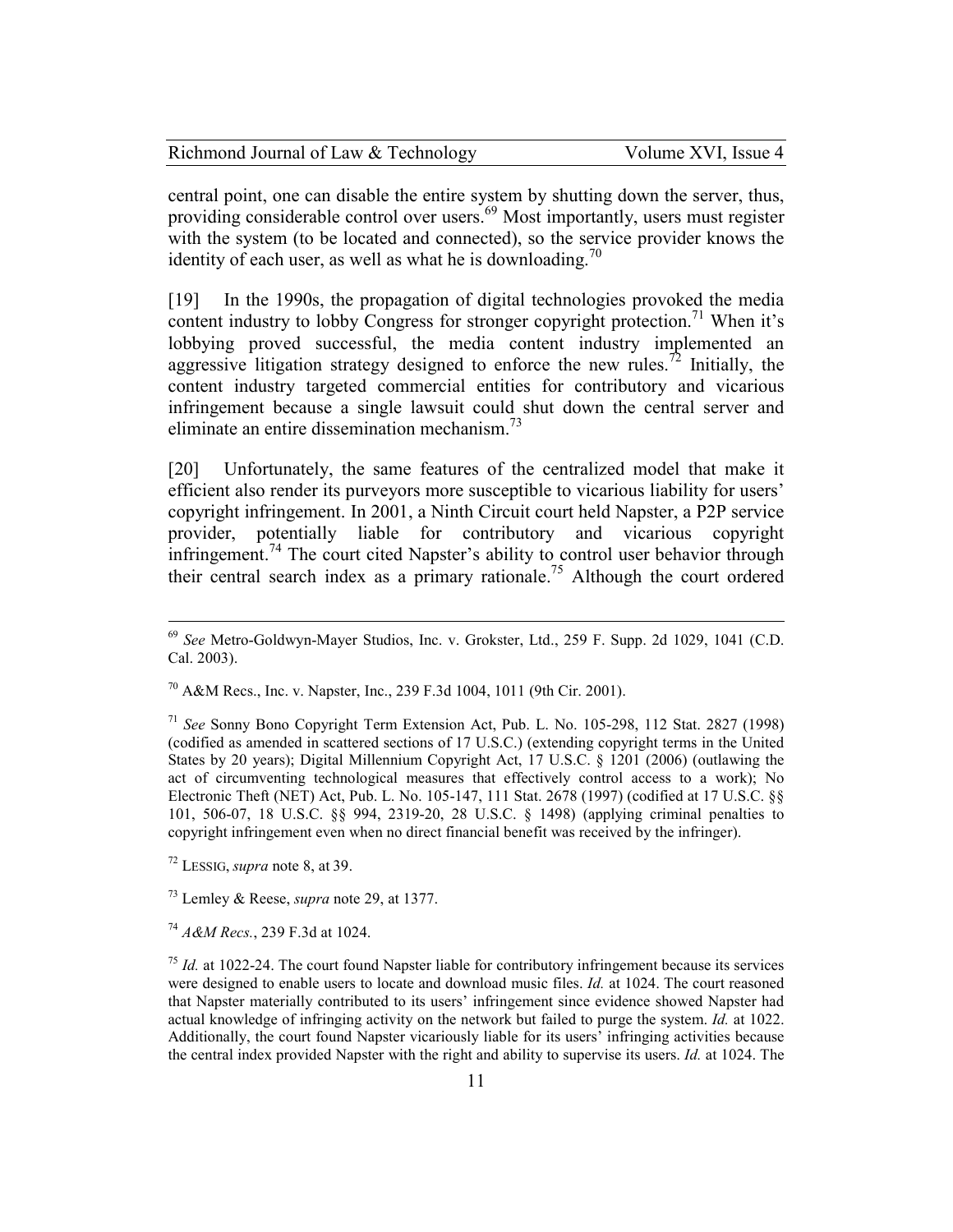central point, one can disable the entire system by shutting down the server, thus, providing considerable control over users.[69] Most importantly, users must register with the system (to be located and connected), so the service provider knows the identity of each user, as well as what he is downloading.[70]

[19] In the 1990s, the propagation of digital technologies provoked the media content industry to lobby Congress for stronger copyright protection.[71] When it's lobbying proved successful, the media content industry implemented an aggressive litigation strategy designed to enforce the new rules.[72] Initially, the content industry targeted commercial entities for contributory and vicarious infringement because a single lawsuit could shut down the central server and eliminate an entire dissemination mechanism.[73]

[20] Unfortunately, the same features of the centralized model that make it efficient also render its purveyors more susceptible to vicarious liability for users' copyright infringement. In 2001, a Ninth Circuit court held Napster, a P2P service provider, potentially liable for contributory and vicarious copyright infringement.[74] The court cited Napster's ability to control user behavior through their central search index as a primary rationale.[75] Although the court ordered

---

[69] *See* Metro-Goldwyn-Mayer Studios, Inc. v. Grokster, Ltd., 259 F. Supp. 2d 1029, 1041 (C.D. Cal. 2003).

[70] A&M Recs., Inc. v. Napster, Inc., 239 F.3d 1004, 1011 (9th Cir. 2001).

[71] *See* Sonny Bono Copyright Term Extension Act, Pub. L. No. 105-298, 112 Stat. 2827 (1998) (codified as amended in scattered sections of 17 U.S.C.) (extending copyright terms in the United States by 20 years); Digital Millennium Copyright Act, 17 U.S.C. § 1201 (2006) (outlawing the act of circumventing technological measures that effectively control access to a work); No Electronic Theft (NET) Act, Pub. L. No. 105-147, 111 Stat. 2678 (1997) (codified at 17 U.S.C. §§ 101, 506-07, 18 U.S.C. §§ 994, 2319-20, 28 U.S.C. § 1498) (applying criminal penalties to copyright infringement even when no direct financial benefit was received by the infringer).

[72] LESSIG, *supra* note 8, at 39.

[73] Lemley & Reese, *supra* note 29, at 1377.

[74] *A&M Recs.*, 239 F.3d at 1024.

[75] *Id.* at 1022-24. The court found Napster liable for contributory infringement because its services were designed to enable users to locate and download music files. *Id.* at 1024. The court reasoned that Napster materially contributed to its users' infringement since evidence showed Napster had actual knowledge of infringing activity on the network but failed to purge the system. *Id.* at 1022. Additionally, the court found Napster vicariously liable for its users' infringing activities because the central index provided Napster with the right and ability to supervise its users. *Id.* at 1024. The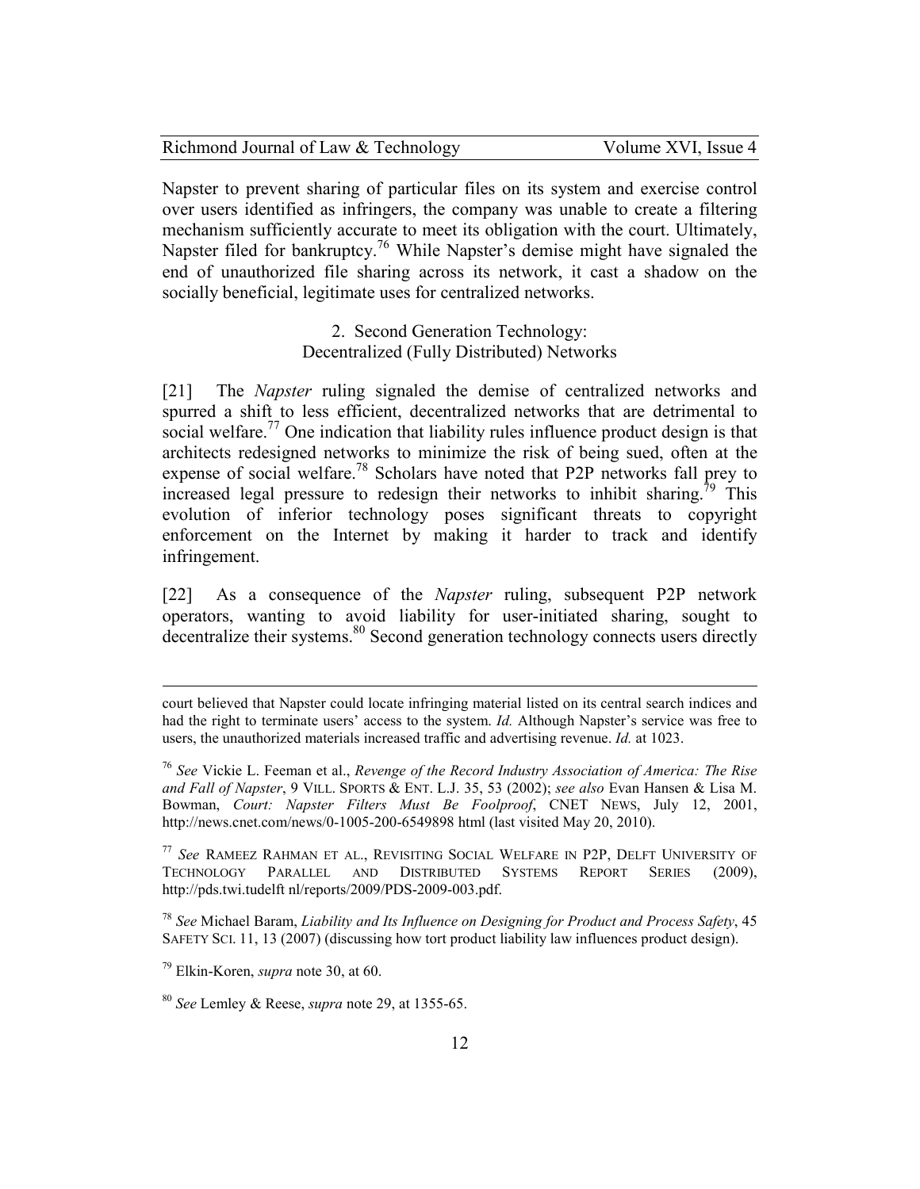Napster to prevent sharing of particular files on its system and exercise control over users identified as infringers, the company was unable to create a filtering mechanism sufficiently accurate to meet its obligation with the court. Ultimately, Napster filed for bankruptcy.[76] While Napster's demise might have signaled the end of unauthorized file sharing across its network, it cast a shadow on the socially beneficial, legitimate uses for centralized networks.

### 2. Second Generation Technology: Decentralized (Fully Distributed) Networks

[21] The *Napster* ruling signaled the demise of centralized networks and spurred a shift to less efficient, decentralized networks that are detrimental to social welfare.[77] One indication that liability rules influence product design is that architects redesigned networks to minimize the risk of being sued, often at the expense of social welfare.[78] Scholars have noted that P2P networks fall prey to increased legal pressure to redesign their networks to inhibit sharing.[79] This evolution of inferior technology poses significant threats to copyright enforcement on the Internet by making it harder to track and identify infringement.

[22] As a consequence of the *Napster* ruling, subsequent P2P network operators, wanting to avoid liability for user-initiated sharing, sought to decentralize their systems.[80] Second generation technology connects users directly

---

court believed that Napster could locate infringing material listed on its central search indices and had the right to terminate users' access to the system. *Id.* Although Napster's service was free to users, the unauthorized materials increased traffic and advertising revenue. *Id.* at 1023.

[76] *See* Vickie L. Feeman et al., *Revenge of the Record Industry Association of America: The Rise and Fall of Napster*, 9 VILL. SPORTS & ENT. L.J. 35, 53 (2002); *see also* Evan Hansen & Lisa M. Bowman, *Court: Napster Filters Must Be Foolproof*, CNET NEWS, July 12, 2001, http://news.cnet.com/news/0-1005-200-6549898 html (last visited May 20, 2010).

[77] *See* RAMEEZ RAHMAN ET AL., REVISITING SOCIAL WELFARE IN P2P, DELFT UNIVERSITY OF TECHNOLOGY PARALLEL AND DISTRIBUTED SYSTEMS REPORT SERIES (2009), http://pds.twi.tudelft nl/reports/2009/PDS-2009-003.pdf.

[78] *See* Michael Baram, *Liability and Its Influence on Designing for Product and Process Safety*, 45 SAFETY SCI. 11, 13 (2007) (discussing how tort product liability law influences product design).

[79] Elkin-Koren, *supra* note 30, at 60.

[80] *See* Lemley & Reese, *supra* note 29, at 1355-65.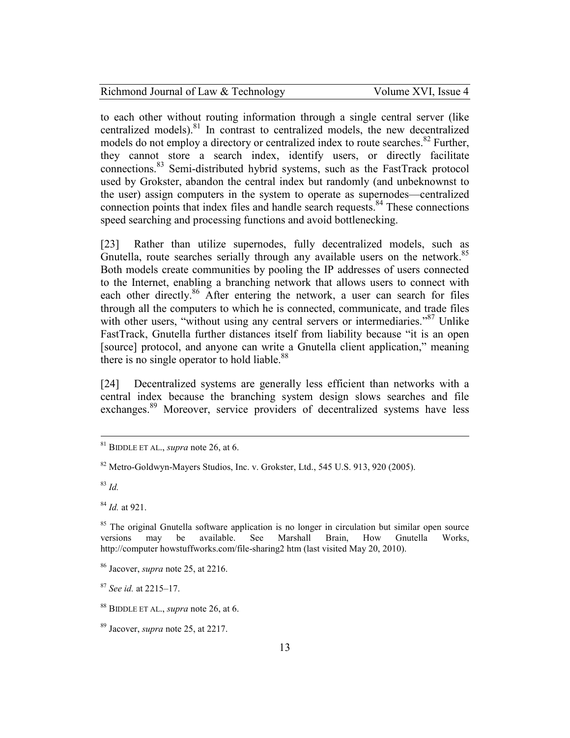to each other without routing information through a single central server (like centralized models).[81] In contrast to centralized models, the new decentralized models do not employ a directory or centralized index to route searches.[82] Further, they cannot store a search index, identify users, or directly facilitate connections.[83] Semi-distributed hybrid systems, such as the FastTrack protocol used by Grokster, abandon the central index but randomly (and unbeknownst to the user) assign computers in the system to operate as supernodes—centralized connection points that index files and handle search requests.[84] These connections speed searching and processing functions and avoid bottlenecking.

[23] Rather than utilize supernodes, fully decentralized models, such as Gnutella, route searches serially through any available users on the network.[85] Both models create communities by pooling the IP addresses of users connected to the Internet, enabling a branching network that allows users to connect with each other directly.[86] After entering the network, a user can search for files through all the computers to which he is connected, communicate, and trade files with other users, "without using any central servers or intermediaries."[87] Unlike FastTrack, Gnutella further distances itself from liability because "it is an open [source] protocol, and anyone can write a Gnutella client application," meaning there is no single operator to hold liable.[88]

[24] Decentralized systems are generally less efficient than networks with a central index because the branching system design slows searches and file exchanges.[89] Moreover, service providers of decentralized systems have less

---

[81] BIDDLE ET AL., *supra* note 26, at 6.

[82] Metro-Goldwyn-Mayers Studios, Inc. v. Grokster, Ltd., 545 U.S. 913, 920 (2005).

[83] *Id.*

[84] *Id.* at 921.

[85] The original Gnutella software application is no longer in circulation but similar open source versions may be available. See Marshall Brain, How Gnutella Works, http://computer howstuffworks.com/file-sharing2 htm (last visited May 20, 2010).

[86] Jacover, *supra* note 25, at 2216.

[87] *See id.* at 2215–17.

[88] BIDDLE ET AL., *supra* note 26, at 6.

[89] Jacover, *supra* note 25, at 2217.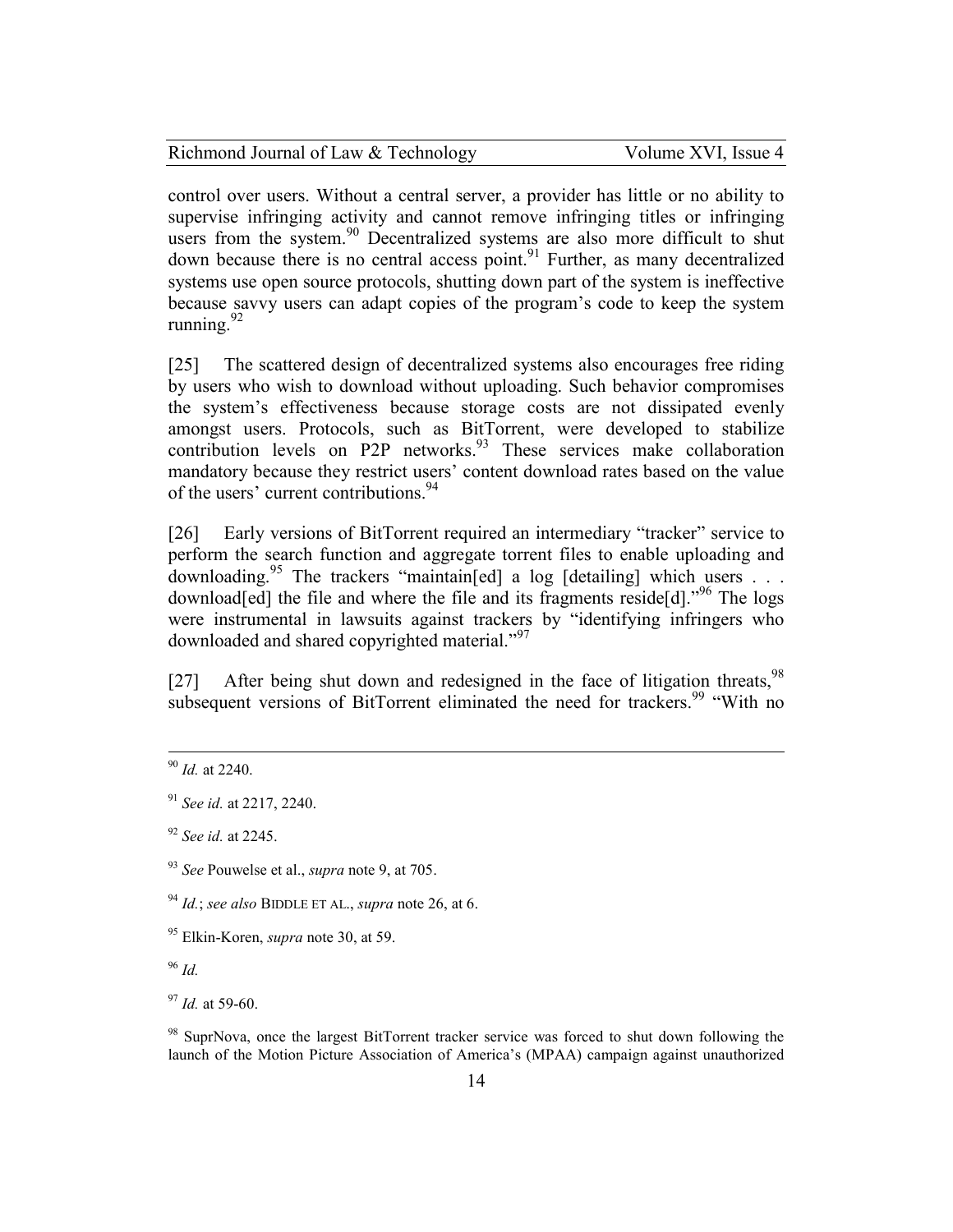control over users. Without a central server, a provider has little or no ability to supervise infringing activity and cannot remove infringing titles or infringing users from the system.[90] Decentralized systems are also more difficult to shut down because there is no central access point.[91] Further, as many decentralized systems use open source protocols, shutting down part of the system is ineffective because savvy users can adapt copies of the program's code to keep the system running.[92]

[25] The scattered design of decentralized systems also encourages free riding by users who wish to download without uploading. Such behavior compromises the system's effectiveness because storage costs are not dissipated evenly amongst users. Protocols, such as BitTorrent, were developed to stabilize contribution levels on P2P networks.[93] These services make collaboration mandatory because they restrict users' content download rates based on the value of the users' current contributions.[94]

[26] Early versions of BitTorrent required an intermediary "tracker" service to perform the search function and aggregate torrent files to enable uploading and downloading.[95] The trackers "maintain[ed] a log [detailing] which users . . . download[ed] the file and where the file and its fragments reside[d]."[96] The logs were instrumental in lawsuits against trackers by "identifying infringers who downloaded and shared copyrighted material."[97]

[27] After being shut down and redesigned in the face of litigation threats,[98] subsequent versions of BitTorrent eliminated the need for trackers.[99] "With no

---

[90] *Id.* at 2240.

[91] *See id.* at 2217, 2240.

[92] *See id.* at 2245.

[93] *See* Pouwelse et al., *supra* note 9, at 705.

[94] *Id.*; *see also* BIDDLE ET AL., *supra* note 26, at 6.

[95] Elkin-Koren, *supra* note 30, at 59.

[96] *Id.*

[97] *Id.* at 59-60.

[98] SuprNova, once the largest BitTorrent tracker service was forced to shut down following the launch of the Motion Picture Association of America's (MPAA) campaign against unauthorized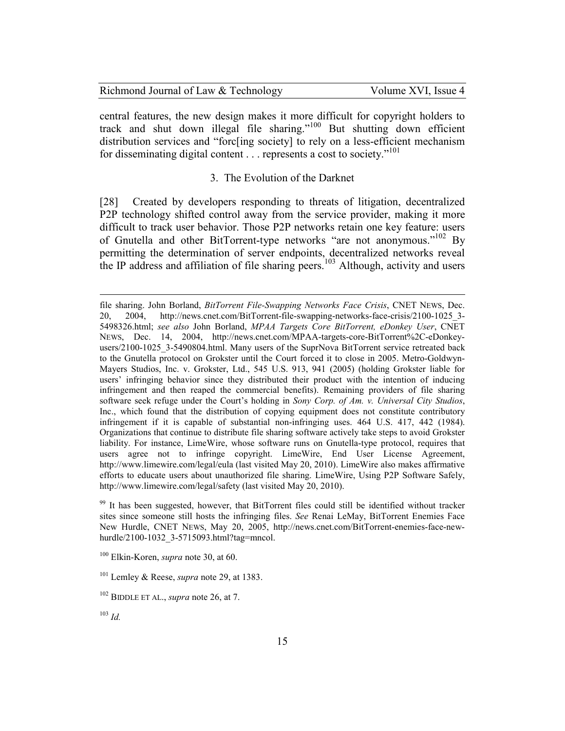central features, the new design makes it more difficult for copyright holders to track and shut down illegal file sharing."[100] But shutting down efficient distribution services and "forc[ing society] to rely on a less-efficient mechanism for disseminating digital content . . . represents a cost to society."[101]

### 3. The Evolution of the Darknet

[28] Created by developers responding to threats of litigation, decentralized P2P technology shifted control away from the service provider, making it more difficult to track user behavior. Those P2P networks retain one key feature: users of Gnutella and other BitTorrent-type networks "are not anonymous."[102] By permitting the determination of server endpoints, decentralized networks reveal the IP address and affiliation of file sharing peers.[103] Although, activity and users

---

file sharing. John Borland, *BitTorrent File-Swapping Networks Face Crisis*, CNET NEWS, Dec. 20, 2004, http://news.cnet.com/BitTorrent-file-swapping-networks-face-crisis/2100-1025_3-5498326.html; *see also* John Borland, *MPAA Targets Core BitTorrent, eDonkey User*, CNET NEWS, Dec. 14, 2004, http://news.cnet.com/MPAA-targets-core-BitTorrent%2C-eDonkey-users/2100-1025_3-5490804.html. Many users of the SuprNova BitTorrent service retreated back to the Gnutella protocol on Grokster until the Court forced it to close in 2005. Metro-Goldwyn-Mayers Studios, Inc. v. Grokster, Ltd., 545 U.S. 913, 941 (2005) (holding Grokster liable for users' infringing behavior since they distributed their product with the intention of inducing infringement and then reaped the commercial benefits). Remaining providers of file sharing software seek refuge under the Court's holding in *Sony Corp. of Am. v. Universal City Studios*, Inc., which found that the distribution of copying equipment does not constitute contributory infringement if it is capable of substantial non-infringing uses. 464 U.S. 417, 442 (1984). Organizations that continue to distribute file sharing software actively take steps to avoid Grokster liability. For instance, LimeWire, whose software runs on Gnutella-type protocol, requires that users agree not to infringe copyright. LimeWire, End User License Agreement, http://www.limewire.com/legal/eula (last visited May 20, 2010). LimeWire also makes affirmative efforts to educate users about unauthorized file sharing. LimeWire, Using P2P Software Safely, http://www.limewire.com/legal/safety (last visited May 20, 2010).

[99] It has been suggested, however, that BitTorrent files could still be identified without tracker sites since someone still hosts the infringing files. *See* Renai LeMay, BitTorrent Enemies Face New Hurdle, CNET NEWS, May 20, 2005, http://news.cnet.com/BitTorrent-enemies-face-new-hurdle/2100-1032_3-5715093.html?tag=mncol.

[100] Elkin-Koren, *supra* note 30, at 60.

[101] Lemley & Reese, *supra* note 29, at 1383.

[102] BIDDLE ET AL., *supra* note 26, at 7.

[103] *Id.*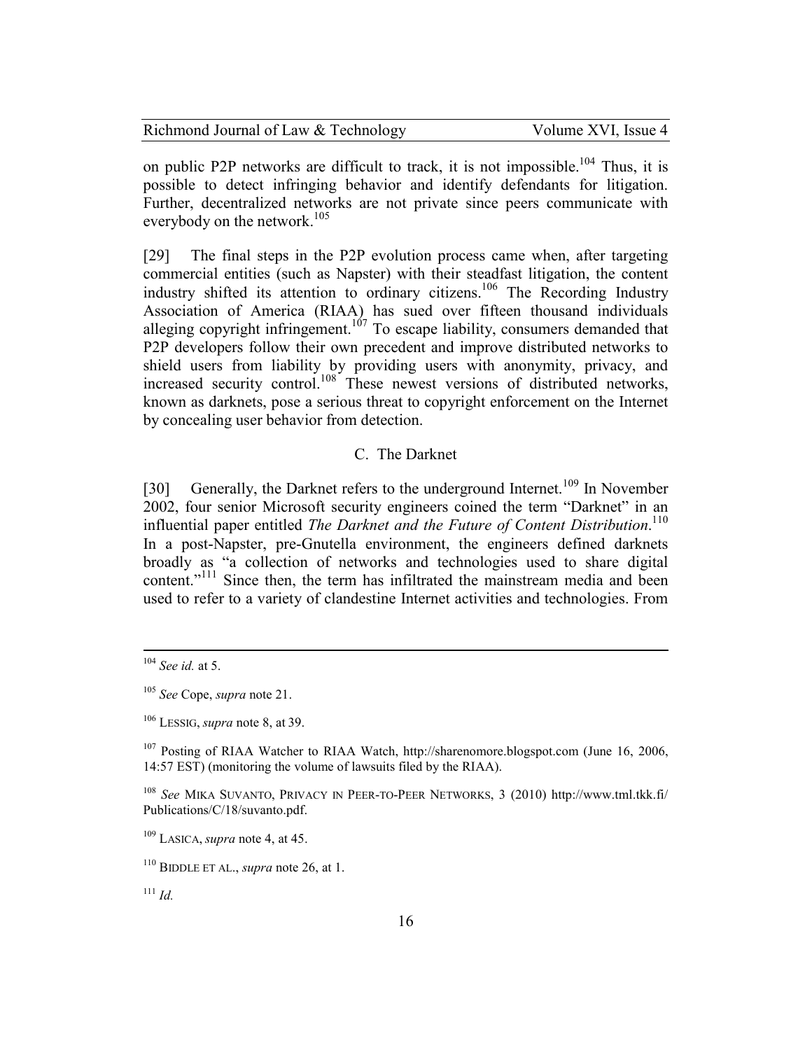on public P2P networks are difficult to track, it is not impossible.[104] Thus, it is possible to detect infringing behavior and identify defendants for litigation. Further, decentralized networks are not private since peers communicate with everybody on the network.[105]

[29] The final steps in the P2P evolution process came when, after targeting commercial entities (such as Napster) with their steadfast litigation, the content industry shifted its attention to ordinary citizens.[106] The Recording Industry Association of America (RIAA) has sued over fifteen thousand individuals alleging copyright infringement.[107] To escape liability, consumers demanded that P2P developers follow their own precedent and improve distributed networks to shield users from liability by providing users with anonymity, privacy, and increased security control.[108] These newest versions of distributed networks, known as darknets, pose a serious threat to copyright enforcement on the Internet by concealing user behavior from detection.

### C. The Darknet

[30] Generally, the Darknet refers to the underground Internet.[109] In November 2002, four senior Microsoft security engineers coined the term "Darknet" in an influential paper entitled *The Darknet and the Future of Content Distribution*.[110] In a post-Napster, pre-Gnutella environment, the engineers defined darknets broadly as "a collection of networks and technologies used to share digital content."[111] Since then, the term has infiltrated the mainstream media and been used to refer to a variety of clandestine Internet activities and technologies. From

---

[104] *See id.* at 5.

[105] *See* Cope, *supra* note 21.

[106] LESSIG, *supra* note 8, at 39.

[107] Posting of RIAA Watcher to RIAA Watch, http://sharenomore.blogspot.com (June 16, 2006, 14:57 EST) (monitoring the volume of lawsuits filed by the RIAA).

[108] *See* MIKA SUVANTO, PRIVACY IN PEER-TO-PEER NETWORKS, 3 (2010) http://www.tml.tkk.fi/Publications/C/18/suvanto.pdf.

[109] LASICA, *supra* note 4, at 45.

[110] BIDDLE ET AL., *supra* note 26, at 1.

[111] *Id.*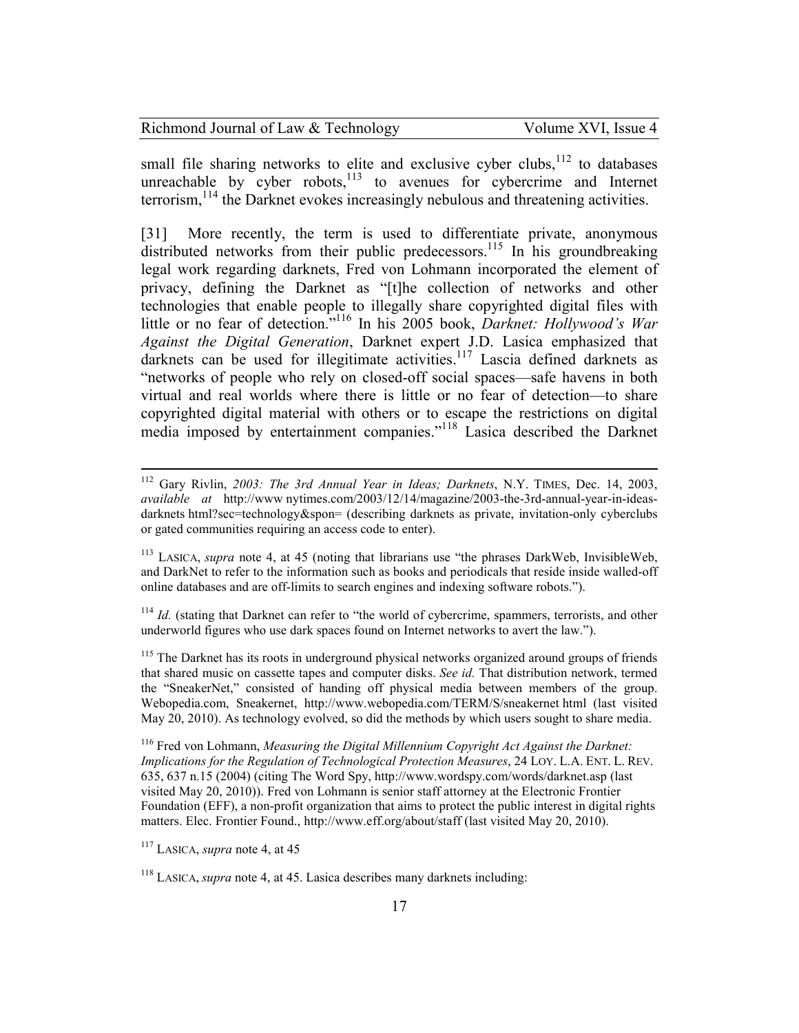small file sharing networks to elite and exclusive cyber clubs,[112] to databases unreachable by cyber robots,[113] to avenues for cybercrime and Internet terrorism,[114] the Darknet evokes increasingly nebulous and threatening activities.

[31] More recently, the term is used to differentiate private, anonymous distributed networks from their public predecessors.[115] In his groundbreaking legal work regarding darknets, Fred von Lohmann incorporated the element of privacy, defining the Darknet as "[t]he collection of networks and other technologies that enable people to illegally share copyrighted digital files with little or no fear of detection."[116] In his 2005 book, *Darknet: Hollywood's War Against the Digital Generation*, Darknet expert J.D. Lasica emphasized that darknets can be used for illegitimate activities.[117] Lascia defined darknets as "networks of people who rely on closed-off social spaces—safe havens in both virtual and real worlds where there is little or no fear of detection—to share copyrighted digital material with others or to escape the restrictions on digital media imposed by entertainment companies."[118] Lasica described the Darknet

---

[112] Gary Rivlin, *2003: The 3rd Annual Year in Ideas; Darknets*, N.Y. TIMES, Dec. 14, 2003, *available at* http://www nytimes.com/2003/12/14/magazine/2003-the-3rd-annual-year-in-ideas-darknets html?sec=technology&spon= (describing darknets as private, invitation-only cyberclubs or gated communities requiring an access code to enter).

[113] LASICA, *supra* note 4, at 45 (noting that librarians use "the phrases DarkWeb, InvisibleWeb, and DarkNet to refer to the information such as books and periodicals that reside inside walled-off online databases and are off-limits to search engines and indexing software robots.").

[114] *Id.* (stating that Darknet can refer to "the world of cybercrime, spammers, terrorists, and other underworld figures who use dark spaces found on Internet networks to avert the law.").

[115] The Darknet has its roots in underground physical networks organized around groups of friends that shared music on cassette tapes and computer disks. *See id.* That distribution network, termed the "SneakerNet," consisted of handing off physical media between members of the group. Webopedia.com, Sneakernet, http://www.webopedia.com/TERM/S/sneakernet html (last visited May 20, 2010). As technology evolved, so did the methods by which users sought to share media.

[116] Fred von Lohmann, *Measuring the Digital Millennium Copyright Act Against the Darknet: Implications for the Regulation of Technological Protection Measures*, 24 LOY. L.A. ENT. L. REV. 635, 637 n.15 (2004) (citing The Word Spy, http://www.wordspy.com/words/darknet.asp (last visited May 20, 2010)). Fred von Lohmann is senior staff attorney at the Electronic Frontier Foundation (EFF), a non-profit organization that aims to protect the public interest in digital rights matters. Elec. Frontier Found., http://www.eff.org/about/staff (last visited May 20, 2010).

[117] LASICA, *supra* note 4, at 45

[118] LASICA, *supra* note 4, at 45. Lasica describes many darknets including: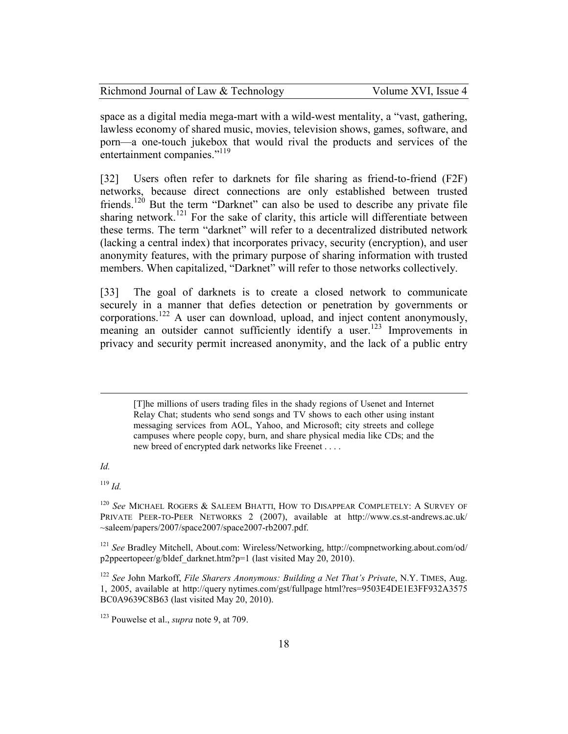space as a digital media mega-mart with a wild-west mentality, a "vast, gathering, lawless economy of shared music, movies, television shows, games, software, and porn—a one-touch jukebox that would rival the products and services of the entertainment companies."[119]

[32] Users often refer to darknets for file sharing as friend-to-friend (F2F) networks, because direct connections are only established between trusted friends.[120] But the term "Darknet" can also be used to describe any private file sharing network.[121] For the sake of clarity, this article will differentiate between these terms. The term "darknet" will refer to a decentralized distributed network (lacking a central index) that incorporates privacy, security (encryption), and user anonymity features, with the primary purpose of sharing information with trusted members. When capitalized, "Darknet" will refer to those networks collectively.

[33] The goal of darknets is to create a closed network to communicate securely in a manner that defies detection or penetration by governments or corporations.[122] A user can download, upload, and inject content anonymously, meaning an outsider cannot sufficiently identify a user.[123] Improvements in privacy and security permit increased anonymity, and the lack of a public entry

---

> [T]he millions of users trading files in the shady regions of Usenet and Internet Relay Chat; students who send songs and TV shows to each other using instant messaging services from AOL, Yahoo, and Microsoft; city streets and college campuses where people copy, burn, and share physical media like CDs; and the new breed of encrypted dark networks like Freenet . . . .

*Id.*

[119] *Id.*

[120] *See* MICHAEL ROGERS & SALEEM BHATTI, HOW TO DISAPPEAR COMPLETELY: A SURVEY OF PRIVATE PEER-TO-PEER NETWORKS 2 (2007), available at http://www.cs.st-andrews.ac.uk/~saleem/papers/2007/space2007/space2007-rb2007.pdf.

[121] *See* Bradley Mitchell, About.com: Wireless/Networking, http://compnetworking.about.com/od/p2ppeertopeer/g/bldef_darknet.htm?p=1 (last visited May 20, 2010).

[122] *See* John Markoff, *File Sharers Anonymous: Building a Net That's Private*, N.Y. TIMES, Aug. 1, 2005, available at http://query nytimes.com/gst/fullpage html?res=9503E4DE1E3FF932A3575BC0A9639C8B63 (last visited May 20, 2010).

[123] Pouwelse et al., *supra* note 9, at 709.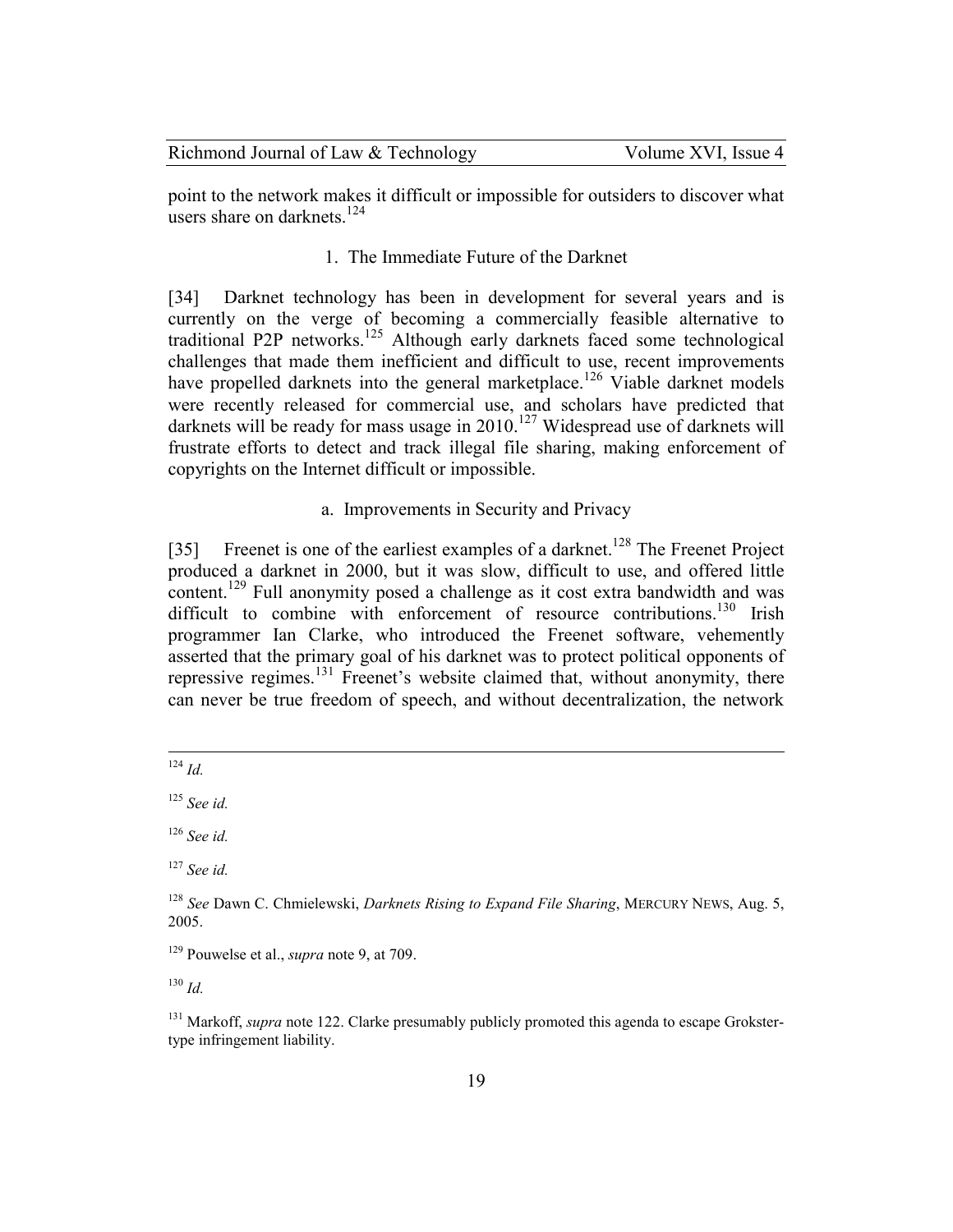point to the network makes it difficult or impossible for outsiders to discover what users share on darknets.[124]

### 1. The Immediate Future of the Darknet

[34] Darknet technology has been in development for several years and is currently on the verge of becoming a commercially feasible alternative to traditional P2P networks.[125] Although early darknets faced some technological challenges that made them inefficient and difficult to use, recent improvements have propelled darknets into the general marketplace.[126] Viable darknet models were recently released for commercial use, and scholars have predicted that darknets will be ready for mass usage in 2010.[127] Widespread use of darknets will frustrate efforts to detect and track illegal file sharing, making enforcement of copyrights on the Internet difficult or impossible.

#### a. Improvements in Security and Privacy

[35] Freenet is one of the earliest examples of a darknet.[128] The Freenet Project produced a darknet in 2000, but it was slow, difficult to use, and offered little content.[129] Full anonymity posed a challenge as it cost extra bandwidth and was difficult to combine with enforcement of resource contributions.[130] Irish programmer Ian Clarke, who introduced the Freenet software, vehemently asserted that the primary goal of his darknet was to protect political opponents of repressive regimes.[131] Freenet's website claimed that, without anonymity, there can never be true freedom of speech, and without decentralization, the network

---

[124] *Id.*

[125] *See id.*

[126] *See id.*

[127] *See id.*

[128] *See* Dawn C. Chmielewski, *Darknets Rising to Expand File Sharing*, MERCURY NEWS, Aug. 5, 2005.

[129] Pouwelse et al., *supra* note 9, at 709.

[130] *Id.*

[131] Markoff, *supra* note 122. Clarke presumably publicly promoted this agenda to escape Grokster-type infringement liability.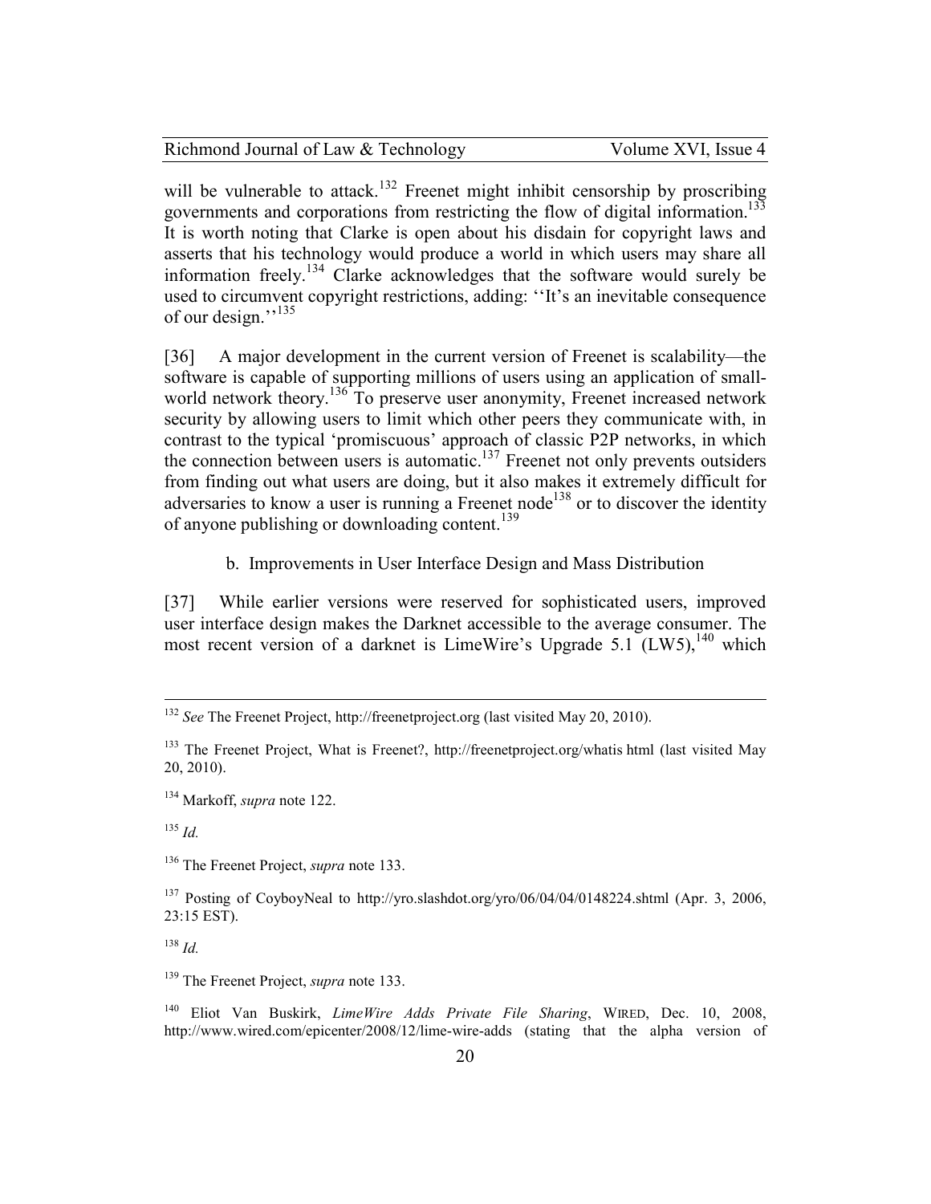will be vulnerable to attack.[132] Freenet might inhibit censorship by proscribing governments and corporations from restricting the flow of digital information.[133] It is worth noting that Clarke is open about his disdain for copyright laws and asserts that his technology would produce a world in which users may share all information freely.[134] Clarke acknowledges that the software would surely be used to circumvent copyright restrictions, adding: ''It's an inevitable consequence of our design.''[135]

[36] A major development in the current version of Freenet is scalability—the software is capable of supporting millions of users using an application of small-world network theory.[136] To preserve user anonymity, Freenet increased network security by allowing users to limit which other peers they communicate with, in contrast to the typical 'promiscuous' approach of classic P2P networks, in which the connection between users is automatic.[137] Freenet not only prevents outsiders from finding out what users are doing, but it also makes it extremely difficult for adversaries to know a user is running a Freenet node[138] or to discover the identity of anyone publishing or downloading content.[139]

b. Improvements in User Interface Design and Mass Distribution

[37] While earlier versions were reserved for sophisticated users, improved user interface design makes the Darknet accessible to the average consumer. The most recent version of a darknet is LimeWire's Upgrade 5.1 (LW5),[140] which

---

[132] *See* The Freenet Project, http://freenetproject.org (last visited May 20, 2010).

[133] The Freenet Project, What is Freenet?, http://freenetproject.org/whatis html (last visited May 20, 2010).

[134] Markoff, *supra* note 122.

[135] *Id.*

[136] The Freenet Project, *supra* note 133.

[137] Posting of CoyboyNeal to http://yro.slashdot.org/yro/06/04/04/0148224.shtml (Apr. 3, 2006, 23:15 EST).

[138] *Id.*

[139] The Freenet Project, *supra* note 133.

[140] Eliot Van Buskirk, *LimeWire Adds Private File Sharing*, WIRED, Dec. 10, 2008, http://www.wired.com/epicenter/2008/12/lime-wire-adds (stating that the alpha version of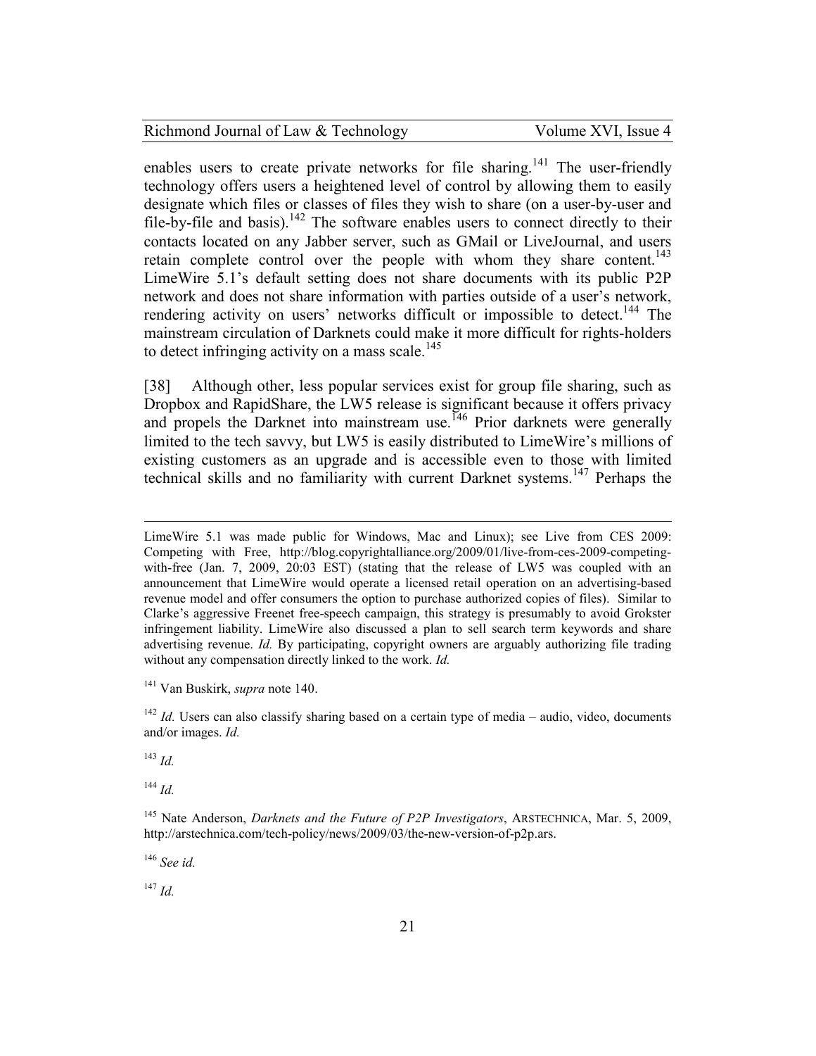enables users to create private networks for file sharing.[141] The user-friendly technology offers users a heightened level of control by allowing them to easily designate which files or classes of files they wish to share (on a user-by-user and file-by-file and basis).[142] The software enables users to connect directly to their contacts located on any Jabber server, such as GMail or LiveJournal, and users retain complete control over the people with whom they share content.[143] LimeWire 5.1's default setting does not share documents with its public P2P network and does not share information with parties outside of a user's network, rendering activity on users' networks difficult or impossible to detect.[144] The mainstream circulation of Darknets could make it more difficult for rights-holders to detect infringing activity on a mass scale.[145]

[38] Although other, less popular services exist for group file sharing, such as Dropbox and RapidShare, the LW5 release is significant because it offers privacy and propels the Darknet into mainstream use.[146] Prior darknets were generally limited to the tech savvy, but LW5 is easily distributed to LimeWire's millions of existing customers as an upgrade and is accessible even to those with limited technical skills and no familiarity with current Darknet systems.[147] Perhaps the

---

LimeWire 5.1 was made public for Windows, Mac and Linux); see Live from CES 2009: Competing with Free, http://blog.copyrightalliance.org/2009/01/live-from-ces-2009-competing-with-free (Jan. 7, 2009, 20:03 EST) (stating that the release of LW5 was coupled with an announcement that LimeWire would operate a licensed retail operation on an advertising-based revenue model and offer consumers the option to purchase authorized copies of files). Similar to Clarke's aggressive Freenet free-speech campaign, this strategy is presumably to avoid Grokster infringement liability. LimeWire also discussed a plan to sell search term keywords and share advertising revenue. *Id.* By participating, copyright owners are arguably authorizing file trading without any compensation directly linked to the work. *Id.*

[141] Van Buskirk, *supra* note 140.

[142] *Id.* Users can also classify sharing based on a certain type of media – audio, video, documents and/or images. *Id.*

[143] *Id.*

[144] *Id.*

[145] Nate Anderson, *Darknets and the Future of P2P Investigators*, ARSTECHNICA, Mar. 5, 2009, http://arstechnica.com/tech-policy/news/2009/03/the-new-version-of-p2p.ars.

[146] *See id.*

[147] *Id.*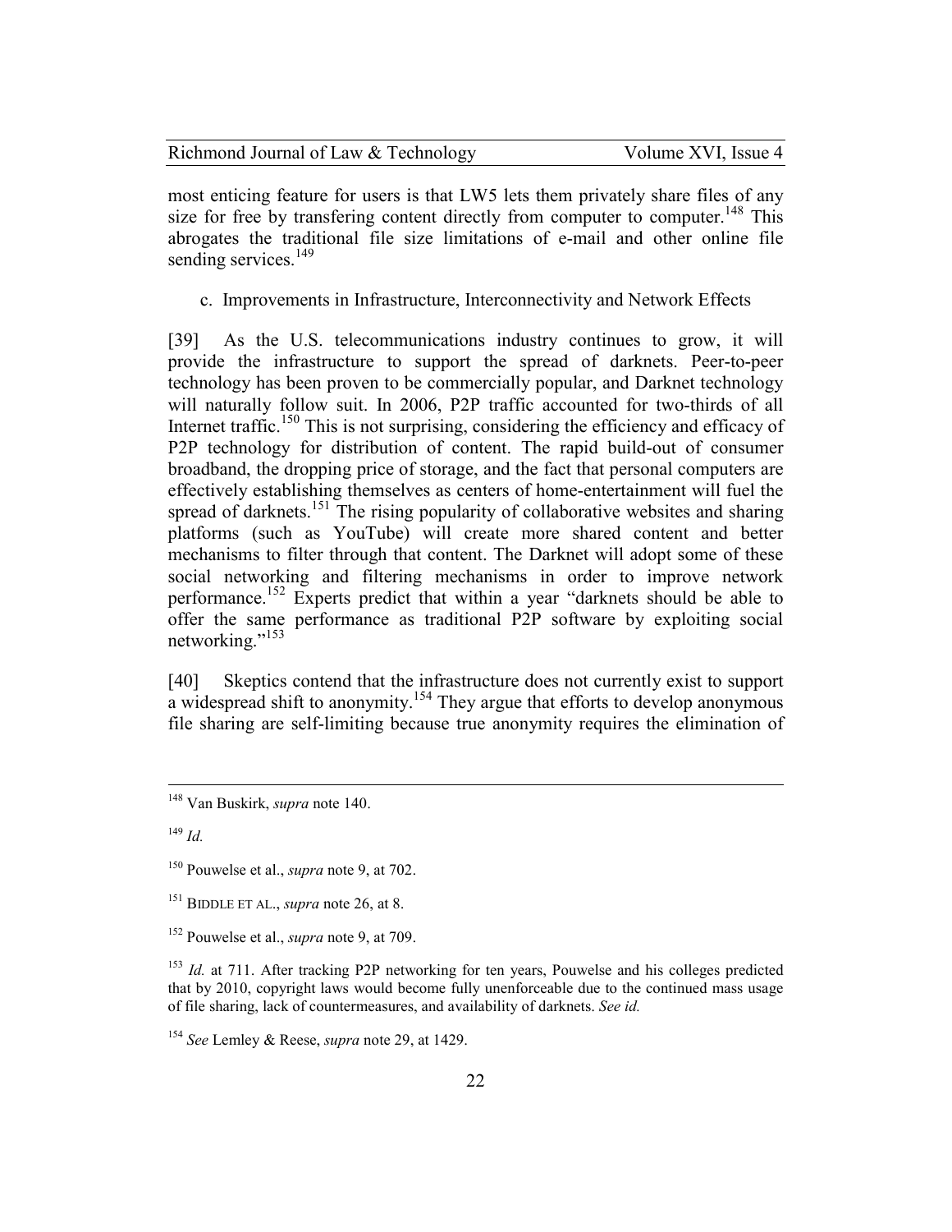most enticing feature for users is that LW5 lets them privately share files of any size for free by transfering content directly from computer to computer.[148] This abrogates the traditional file size limitations of e-mail and other online file sending services.[149]

c. Improvements in Infrastructure, Interconnectivity and Network Effects

[39] As the U.S. telecommunications industry continues to grow, it will provide the infrastructure to support the spread of darknets. Peer-to-peer technology has been proven to be commercially popular, and Darknet technology will naturally follow suit. In 2006, P2P traffic accounted for two-thirds of all Internet traffic.[150] This is not surprising, considering the efficiency and efficacy of P2P technology for distribution of content. The rapid build-out of consumer broadband, the dropping price of storage, and the fact that personal computers are effectively establishing themselves as centers of home-entertainment will fuel the spread of darknets.[151] The rising popularity of collaborative websites and sharing platforms (such as YouTube) will create more shared content and better mechanisms to filter through that content. The Darknet will adopt some of these social networking and filtering mechanisms in order to improve network performance.[152] Experts predict that within a year "darknets should be able to offer the same performance as traditional P2P software by exploiting social networking."[153]

[40] Skeptics contend that the infrastructure does not currently exist to support a widespread shift to anonymity.[154] They argue that efforts to develop anonymous file sharing are self-limiting because true anonymity requires the elimination of

---

[148] Van Buskirk, *supra* note 140.

[149] *Id.*

[150] Pouwelse et al., *supra* note 9, at 702.

[151] BIDDLE ET AL., *supra* note 26, at 8.

[152] Pouwelse et al., *supra* note 9, at 709.

[153] *Id.* at 711. After tracking P2P networking for ten years, Pouwelse and his colleges predicted that by 2010, copyright laws would become fully unenforceable due to the continued mass usage of file sharing, lack of countermeasures, and availability of darknets. *See id.*

[154] *See* Lemley & Reese, *supra* note 29, at 1429.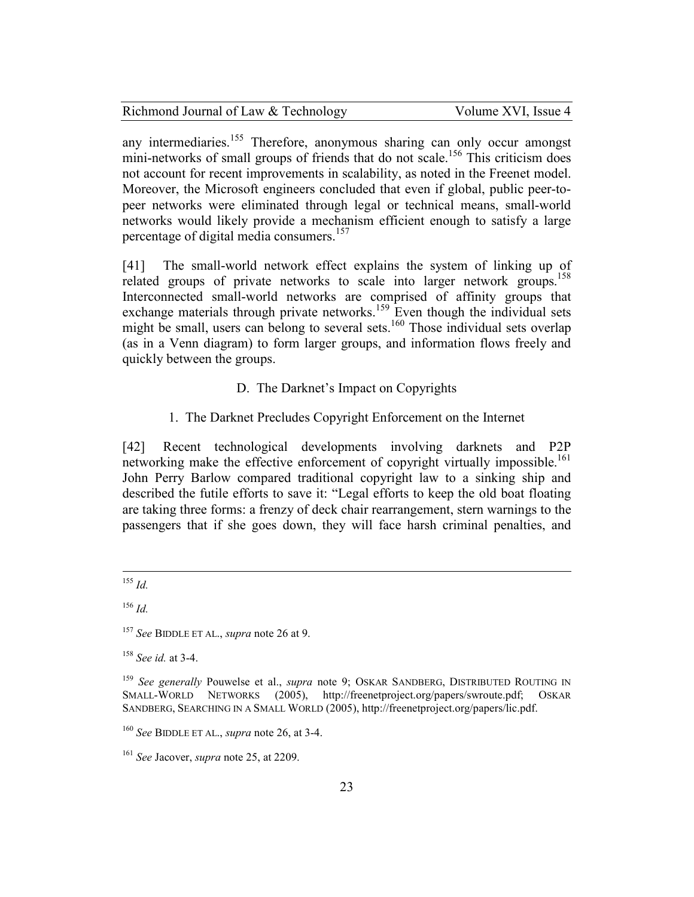any intermediaries.[155] Therefore, anonymous sharing can only occur amongst mini-networks of small groups of friends that do not scale.[156] This criticism does not account for recent improvements in scalability, as noted in the Freenet model. Moreover, the Microsoft engineers concluded that even if global, public peer-to-peer networks were eliminated through legal or technical means, small-world networks would likely provide a mechanism efficient enough to satisfy a large percentage of digital media consumers.[157]

[41] The small-world network effect explains the system of linking up of related groups of private networks to scale into larger network groups.[158] Interconnected small-world networks are comprised of affinity groups that exchange materials through private networks.[159] Even though the individual sets might be small, users can belong to several sets.[160] Those individual sets overlap (as in a Venn diagram) to form larger groups, and information flows freely and quickly between the groups.

### D. The Darknet's Impact on Copyrights

#### 1. The Darknet Precludes Copyright Enforcement on the Internet

[42] Recent technological developments involving darknets and P2P networking make the effective enforcement of copyright virtually impossible.[161] John Perry Barlow compared traditional copyright law to a sinking ship and described the futile efforts to save it: "Legal efforts to keep the old boat floating are taking three forms: a frenzy of deck chair rearrangement, stern warnings to the passengers that if she goes down, they will face harsh criminal penalties, and

---

[155] *Id.*

[156] *Id.*

[157] *See* BIDDLE ET AL., *supra* note 26 at 9.

[158] *See id.* at 3-4.

[159] *See generally* Pouwelse et al., *supra* note 9; OSKAR SANDBERG, DISTRIBUTED ROUTING IN SMALL-WORLD NETWORKS (2005), http://freenetproject.org/papers/swroute.pdf; OSKAR SANDBERG, SEARCHING IN A SMALL WORLD (2005), http://freenetproject.org/papers/lic.pdf.

[160] *See* BIDDLE ET AL., *supra* note 26, at 3-4.

[161] *See* Jacover, *supra* note 25, at 2209.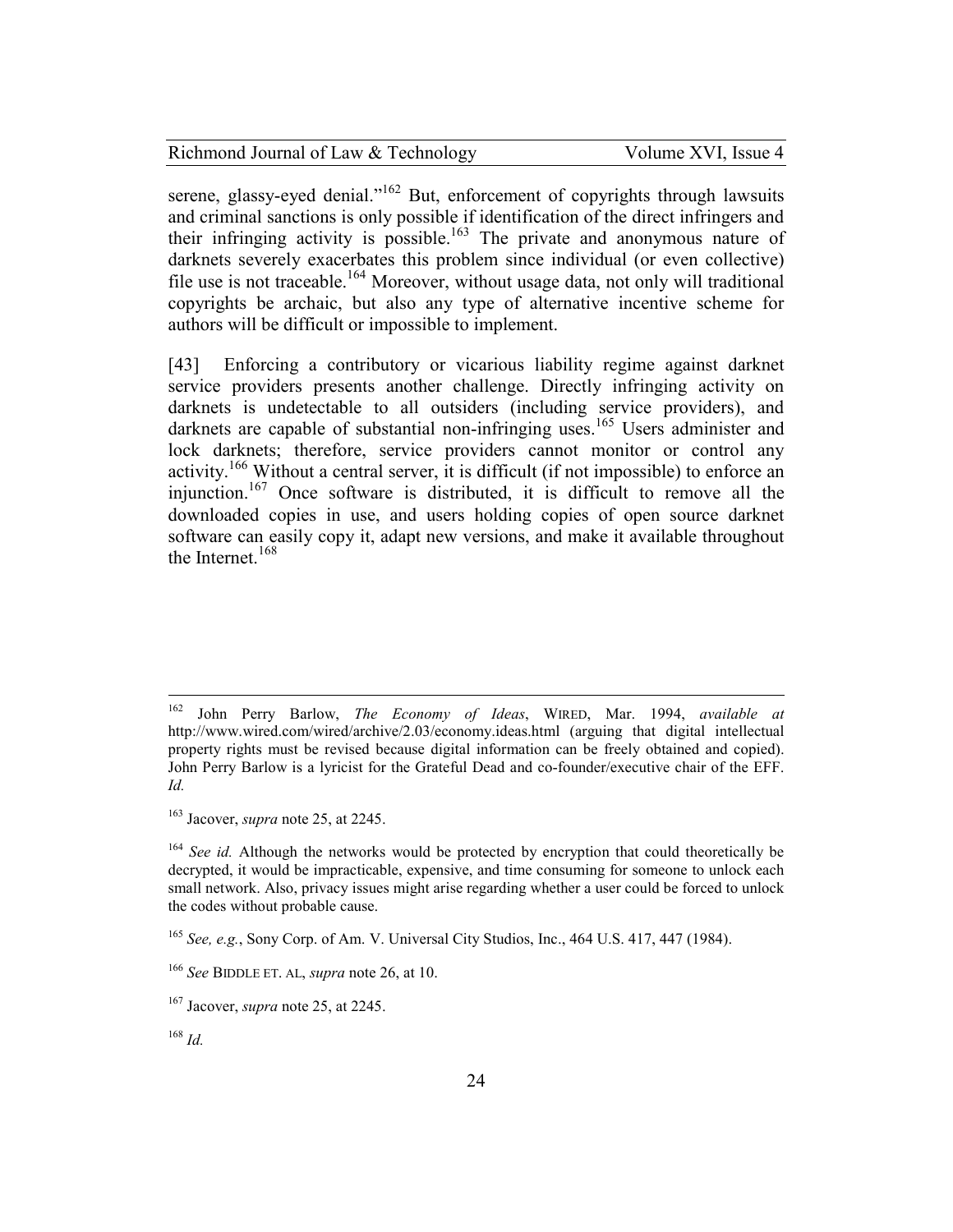serene, glassy-eyed denial."[162] But, enforcement of copyrights through lawsuits and criminal sanctions is only possible if identification of the direct infringers and their infringing activity is possible.[163] The private and anonymous nature of darknets severely exacerbates this problem since individual (or even collective) file use is not traceable.[164] Moreover, without usage data, not only will traditional copyrights be archaic, but also any type of alternative incentive scheme for authors will be difficult or impossible to implement.

[43] Enforcing a contributory or vicarious liability regime against darknet service providers presents another challenge. Directly infringing activity on darknets is undetectable to all outsiders (including service providers), and darknets are capable of substantial non-infringing uses.[165] Users administer and lock darknets; therefore, service providers cannot monitor or control any activity.[166] Without a central server, it is difficult (if not impossible) to enforce an injunction.[167] Once software is distributed, it is difficult to remove all the downloaded copies in use, and users holding copies of open source darknet software can easily copy it, adapt new versions, and make it available throughout the Internet.[168]

---

[162] John Perry Barlow, *The Economy of Ideas*, WIRED, Mar. 1994, *available at* http://www.wired.com/wired/archive/2.03/economy.ideas.html (arguing that digital intellectual property rights must be revised because digital information can be freely obtained and copied). John Perry Barlow is a lyricist for the Grateful Dead and co-founder/executive chair of the EFF. *Id.*

[163] Jacover, *supra* note 25, at 2245.

[164] *See id.* Although the networks would be protected by encryption that could theoretically be decrypted, it would be impracticable, expensive, and time consuming for someone to unlock each small network. Also, privacy issues might arise regarding whether a user could be forced to unlock the codes without probable cause.

[165] *See, e.g.*, Sony Corp. of Am. V. Universal City Studios, Inc., 464 U.S. 417, 447 (1984).

[166] *See* BIDDLE ET. AL, *supra* note 26, at 10.

[167] Jacover, *supra* note 25, at 2245.

[168] *Id.*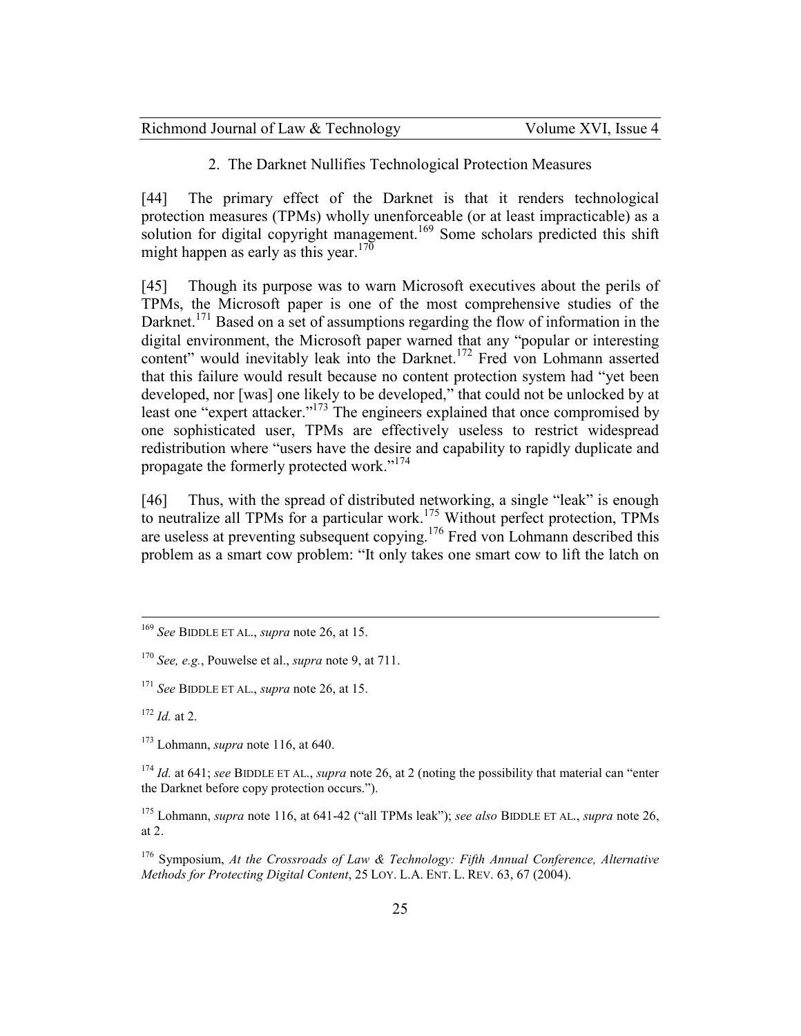### 2. The Darknet Nullifies Technological Protection Measures

[44] The primary effect of the Darknet is that it renders technological protection measures (TPMs) wholly unenforceable (or at least impracticable) as a solution for digital copyright management.[169] Some scholars predicted this shift might happen as early as this year.[170]

[45] Though its purpose was to warn Microsoft executives about the perils of TPMs, the Microsoft paper is one of the most comprehensive studies of the Darknet.[171] Based on a set of assumptions regarding the flow of information in the digital environment, the Microsoft paper warned that any "popular or interesting content" would inevitably leak into the Darknet.[172] Fred von Lohmann asserted that this failure would result because no content protection system had "yet been developed, nor [was] one likely to be developed," that could not be unlocked by at least one "expert attacker."[173] The engineers explained that once compromised by one sophisticated user, TPMs are effectively useless to restrict widespread redistribution where "users have the desire and capability to rapidly duplicate and propagate the formerly protected work."[174]

[46] Thus, with the spread of distributed networking, a single "leak" is enough to neutralize all TPMs for a particular work.[175] Without perfect protection, TPMs are useless at preventing subsequent copying.[176] Fred von Lohmann described this problem as a smart cow problem: "It only takes one smart cow to lift the latch on

---

[169] *See* BIDDLE ET AL., *supra* note 26, at 15.

[170] *See, e.g.*, Pouwelse et al., *supra* note 9, at 711.

[171] *See* BIDDLE ET AL., *supra* note 26, at 15.

[172] *Id.* at 2.

[173] Lohmann, *supra* note 116, at 640.

[174] *Id.* at 641; *see* BIDDLE ET AL., *supra* note 26, at 2 (noting the possibility that material can "enter the Darknet before copy protection occurs.").

[175] Lohmann, *supra* note 116, at 641-42 ("all TPMs leak"); *see also* BIDDLE ET AL., *supra* note 26, at 2.

[176] Symposium, *At the Crossroads of Law & Technology: Fifth Annual Conference, Alternative Methods for Protecting Digital Content*, 25 LOY. L.A. ENT. L. REV. 63, 67 (2004).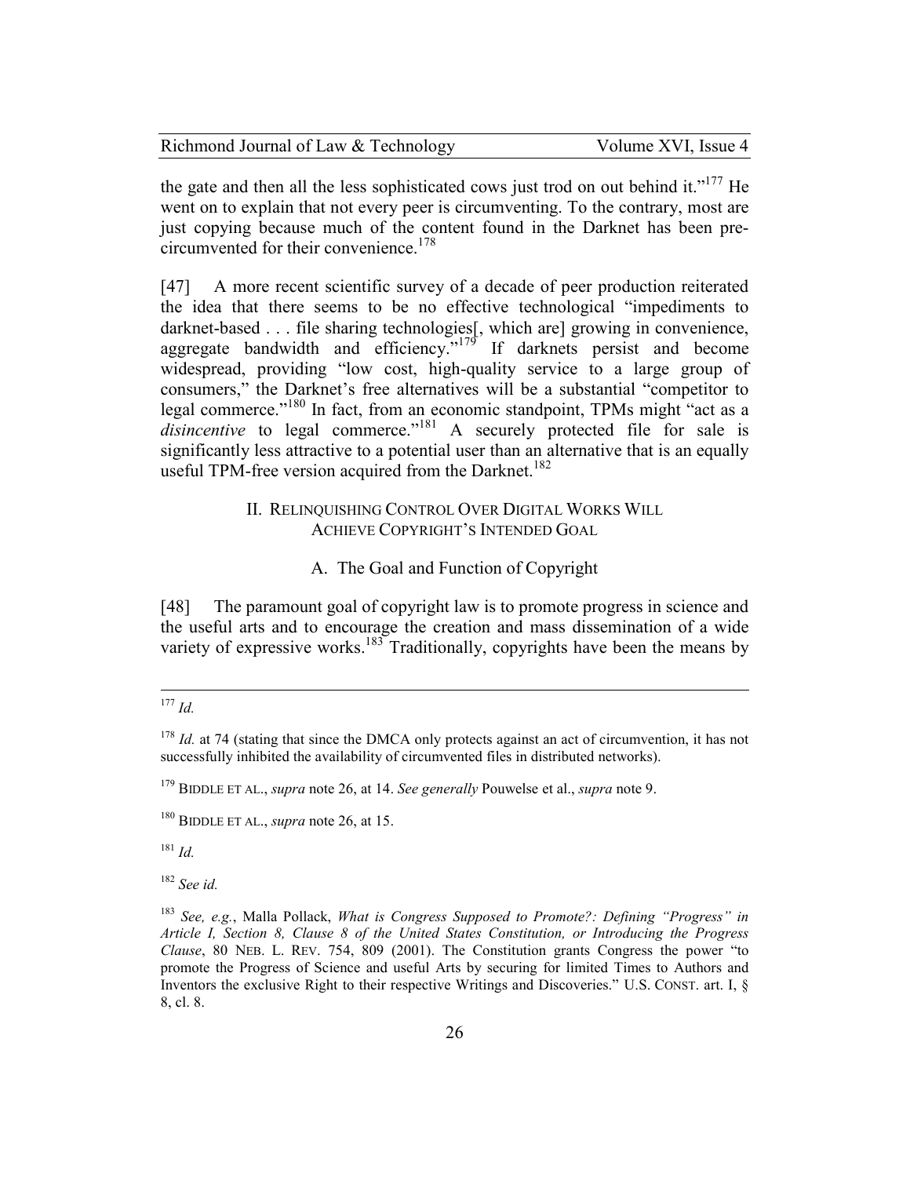the gate and then all the less sophisticated cows just trod on out behind it."[177] He went on to explain that not every peer is circumventing. To the contrary, most are just copying because much of the content found in the Darknet has been pre-circumvented for their convenience.[178]

[47] A more recent scientific survey of a decade of peer production reiterated the idea that there seems to be no effective technological "impediments to darknet-based . . . file sharing technologies[, which are] growing in convenience, aggregate bandwidth and efficiency."[179] If darknets persist and become widespread, providing "low cost, high-quality service to a large group of consumers," the Darknet's free alternatives will be a substantial "competitor to legal commerce."[180] In fact, from an economic standpoint, TPMs might "act as a *disincentive* to legal commerce."[181] A securely protected file for sale is significantly less attractive to a potential user than an alternative that is an equally useful TPM-free version acquired from the Darknet.[182]

## II. Relinquishing Control Over Digital Works Will Achieve Copyright's Intended Goal

### A. The Goal and Function of Copyright

[48] The paramount goal of copyright law is to promote progress in science and the useful arts and to encourage the creation and mass dissemination of a wide variety of expressive works.[183] Traditionally, copyrights have been the means by

---

[177] *Id.*

[178] *Id.* at 74 (stating that since the DMCA only protects against an act of circumvention, it has not successfully inhibited the availability of circumvented files in distributed networks).

[179] BIDDLE ET AL., *supra* note 26, at 14. *See generally* Pouwelse et al., *supra* note 9.

[180] BIDDLE ET AL., *supra* note 26, at 15.

[181] *Id.*

[182] *See id.*

[183] *See, e.g.*, Malla Pollack, *What is Congress Supposed to Promote?: Defining "Progress" in Article I, Section 8, Clause 8 of the United States Constitution, or Introducing the Progress Clause*, 80 NEB. L. REV. 754, 809 (2001). The Constitution grants Congress the power "to promote the Progress of Science and useful Arts by securing for limited Times to Authors and Inventors the exclusive Right to their respective Writings and Discoveries." U.S. CONST. art. I, § 8, cl. 8.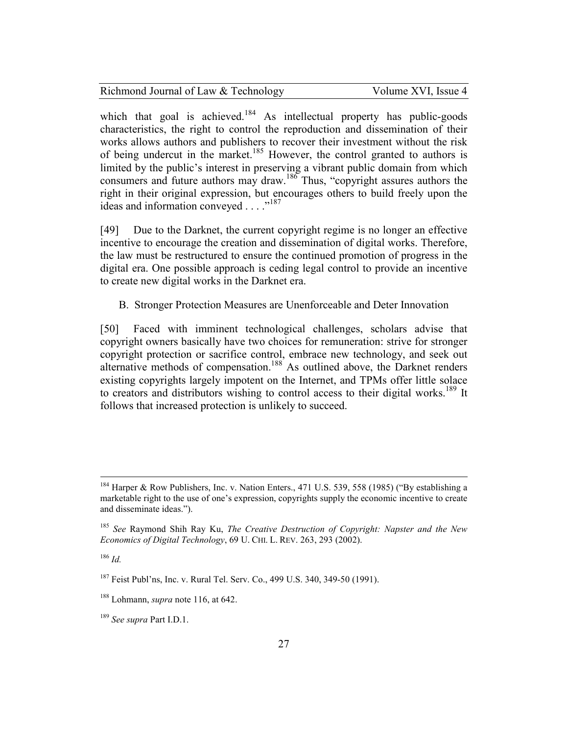which that goal is achieved.[184] As intellectual property has public-goods characteristics, the right to control the reproduction and dissemination of their works allows authors and publishers to recover their investment without the risk of being undercut in the market.[185] However, the control granted to authors is limited by the public's interest in preserving a vibrant public domain from which consumers and future authors may draw.[186] Thus, "copyright assures authors the right in their original expression, but encourages others to build freely upon the ideas and information conveyed . . . ."[187]

[49] Due to the Darknet, the current copyright regime is no longer an effective incentive to encourage the creation and dissemination of digital works. Therefore, the law must be restructured to ensure the continued promotion of progress in the digital era. One possible approach is ceding legal control to provide an incentive to create new digital works in the Darknet era.

### B. Stronger Protection Measures are Unenforceable and Deter Innovation

[50] Faced with imminent technological challenges, scholars advise that copyright owners basically have two choices for remuneration: strive for stronger copyright protection or sacrifice control, embrace new technology, and seek out alternative methods of compensation.[188] As outlined above, the Darknet renders existing copyrights largely impotent on the Internet, and TPMs offer little solace to creators and distributors wishing to control access to their digital works.[189] It follows that increased protection is unlikely to succeed.

---

[184] Harper & Row Publishers, Inc. v. Nation Enters., 471 U.S. 539, 558 (1985) ("By establishing a marketable right to the use of one's expression, copyrights supply the economic incentive to create and disseminate ideas.").

[185] *See* Raymond Shih Ray Ku, *The Creative Destruction of Copyright: Napster and the New Economics of Digital Technology*, 69 U. CHI. L. REV. 263, 293 (2002).

[186] *Id.*

[187] Feist Publ'ns, Inc. v. Rural Tel. Serv. Co., 499 U.S. 340, 349-50 (1991).

[188] Lohmann, *supra* note 116, at 642.

[189] *See supra* Part I.D.1.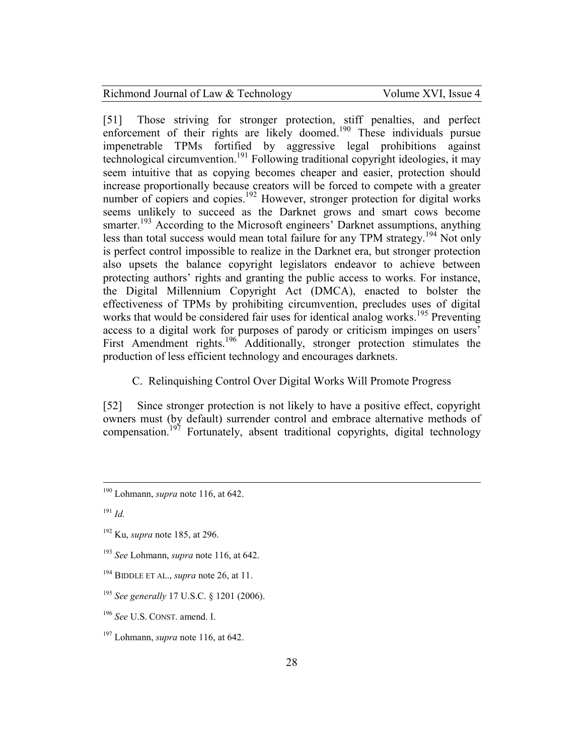[51] Those striving for stronger protection, stiff penalties, and perfect enforcement of their rights are likely doomed.[190] These individuals pursue impenetrable TPMs fortified by aggressive legal prohibitions against technological circumvention.[191] Following traditional copyright ideologies, it may seem intuitive that as copying becomes cheaper and easier, protection should increase proportionally because creators will be forced to compete with a greater number of copiers and copies.[192] However, stronger protection for digital works seems unlikely to succeed as the Darknet grows and smart cows become smarter.[193] According to the Microsoft engineers' Darknet assumptions, anything less than total success would mean total failure for any TPM strategy.[194] Not only is perfect control impossible to realize in the Darknet era, but stronger protection also upsets the balance copyright legislators endeavor to achieve between protecting authors' rights and granting the public access to works. For instance, the Digital Millennium Copyright Act (DMCA), enacted to bolster the effectiveness of TPMs by prohibiting circumvention, precludes uses of digital works that would be considered fair uses for identical analog works.[195] Preventing access to a digital work for purposes of parody or criticism impinges on users' First Amendment rights.[196] Additionally, stronger protection stimulates the production of less efficient technology and encourages darknets.

### C. Relinquishing Control Over Digital Works Will Promote Progress

[52] Since stronger protection is not likely to have a positive effect, copyright owners must (by default) surrender control and embrace alternative methods of compensation.[197] Fortunately, absent traditional copyrights, digital technology

---

[190] Lohmann, *supra* note 116, at 642.

[191] *Id.*

[192] Ku, *supra* note 185, at 296.

[193] *See* Lohmann, *supra* note 116, at 642.

[194] BIDDLE ET AL., *supra* note 26, at 11.

[195] *See generally* 17 U.S.C. § 1201 (2006).

[196] *See* U.S. CONST. amend. I.

[197] Lohmann, *supra* note 116, at 642.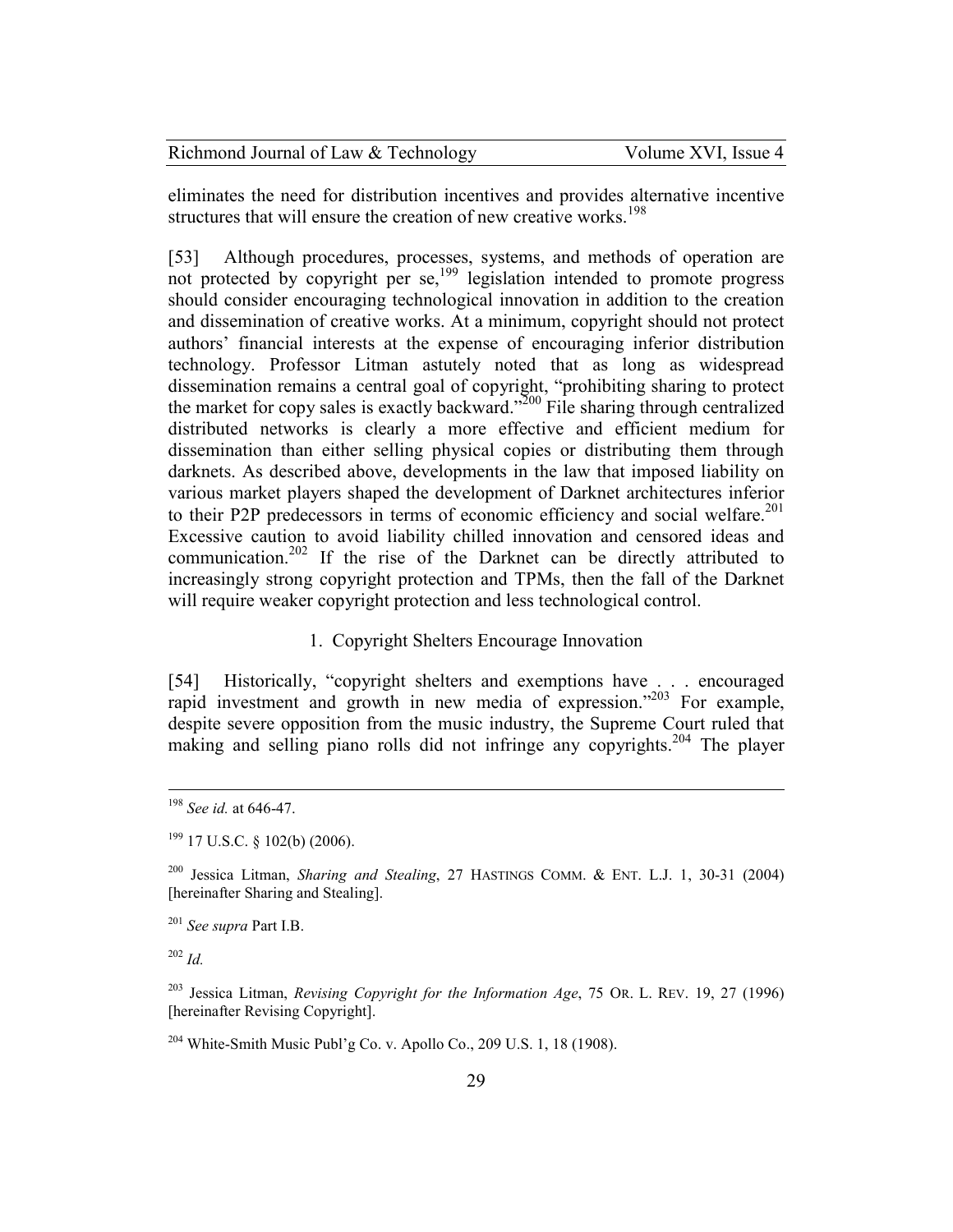eliminates the need for distribution incentives and provides alternative incentive structures that will ensure the creation of new creative works.[198]

[53] Although procedures, processes, systems, and methods of operation are not protected by copyright per se,[199] legislation intended to promote progress should consider encouraging technological innovation in addition to the creation and dissemination of creative works. At a minimum, copyright should not protect authors' financial interests at the expense of encouraging inferior distribution technology. Professor Litman astutely noted that as long as widespread dissemination remains a central goal of copyright, "prohibiting sharing to protect the market for copy sales is exactly backward."[200] File sharing through centralized distributed networks is clearly a more effective and efficient medium for dissemination than either selling physical copies or distributing them through darknets. As described above, developments in the law that imposed liability on various market players shaped the development of Darknet architectures inferior to their P2P predecessors in terms of economic efficiency and social welfare.[201] Excessive caution to avoid liability chilled innovation and censored ideas and communication.[202] If the rise of the Darknet can be directly attributed to increasingly strong copyright protection and TPMs, then the fall of the Darknet will require weaker copyright protection and less technological control.

### 1. Copyright Shelters Encourage Innovation

[54] Historically, "copyright shelters and exemptions have . . . encouraged rapid investment and growth in new media of expression."[203] For example, despite severe opposition from the music industry, the Supreme Court ruled that making and selling piano rolls did not infringe any copyrights.[204] The player

---

[198] *See id.* at 646-47.

[199] 17 U.S.C. § 102(b) (2006).

[200] Jessica Litman, *Sharing and Stealing*, 27 HASTINGS COMM. & ENT. L.J. 1, 30-31 (2004) [hereinafter Sharing and Stealing].

[201] *See supra* Part I.B.

[202] *Id.*

[203] Jessica Litman, *Revising Copyright for the Information Age*, 75 OR. L. REV. 19, 27 (1996) [hereinafter Revising Copyright].

[204] White-Smith Music Publ'g Co. v. Apollo Co., 209 U.S. 1, 18 (1908).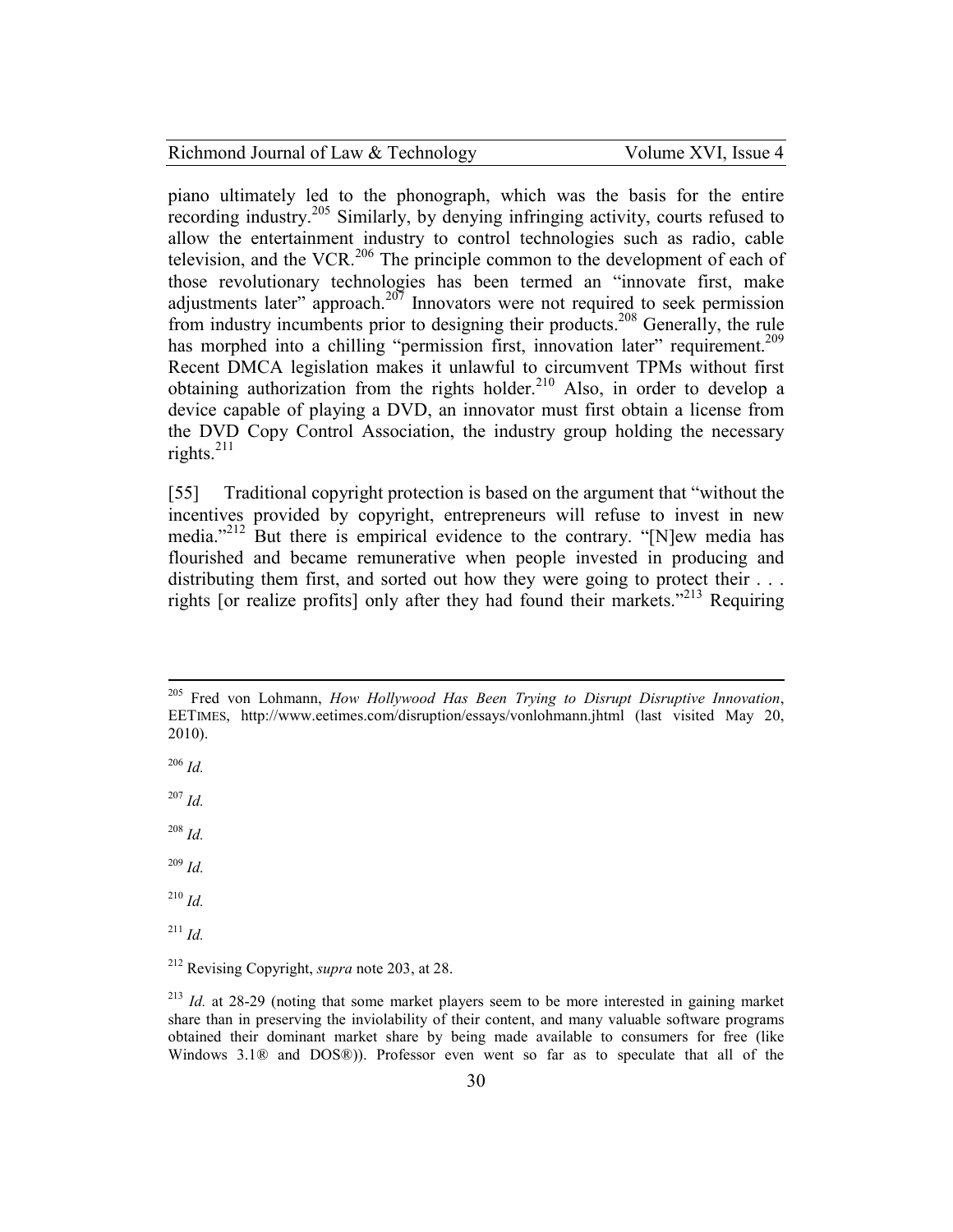piano ultimately led to the phonograph, which was the basis for the entire recording industry.[205] Similarly, by denying infringing activity, courts refused to allow the entertainment industry to control technologies such as radio, cable television, and the VCR.[206] The principle common to the development of each of those revolutionary technologies has been termed an "innovate first, make adjustments later" approach.[207] Innovators were not required to seek permission from industry incumbents prior to designing their products.[208] Generally, the rule has morphed into a chilling "permission first, innovation later" requirement.[209] Recent DMCA legislation makes it unlawful to circumvent TPMs without first obtaining authorization from the rights holder.[210] Also, in order to develop a device capable of playing a DVD, an innovator must first obtain a license from the DVD Copy Control Association, the industry group holding the necessary rights.[211]

[55] Traditional copyright protection is based on the argument that "without the incentives provided by copyright, entrepreneurs will refuse to invest in new media."[212] But there is empirical evidence to the contrary. "[N]ew media has flourished and became remunerative when people invested in producing and distributing them first, and sorted out how they were going to protect their . . . rights [or realize profits] only after they had found their markets."[213] Requiring

---

[205] Fred von Lohmann, *How Hollywood Has Been Trying to Disrupt Disruptive Innovation*, EETIMES, http://www.eetimes.com/disruption/essays/vonlohmann.jhtml (last visited May 20, 2010).

[206] *Id.*

[207] *Id.*

[208] *Id.*

[209] *Id.*

[210] *Id.*

[211] *Id.*

[212] Revising Copyright, *supra* note 203, at 28.

[213] *Id.* at 28-29 (noting that some market players seem to be more interested in gaining market share than in preserving the inviolability of their content, and many valuable software programs obtained their dominant market share by being made available to consumers for free (like Windows 3.1® and DOS®)). Professor even went so far as to speculate that all of the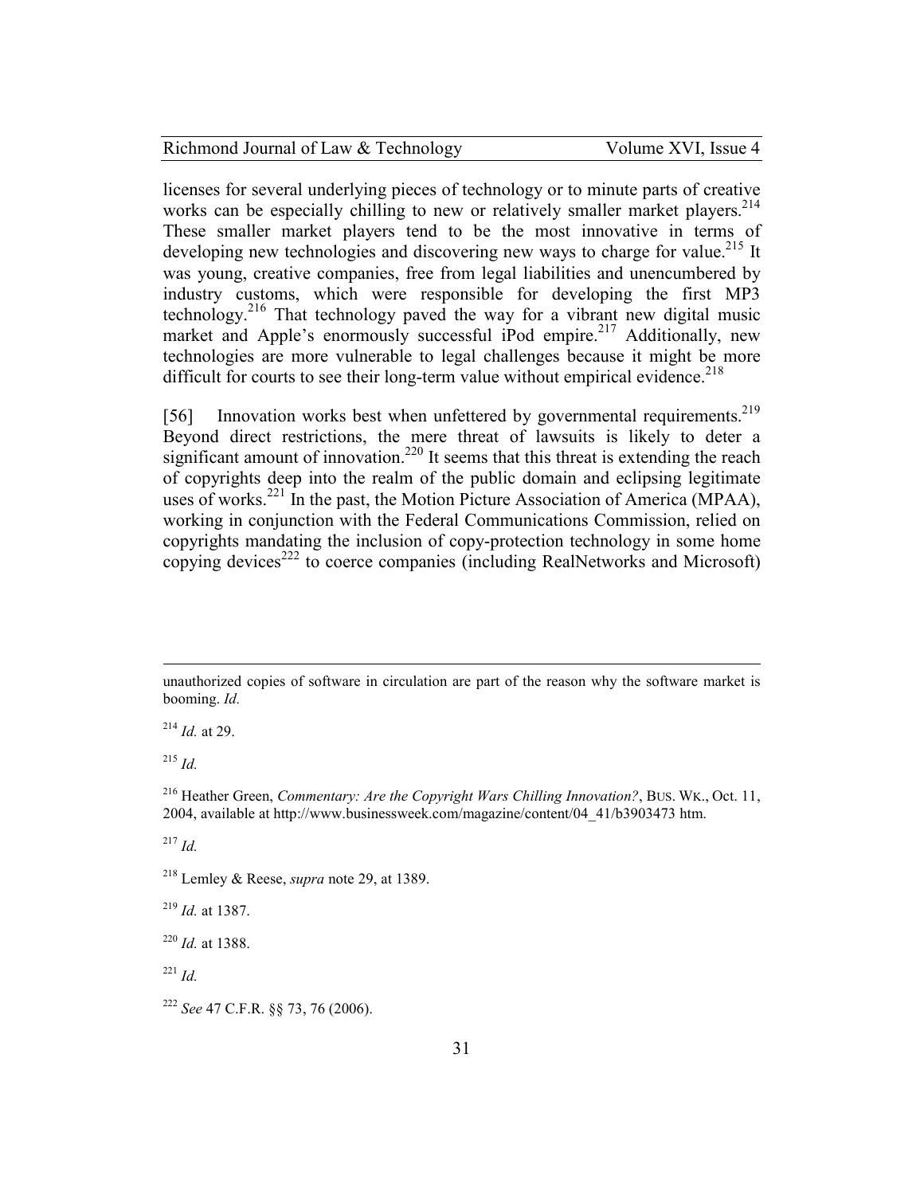licenses for several underlying pieces of technology or to minute parts of creative works can be especially chilling to new or relatively smaller market players.[214] These smaller market players tend to be the most innovative in terms of developing new technologies and discovering new ways to charge for value.[215] It was young, creative companies, free from legal liabilities and unencumbered by industry customs, which were responsible for developing the first MP3 technology.[216] That technology paved the way for a vibrant new digital music market and Apple's enormously successful iPod empire.[217] Additionally, new technologies are more vulnerable to legal challenges because it might be more difficult for courts to see their long-term value without empirical evidence.[218]

[56] Innovation works best when unfettered by governmental requirements.[219] Beyond direct restrictions, the mere threat of lawsuits is likely to deter a significant amount of innovation.[220] It seems that this threat is extending the reach of copyrights deep into the realm of the public domain and eclipsing legitimate uses of works.[221] In the past, the Motion Picture Association of America (MPAA), working in conjunction with the Federal Communications Commission, relied on copyrights mandating the inclusion of copy-protection technology in some home copying devices[222] to coerce companies (including RealNetworks and Microsoft)

---

unauthorized copies of software in circulation are part of the reason why the software market is booming. *Id.*

[214] *Id.* at 29.

[215] *Id.*

[216] Heather Green, *Commentary: Are the Copyright Wars Chilling Innovation?*, BUS. WK., Oct. 11, 2004, available at http://www.businessweek.com/magazine/content/04_41/b3903473 htm.

[217] *Id.*

[218] Lemley & Reese, *supra* note 29, at 1389.

[219] *Id.* at 1387.

[220] *Id.* at 1388.

[221] *Id.*

[222] *See* 47 C.F.R. §§ 73, 76 (2006).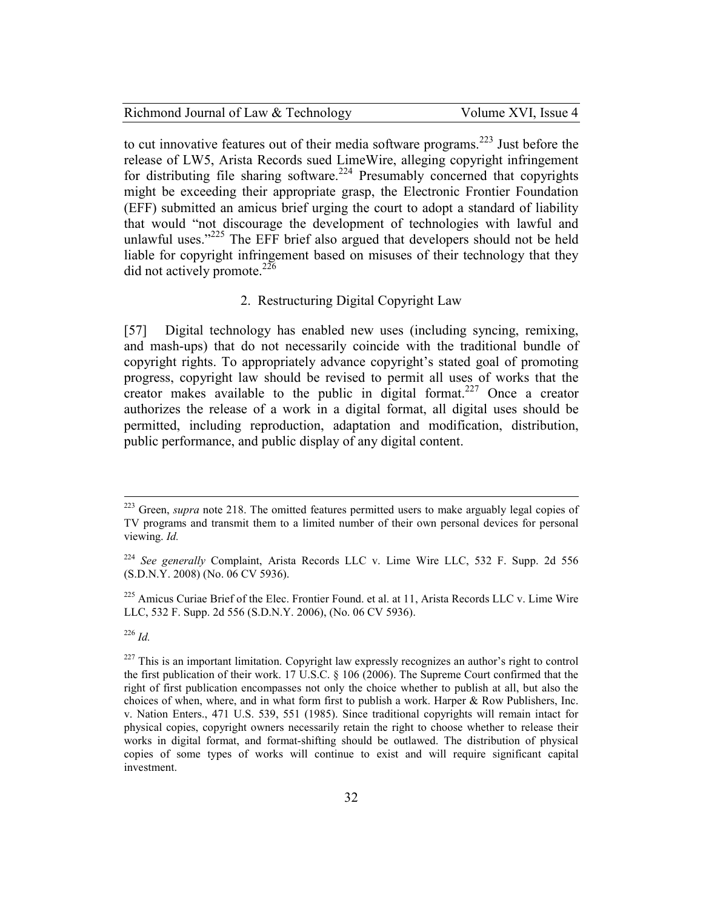to cut innovative features out of their media software programs.[223] Just before the release of LW5, Arista Records sued LimeWire, alleging copyright infringement for distributing file sharing software.[224] Presumably concerned that copyrights might be exceeding their appropriate grasp, the Electronic Frontier Foundation (EFF) submitted an amicus brief urging the court to adopt a standard of liability that would "not discourage the development of technologies with lawful and unlawful uses."[225] The EFF brief also argued that developers should not be held liable for copyright infringement based on misuses of their technology that they did not actively promote.[226]

### 2. Restructuring Digital Copyright Law

[57] Digital technology has enabled new uses (including syncing, remixing, and mash-ups) that do not necessarily coincide with the traditional bundle of copyright rights. To appropriately advance copyright's stated goal of promoting progress, copyright law should be revised to permit all uses of works that the creator makes available to the public in digital format.[227] Once a creator authorizes the release of a work in a digital format, all digital uses should be permitted, including reproduction, adaptation and modification, distribution, public performance, and public display of any digital content.

---

[223] Green, *supra* note 218. The omitted features permitted users to make arguably legal copies of TV programs and transmit them to a limited number of their own personal devices for personal viewing. *Id.*

[224] *See generally* Complaint, Arista Records LLC v. Lime Wire LLC, 532 F. Supp. 2d 556 (S.D.N.Y. 2008) (No. 06 CV 5936).

[225] Amicus Curiae Brief of the Elec. Frontier Found. et al. at 11, Arista Records LLC v. Lime Wire LLC, 532 F. Supp. 2d 556 (S.D.N.Y. 2006), (No. 06 CV 5936).

[226] *Id.*

[227] This is an important limitation. Copyright law expressly recognizes an author's right to control the first publication of their work. 17 U.S.C. § 106 (2006). The Supreme Court confirmed that the right of first publication encompasses not only the choice whether to publish at all, but also the choices of when, where, and in what form first to publish a work. Harper & Row Publishers, Inc. v. Nation Enters., 471 U.S. 539, 551 (1985). Since traditional copyrights will remain intact for physical copies, copyright owners necessarily retain the right to choose whether to release their works in digital format, and format-shifting should be outlawed. The distribution of physical copies of some types of works will continue to exist and will require significant capital investment.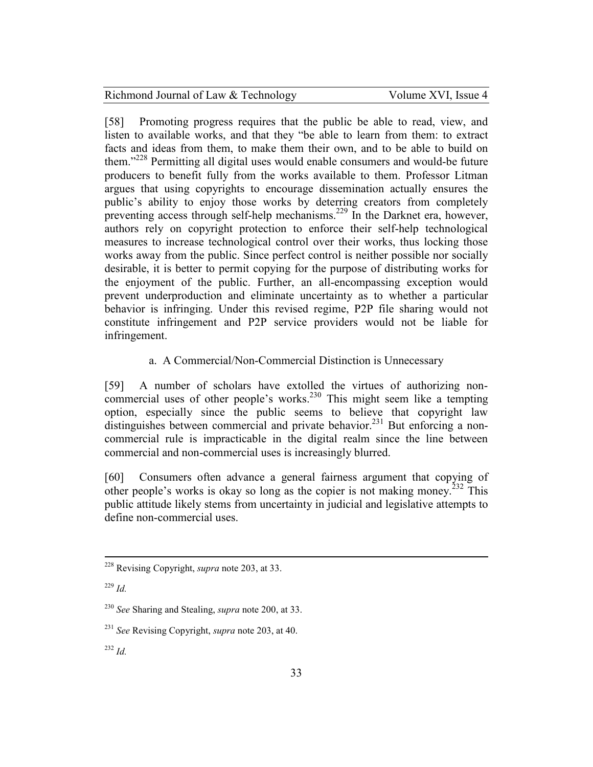[58] Promoting progress requires that the public be able to read, view, and listen to available works, and that they "be able to learn from them: to extract facts and ideas from them, to make them their own, and to be able to build on them."[228] Permitting all digital uses would enable consumers and would-be future producers to benefit fully from the works available to them. Professor Litman argues that using copyrights to encourage dissemination actually ensures the public's ability to enjoy those works by deterring creators from completely preventing access through self-help mechanisms.[229] In the Darknet era, however, authors rely on copyright protection to enforce their self-help technological measures to increase technological control over their works, thus locking those works away from the public. Since perfect control is neither possible nor socially desirable, it is better to permit copying for the purpose of distributing works for the enjoyment of the public. Further, an all-encompassing exception would prevent underproduction and eliminate uncertainty as to whether a particular behavior is infringing. Under this revised regime, P2P file sharing would not constitute infringement and P2P service providers would not be liable for infringement.

#### a. A Commercial/Non-Commercial Distinction is Unnecessary

[59] A number of scholars have extolled the virtues of authorizing non-commercial uses of other people's works.[230] This might seem like a tempting option, especially since the public seems to believe that copyright law distinguishes between commercial and private behavior.[231] But enforcing a non-commercial rule is impracticable in the digital realm since the line between commercial and non-commercial uses is increasingly blurred.

[60] Consumers often advance a general fairness argument that copying of other people's works is okay so long as the copier is not making money.[232] This public attitude likely stems from uncertainty in judicial and legislative attempts to define non-commercial uses.

---

[228] Revising Copyright, *supra* note 203, at 33.

[229] *Id.*

[230] *See* Sharing and Stealing, *supra* note 200, at 33.

[231] *See* Revising Copyright, *supra* note 203, at 40.

[232] *Id.*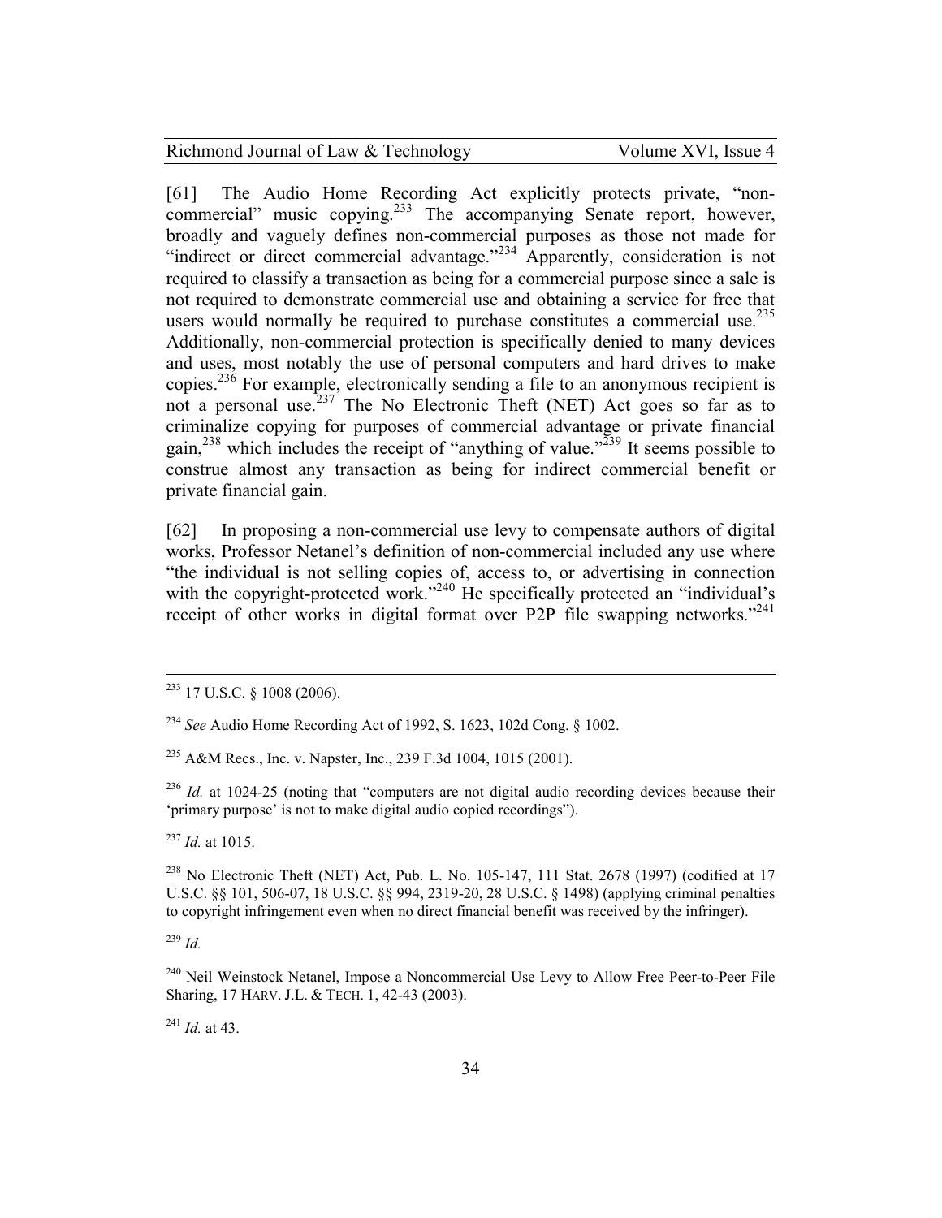[61] The Audio Home Recording Act explicitly protects private, "non-commercial" music copying.[233] The accompanying Senate report, however, broadly and vaguely defines non-commercial purposes as those not made for "indirect or direct commercial advantage."[234] Apparently, consideration is not required to classify a transaction as being for a commercial purpose since a sale is not required to demonstrate commercial use and obtaining a service for free that users would normally be required to purchase constitutes a commercial use.[235] Additionally, non-commercial protection is specifically denied to many devices and uses, most notably the use of personal computers and hard drives to make copies.[236] For example, electronically sending a file to an anonymous recipient is not a personal use.[237] The No Electronic Theft (NET) Act goes so far as to criminalize copying for purposes of commercial advantage or private financial gain,[238] which includes the receipt of "anything of value."[239] It seems possible to construe almost any transaction as being for indirect commercial benefit or private financial gain.

[62] In proposing a non-commercial use levy to compensate authors of digital works, Professor Netanel's definition of non-commercial included any use where "the individual is not selling copies of, access to, or advertising in connection with the copyright-protected work."[240] He specifically protected an "individual's receipt of other works in digital format over P2P file swapping networks."[241]

---

[233] 17 U.S.C. § 1008 (2006).

[234] *See* Audio Home Recording Act of 1992, S. 1623, 102d Cong. § 1002.

[235] A&M Recs., Inc. v. Napster, Inc., 239 F.3d 1004, 1015 (2001).

[236] *Id.* at 1024-25 (noting that "computers are not digital audio recording devices because their 'primary purpose' is not to make digital audio copied recordings").

[237] *Id.* at 1015.

[238] No Electronic Theft (NET) Act, Pub. L. No. 105-147, 111 Stat. 2678 (1997) (codified at 17 U.S.C. §§ 101, 506-07, 18 U.S.C. §§ 994, 2319-20, 28 U.S.C. § 1498) (applying criminal penalties to copyright infringement even when no direct financial benefit was received by the infringer).

[239] *Id.*

[240] Neil Weinstock Netanel, Impose a Noncommercial Use Levy to Allow Free Peer-to-Peer File Sharing, 17 HARV. J.L. & TECH. 1, 42-43 (2003).

[241] *Id.* at 43.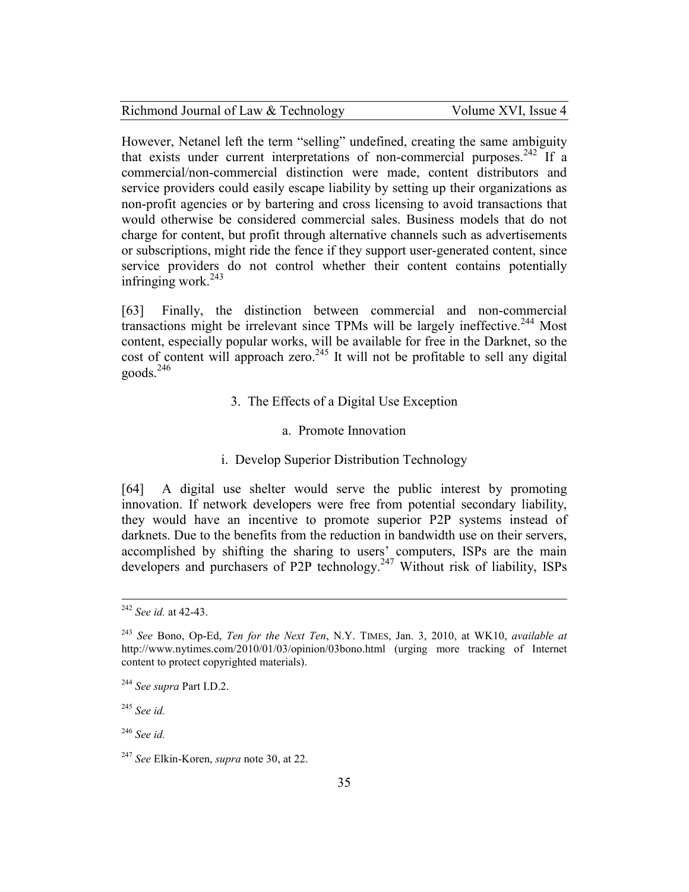However, Netanel left the term "selling" undefined, creating the same ambiguity that exists under current interpretations of non-commercial purposes.[242] If a commercial/non-commercial distinction were made, content distributors and service providers could easily escape liability by setting up their organizations as non-profit agencies or by bartering and cross licensing to avoid transactions that would otherwise be considered commercial sales. Business models that do not charge for content, but profit through alternative channels such as advertisements or subscriptions, might ride the fence if they support user-generated content, since service providers do not control whether their content contains potentially infringing work.[243]

[63] Finally, the distinction between commercial and non-commercial transactions might be irrelevant since TPMs will be largely ineffective.[244] Most content, especially popular works, will be available for free in the Darknet, so the cost of content will approach zero.[245] It will not be profitable to sell any digital goods.[246]

### 3. The Effects of a Digital Use Exception

#### a. Promote Innovation

##### i. Develop Superior Distribution Technology

[64] A digital use shelter would serve the public interest by promoting innovation. If network developers were free from potential secondary liability, they would have an incentive to promote superior P2P systems instead of darknets. Due to the benefits from the reduction in bandwidth use on their servers, accomplished by shifting the sharing to users' computers, ISPs are the main developers and purchasers of P2P technology.[247] Without risk of liability, ISPs

---

[242] *See id.* at 42-43.

[243] *See* Bono, Op-Ed, *Ten for the Next Ten*, N.Y. TIMES, Jan. 3, 2010, at WK10, *available at* http://www.nytimes.com/2010/01/03/opinion/03bono.html (urging more tracking of Internet content to protect copyrighted materials).

[244] *See supra* Part I.D.2.

[245] *See id.*

[246] *See id.*

[247] *See* Elkin-Koren, *supra* note 30, at 22.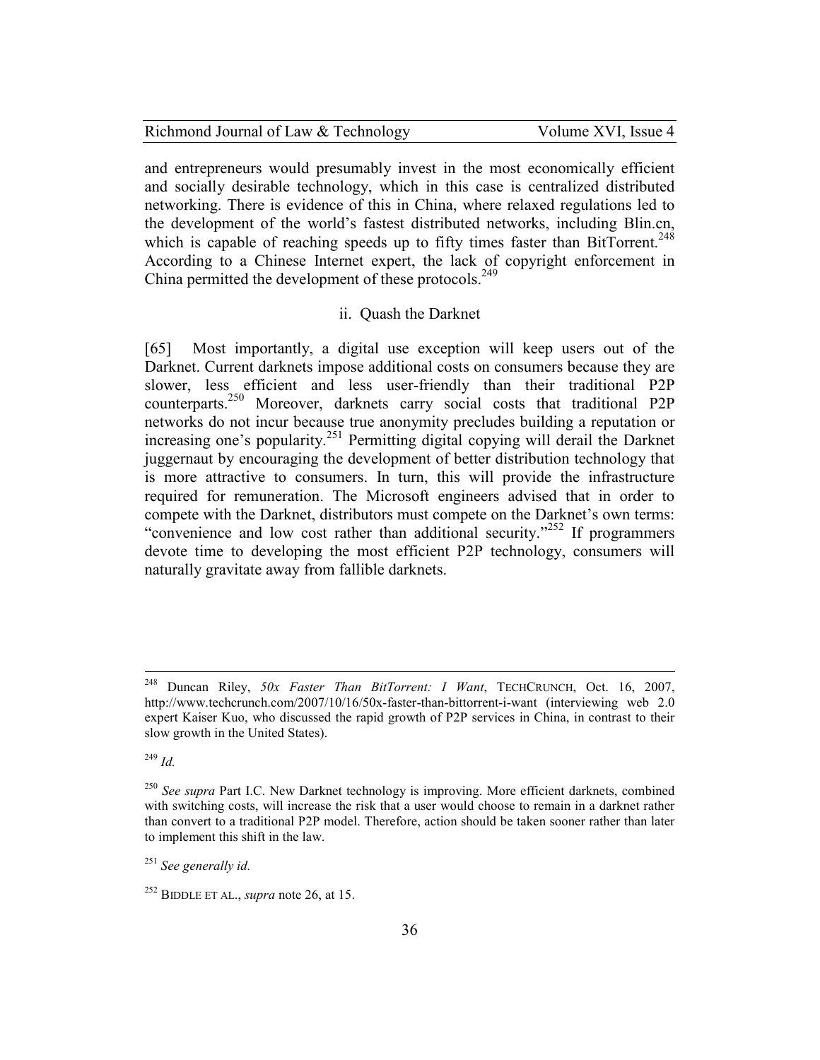and entrepreneurs would presumably invest in the most economically efficient and socially desirable technology, which in this case is centralized distributed networking. There is evidence of this in China, where relaxed regulations led to the development of the world's fastest distributed networks, including Blin.cn, which is capable of reaching speeds up to fifty times faster than BitTorrent.[248] According to a Chinese Internet expert, the lack of copyright enforcement in China permitted the development of these protocols.[249]

### ii. Quash the Darknet

[65] Most importantly, a digital use exception will keep users out of the Darknet. Current darknets impose additional costs on consumers because they are slower, less efficient and less user-friendly than their traditional P2P counterparts.[250] Moreover, darknets carry social costs that traditional P2P networks do not incur because true anonymity precludes building a reputation or increasing one's popularity.[251] Permitting digital copying will derail the Darknet juggernaut by encouraging the development of better distribution technology that is more attractive to consumers. In turn, this will provide the infrastructure required for remuneration. The Microsoft engineers advised that in order to compete with the Darknet, distributors must compete on the Darknet's own terms: "convenience and low cost rather than additional security."[252] If programmers devote time to developing the most efficient P2P technology, consumers will naturally gravitate away from fallible darknets.

---

[248] Duncan Riley, *50x Faster Than BitTorrent: I Want*, TECHCRUNCH, Oct. 16, 2007, http://www.techcrunch.com/2007/10/16/50x-faster-than-bittorrent-i-want (interviewing web 2.0 expert Kaiser Kuo, who discussed the rapid growth of P2P services in China, in contrast to their slow growth in the United States).

[249] *Id.*

[250] *See supra* Part I.C. New Darknet technology is improving. More efficient darknets, combined with switching costs, will increase the risk that a user would choose to remain in a darknet rather than convert to a traditional P2P model. Therefore, action should be taken sooner rather than later to implement this shift in the law.

[251] *See generally id.*

[252] BIDDLE ET AL., *supra* note 26, at 15.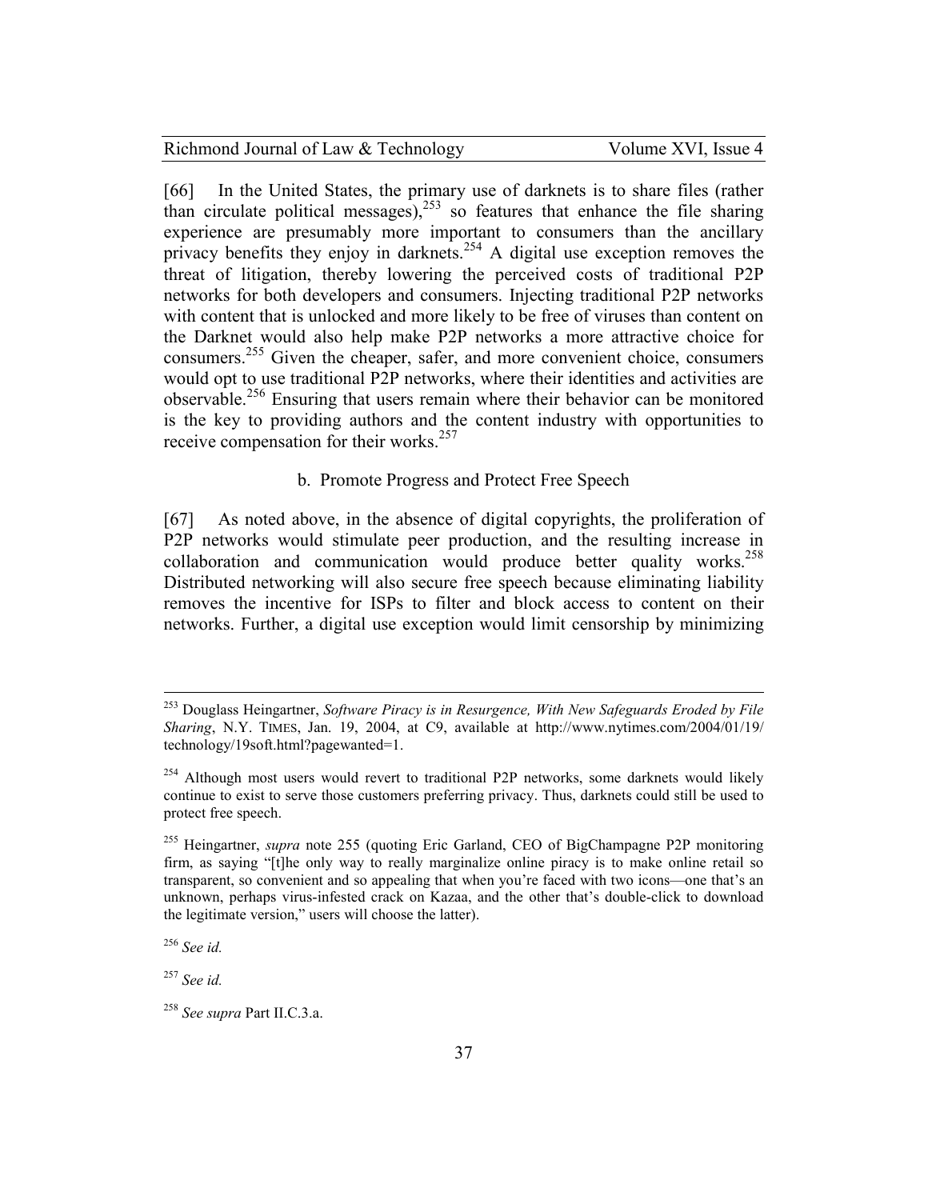[66] In the United States, the primary use of darknets is to share files (rather than circulate political messages),[253] so features that enhance the file sharing experience are presumably more important to consumers than the ancillary privacy benefits they enjoy in darknets.[254] A digital use exception removes the threat of litigation, thereby lowering the perceived costs of traditional P2P networks for both developers and consumers. Injecting traditional P2P networks with content that is unlocked and more likely to be free of viruses than content on the Darknet would also help make P2P networks a more attractive choice for consumers.[255] Given the cheaper, safer, and more convenient choice, consumers would opt to use traditional P2P networks, where their identities and activities are observable.[256] Ensuring that users remain where their behavior can be monitored is the key to providing authors and the content industry with opportunities to receive compensation for their works.[257]

### b. Promote Progress and Protect Free Speech

[67] As noted above, in the absence of digital copyrights, the proliferation of P2P networks would stimulate peer production, and the resulting increase in collaboration and communication would produce better quality works.[258] Distributed networking will also secure free speech because eliminating liability removes the incentive for ISPs to filter and block access to content on their networks. Further, a digital use exception would limit censorship by minimizing

---

[253] Douglass Heingartner, *Software Piracy is in Resurgence, With New Safeguards Eroded by File Sharing*, N.Y. TIMES, Jan. 19, 2004, at C9, available at http://www.nytimes.com/2004/01/19/technology/19soft.html?pagewanted=1.

[254] Although most users would revert to traditional P2P networks, some darknets would likely continue to exist to serve those customers preferring privacy. Thus, darknets could still be used to protect free speech.

[255] Heingartner, *supra* note 255 (quoting Eric Garland, CEO of BigChampagne P2P monitoring firm, as saying "[t]he only way to really marginalize online piracy is to make online retail so transparent, so convenient and so appealing that when you're faced with two icons—one that's an unknown, perhaps virus-infested crack on Kazaa, and the other that's double-click to download the legitimate version," users will choose the latter).

[256] *See id.*

[257] *See id.*

[258] *See supra* Part II.C.3.a.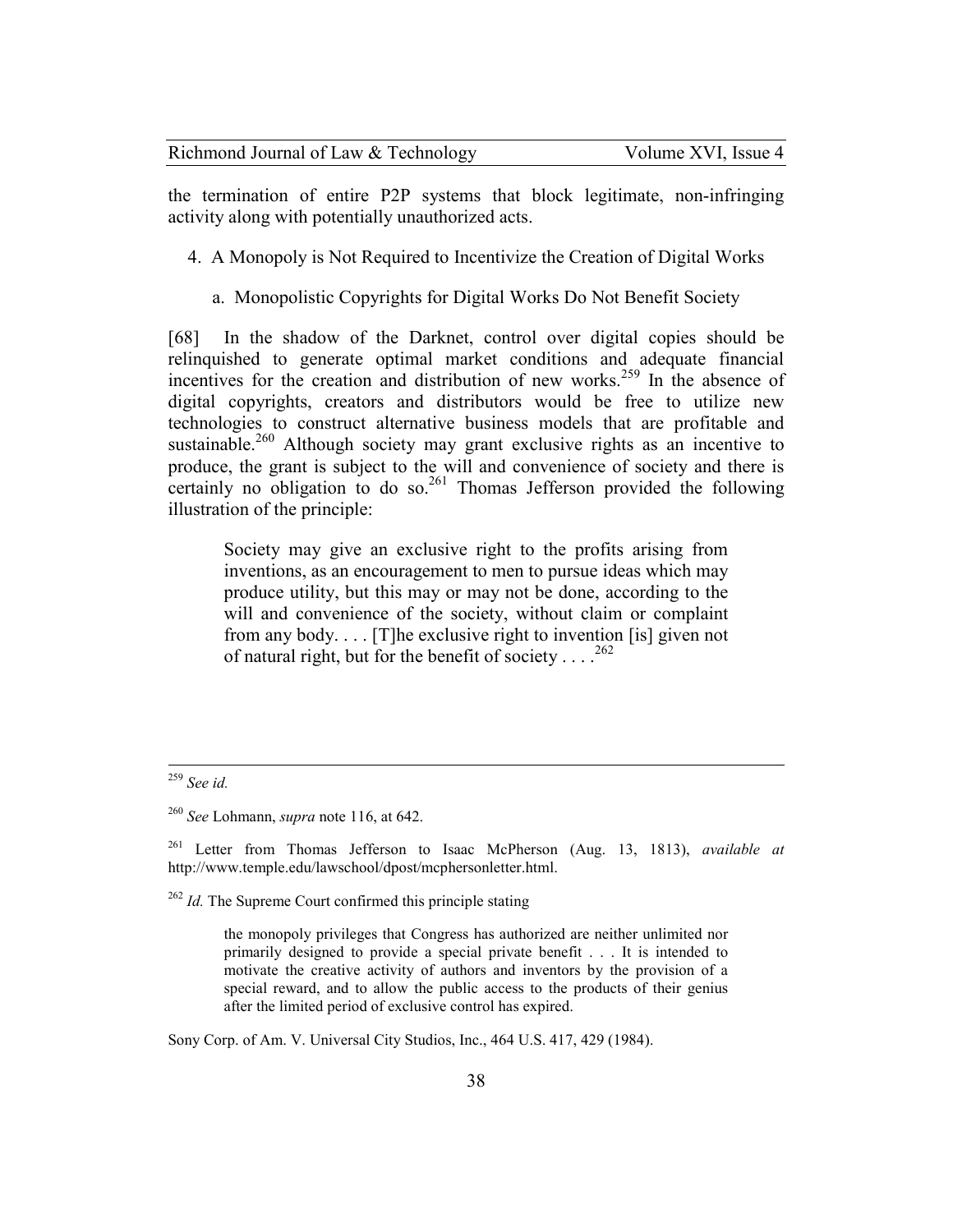the termination of entire P2P systems that block legitimate, non-infringing activity along with potentially unauthorized acts.

### 4. A Monopoly is Not Required to Incentivize the Creation of Digital Works

#### a. Monopolistic Copyrights for Digital Works Do Not Benefit Society

[68] In the shadow of the Darknet, control over digital copies should be relinquished to generate optimal market conditions and adequate financial incentives for the creation and distribution of new works.[259] In the absence of digital copyrights, creators and distributors would be free to utilize new technologies to construct alternative business models that are profitable and sustainable.[260] Although society may grant exclusive rights as an incentive to produce, the grant is subject to the will and convenience of society and there is certainly no obligation to do so.[261] Thomas Jefferson provided the following illustration of the principle:

> Society may give an exclusive right to the profits arising from inventions, as an encouragement to men to pursue ideas which may produce utility, but this may or may not be done, according to the will and convenience of the society, without claim or complaint from any body. . . . [T]he exclusive right to invention [is] given not of natural right, but for the benefit of society . . . .[262]

---

[259] *See id.*

[260] *See* Lohmann, *supra* note 116, at 642.

[261] Letter from Thomas Jefferson to Isaac McPherson (Aug. 13, 1813), *available at* http://www.temple.edu/lawschool/dpost/mcphersonletter.html.

[262] *Id.* The Supreme Court confirmed this principle stating

> the monopoly privileges that Congress has authorized are neither unlimited nor primarily designed to provide a special private benefit . . . It is intended to motivate the creative activity of authors and inventors by the provision of a special reward, and to allow the public access to the products of their genius after the limited period of exclusive control has expired.

Sony Corp. of Am. V. Universal City Studios, Inc., 464 U.S. 417, 429 (1984).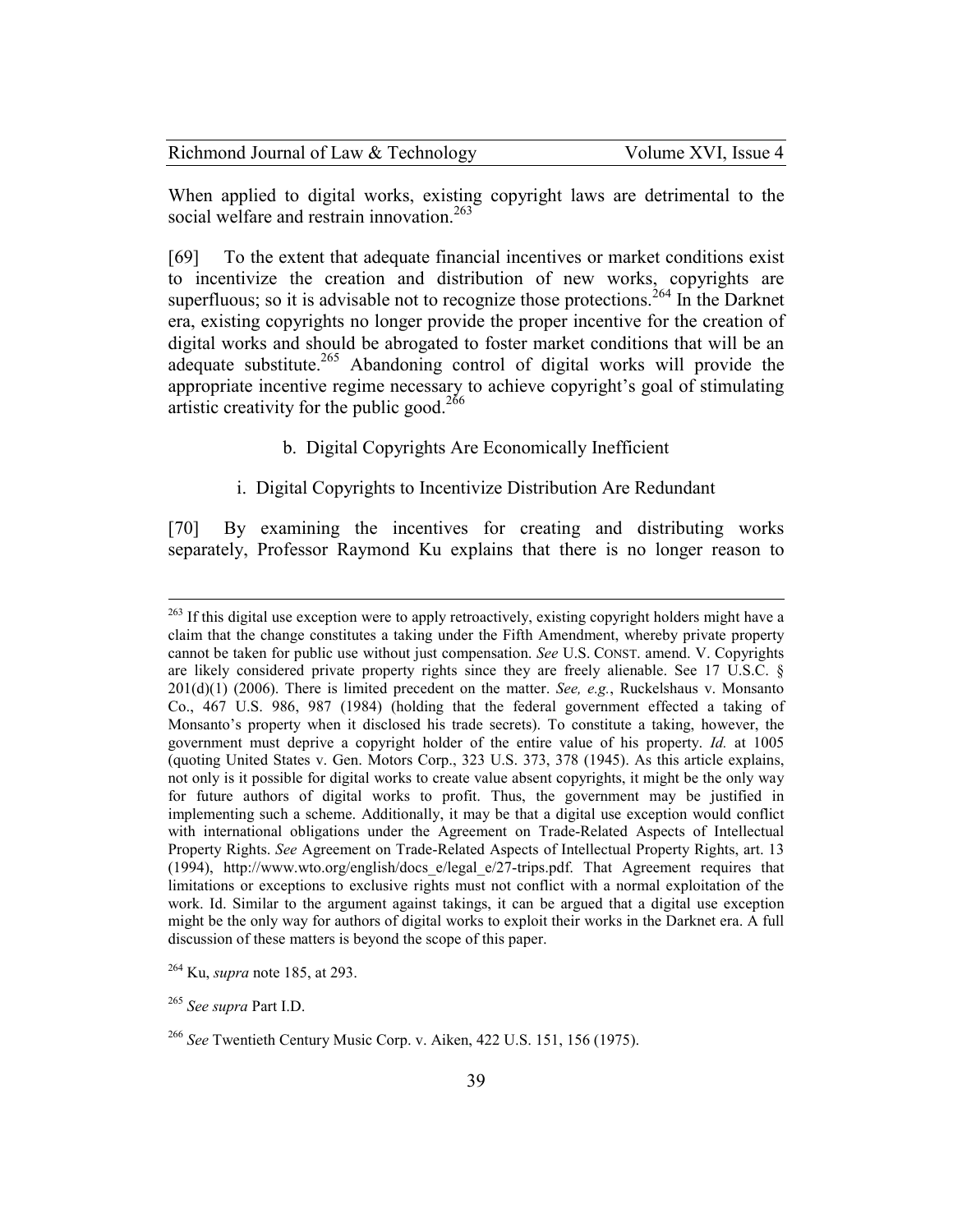When applied to digital works, existing copyright laws are detrimental to the social welfare and restrain innovation.[263]

[69] To the extent that adequate financial incentives or market conditions exist to incentivize the creation and distribution of new works, copyrights are superfluous; so it is advisable not to recognize those protections.[264] In the Darknet era, existing copyrights no longer provide the proper incentive for the creation of digital works and should be abrogated to foster market conditions that will be an adequate substitute.[265] Abandoning control of digital works will provide the appropriate incentive regime necessary to achieve copyright's goal of stimulating artistic creativity for the public good.[266]

b. Digital Copyrights Are Economically Inefficient

i. Digital Copyrights to Incentivize Distribution Are Redundant

[70] By examining the incentives for creating and distributing works separately, Professor Raymond Ku explains that there is no longer reason to

---

[263] If this digital use exception were to apply retroactively, existing copyright holders might have a claim that the change constitutes a taking under the Fifth Amendment, whereby private property cannot be taken for public use without just compensation. *See* U.S. CONST. amend. V. Copyrights are likely considered private property rights since they are freely alienable. See 17 U.S.C. § 201(d)(1) (2006). There is limited precedent on the matter. *See, e.g.*, Ruckelshaus v. Monsanto Co., 467 U.S. 986, 987 (1984) (holding that the federal government effected a taking of Monsanto's property when it disclosed his trade secrets). To constitute a taking, however, the government must deprive a copyright holder of the entire value of his property. *Id.* at 1005 (quoting United States v. Gen. Motors Corp., 323 U.S. 373, 378 (1945). As this article explains, not only is it possible for digital works to create value absent copyrights, it might be the only way for future authors of digital works to profit. Thus, the government may be justified in implementing such a scheme. Additionally, it may be that a digital use exception would conflict with international obligations under the Agreement on Trade-Related Aspects of Intellectual Property Rights. *See* Agreement on Trade-Related Aspects of Intellectual Property Rights, art. 13 (1994), http://www.wto.org/english/docs_e/legal_e/27-trips.pdf. That Agreement requires that limitations or exceptions to exclusive rights must not conflict with a normal exploitation of the work. Id. Similar to the argument against takings, it can be argued that a digital use exception might be the only way for authors of digital works to exploit their works in the Darknet era. A full discussion of these matters is beyond the scope of this paper.

[264] Ku, *supra* note 185, at 293.

[265] *See supra* Part I.D.

[266] *See* Twentieth Century Music Corp. v. Aiken, 422 U.S. 151, 156 (1975).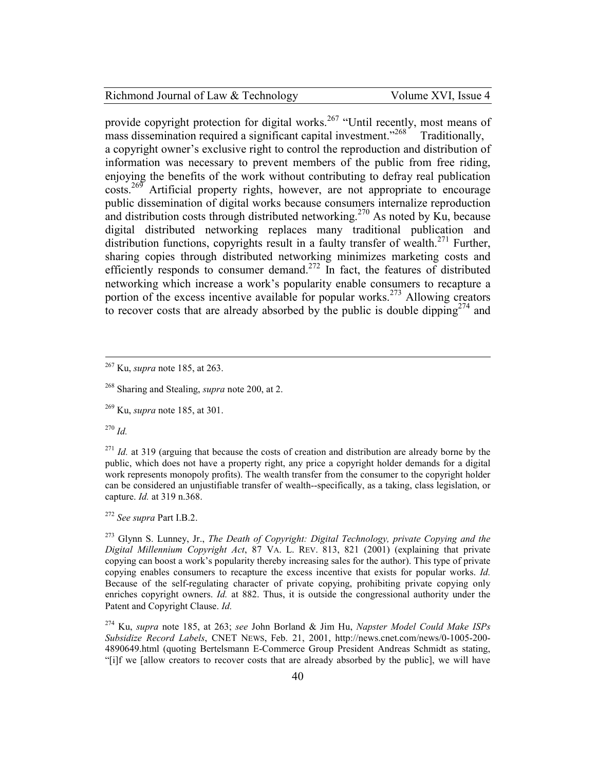provide copyright protection for digital works.[267] "Until recently, most means of mass dissemination required a significant capital investment."[268] Traditionally, a copyright owner's exclusive right to control the reproduction and distribution of information was necessary to prevent members of the public from free riding, enjoying the benefits of the work without contributing to defray real publication costs.[269] Artificial property rights, however, are not appropriate to encourage public dissemination of digital works because consumers internalize reproduction and distribution costs through distributed networking.[270] As noted by Ku, because digital distributed networking replaces many traditional publication and distribution functions, copyrights result in a faulty transfer of wealth.[271] Further, sharing copies through distributed networking minimizes marketing costs and efficiently responds to consumer demand.[272] In fact, the features of distributed networking which increase a work's popularity enable consumers to recapture a portion of the excess incentive available for popular works.[273] Allowing creators to recover costs that are already absorbed by the public is double dipping[274] and

---

[267] Ku, *supra* note 185, at 263.

[268] Sharing and Stealing, *supra* note 200, at 2.

[269] Ku, *supra* note 185, at 301.

[270] *Id.*

[271] *Id.* at 319 (arguing that because the costs of creation and distribution are already borne by the public, which does not have a property right, any price a copyright holder demands for a digital work represents monopoly profits). The wealth transfer from the consumer to the copyright holder can be considered an unjustifiable transfer of wealth--specifically, as a taking, class legislation, or capture. *Id.* at 319 n.368.

[272] *See supra* Part I.B.2.

[273] Glynn S. Lunney, Jr., *The Death of Copyright: Digital Technology, private Copying and the Digital Millennium Copyright Act*, 87 VA. L. REV. 813, 821 (2001) (explaining that private copying can boost a work's popularity thereby increasing sales for the author). This type of private copying enables consumers to recapture the excess incentive that exists for popular works. *Id.* Because of the self-regulating character of private copying, prohibiting private copying only enriches copyright owners. *Id.* at 882. Thus, it is outside the congressional authority under the Patent and Copyright Clause. *Id.*

[274] Ku, *supra* note 185, at 263; *see* John Borland & Jim Hu, *Napster Model Could Make ISPs Subsidize Record Labels*, CNET NEWS, Feb. 21, 2001, http://news.cnet.com/news/0-1005-200-4890649.html (quoting Bertelsmann E-Commerce Group President Andreas Schmidt as stating, "[i]f we [allow creators to recover costs that are already absorbed by the public], we will have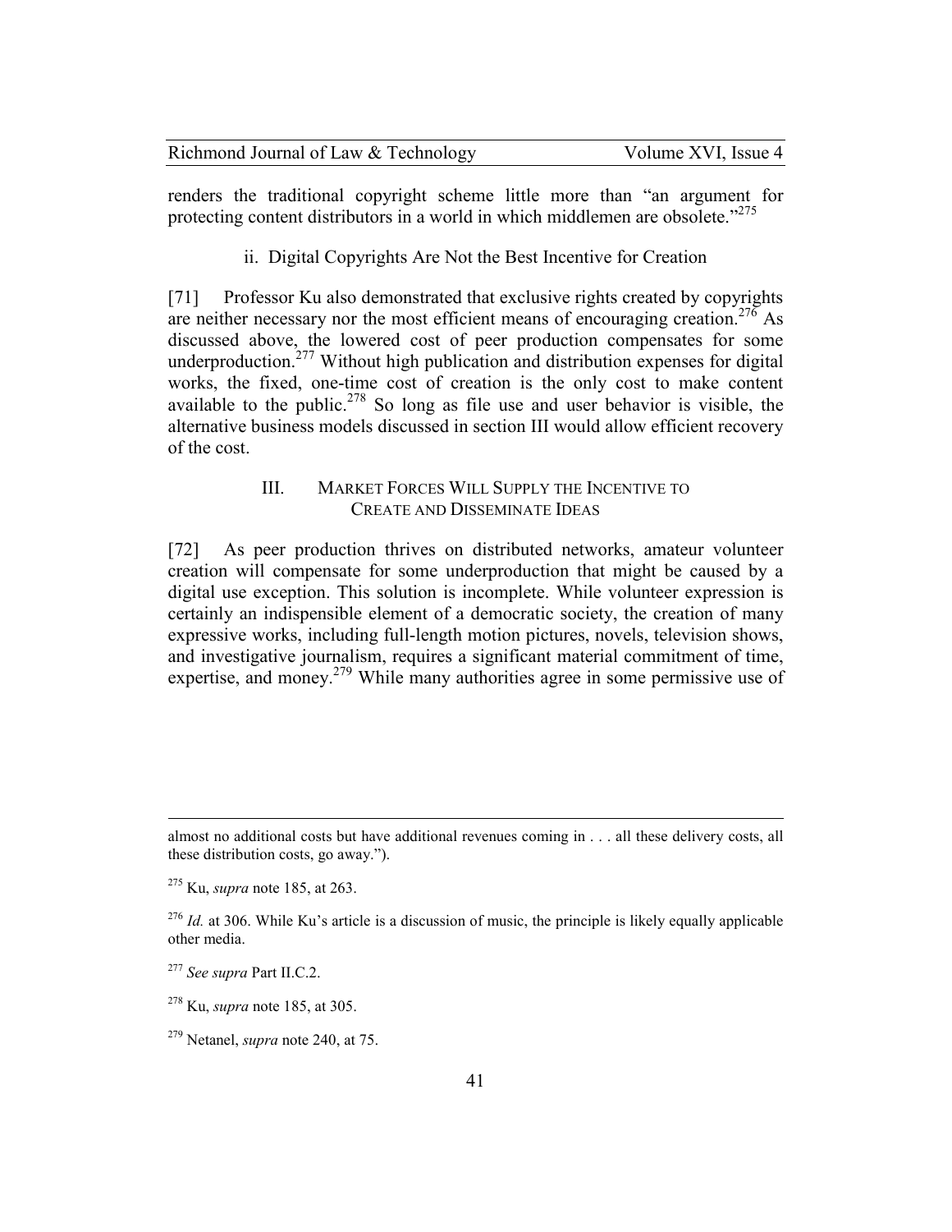renders the traditional copyright scheme little more than "an argument for protecting content distributors in a world in which middlemen are obsolete."[275]

#### ii. Digital Copyrights Are Not the Best Incentive for Creation

[71] Professor Ku also demonstrated that exclusive rights created by copyrights are neither necessary nor the most efficient means of encouraging creation.[276] As discussed above, the lowered cost of peer production compensates for some underproduction.[277] Without high publication and distribution expenses for digital works, the fixed, one-time cost of creation is the only cost to make content available to the public.[278] So long as file use and user behavior is visible, the alternative business models discussed in section III would allow efficient recovery of the cost.

## III. MARKET FORCES WILL SUPPLY THE INCENTIVE TO CREATE AND DISSEMINATE IDEAS

[72] As peer production thrives on distributed networks, amateur volunteer creation will compensate for some underproduction that might be caused by a digital use exception. This solution is incomplete. While volunteer expression is certainly an indispensible element of a democratic society, the creation of many expressive works, including full-length motion pictures, novels, television shows, and investigative journalism, requires a significant material commitment of time, expertise, and money.[279] While many authorities agree in some permissive use of

---

almost no additional costs but have additional revenues coming in . . . all these delivery costs, all these distribution costs, go away.").

[275] Ku, *supra* note 185, at 263.

[276] *Id.* at 306. While Ku's article is a discussion of music, the principle is likely equally applicable other media.

[277] *See supra* Part II.C.2.

[278] Ku, *supra* note 185, at 305.

[279] Netanel, *supra* note 240, at 75.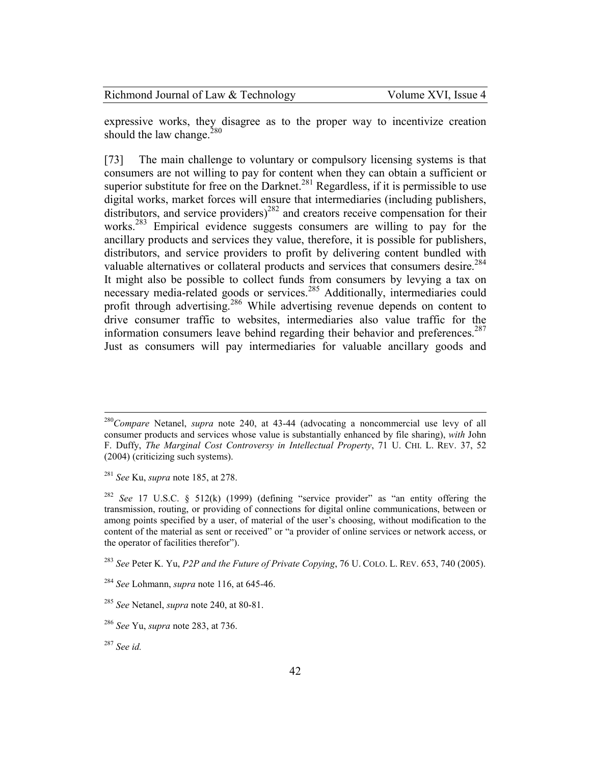expressive works, they disagree as to the proper way to incentivize creation should the law change.[280]

[73] The main challenge to voluntary or compulsory licensing systems is that consumers are not willing to pay for content when they can obtain a sufficient or superior substitute for free on the Darknet.[281] Regardless, if it is permissible to use digital works, market forces will ensure that intermediaries (including publishers, distributors, and service providers)[282] and creators receive compensation for their works.[283] Empirical evidence suggests consumers are willing to pay for the ancillary products and services they value, therefore, it is possible for publishers, distributors, and service providers to profit by delivering content bundled with valuable alternatives or collateral products and services that consumers desire.[284] It might also be possible to collect funds from consumers by levying a tax on necessary media-related goods or services.[285] Additionally, intermediaries could profit through advertising.[286] While advertising revenue depends on content to drive consumer traffic to websites, intermediaries also value traffic for the information consumers leave behind regarding their behavior and preferences.[287] Just as consumers will pay intermediaries for valuable ancillary goods and

---

[280] *Compare* Netanel, *supra* note 240, at 43-44 (advocating a noncommercial use levy of all consumer products and services whose value is substantially enhanced by file sharing), *with* John F. Duffy, *The Marginal Cost Controversy in Intellectual Property*, 71 U. CHI. L. REV. 37, 52 (2004) (criticizing such systems).

[281] *See* Ku, *supra* note 185, at 278.

[282] *See* 17 U.S.C. § 512(k) (1999) (defining "service provider" as "an entity offering the transmission, routing, or providing of connections for digital online communications, between or among points specified by a user, of material of the user's choosing, without modification to the content of the material as sent or received" or "a provider of online services or network access, or the operator of facilities therefor").

[283] *See* Peter K. Yu, *P2P and the Future of Private Copying*, 76 U. COLO. L. REV. 653, 740 (2005).

[284] *See* Lohmann, *supra* note 116, at 645-46.

[285] *See* Netanel, *supra* note 240, at 80-81.

[286] *See* Yu, *supra* note 283, at 736.

[287] *See id.*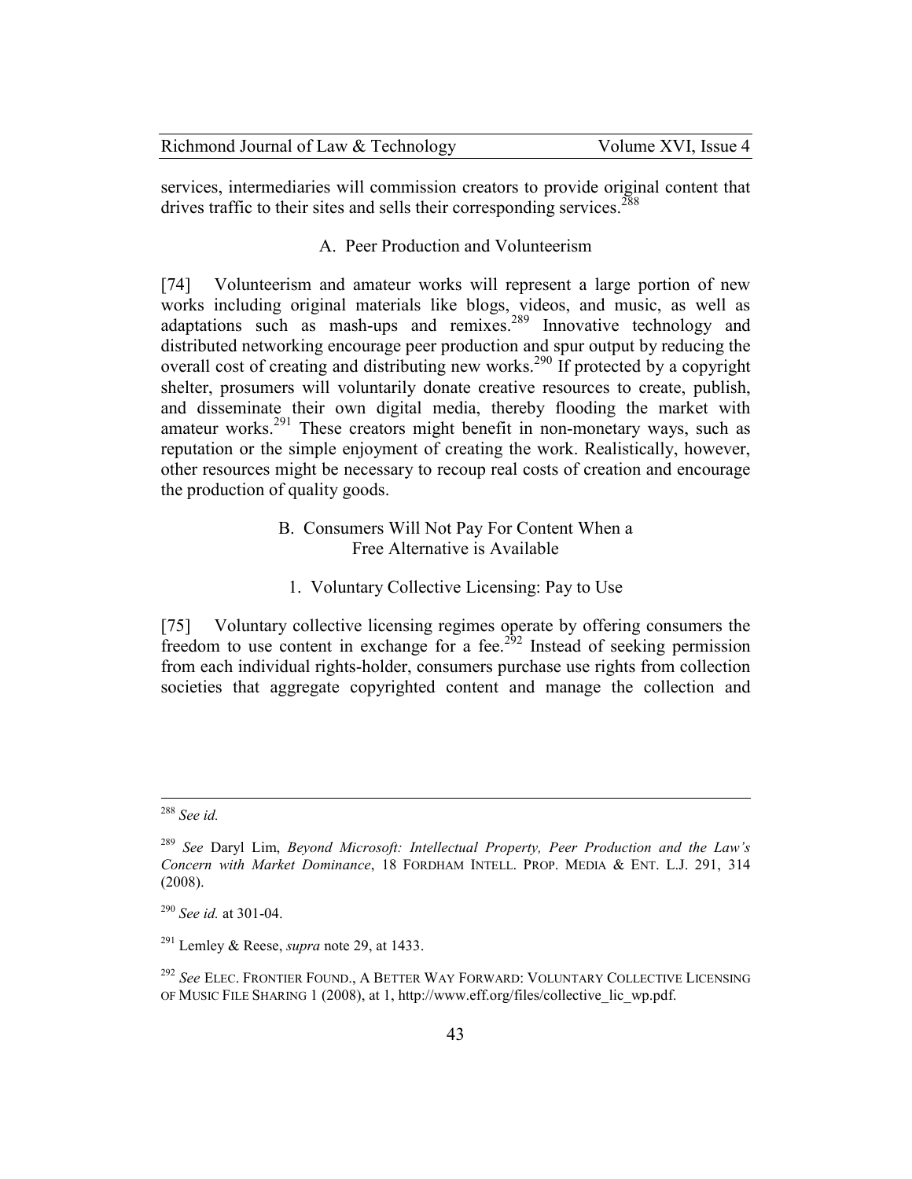services, intermediaries will commission creators to provide original content that drives traffic to their sites and sells their corresponding services.[288]

### A. Peer Production and Volunteerism

[74] Volunteerism and amateur works will represent a large portion of new works including original materials like blogs, videos, and music, as well as adaptations such as mash-ups and remixes.[289] Innovative technology and distributed networking encourage peer production and spur output by reducing the overall cost of creating and distributing new works.[290] If protected by a copyright shelter, prosumers will voluntarily donate creative resources to create, publish, and disseminate their own digital media, thereby flooding the market with amateur works.[291] These creators might benefit in non-monetary ways, such as reputation or the simple enjoyment of creating the work. Realistically, however, other resources might be necessary to recoup real costs of creation and encourage the production of quality goods.

### B. Consumers Will Not Pay For Content When a Free Alternative is Available

#### 1. Voluntary Collective Licensing: Pay to Use

[75] Voluntary collective licensing regimes operate by offering consumers the freedom to use content in exchange for a fee.[292] Instead of seeking permission from each individual rights-holder, consumers purchase use rights from collection societies that aggregate copyrighted content and manage the collection and

---

[288] *See id.*

[289] *See* Daryl Lim, *Beyond Microsoft: Intellectual Property, Peer Production and the Law's Concern with Market Dominance*, 18 FORDHAM INTELL. PROP. MEDIA & ENT. L.J. 291, 314 (2008).

[290] *See id.* at 301-04.

[291] Lemley & Reese, *supra* note 29, at 1433.

[292] *See* ELEC. FRONTIER FOUND., A BETTER WAY FORWARD: VOLUNTARY COLLECTIVE LICENSING OF MUSIC FILE SHARING 1 (2008), at 1, http://www.eff.org/files/collective_lic_wp.pdf.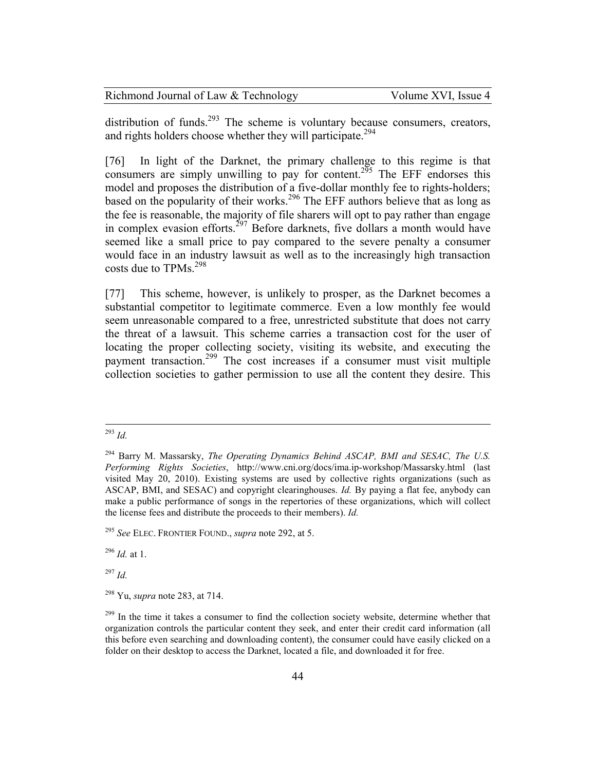distribution of funds.[293] The scheme is voluntary because consumers, creators, and rights holders choose whether they will participate.[294]

[76] In light of the Darknet, the primary challenge to this regime is that consumers are simply unwilling to pay for content.[295] The EFF endorses this model and proposes the distribution of a five-dollar monthly fee to rights-holders; based on the popularity of their works.[296] The EFF authors believe that as long as the fee is reasonable, the majority of file sharers will opt to pay rather than engage in complex evasion efforts.[297] Before darknets, five dollars a month would have seemed like a small price to pay compared to the severe penalty a consumer would face in an industry lawsuit as well as to the increasingly high transaction costs due to TPMs.[298]

[77] This scheme, however, is unlikely to prosper, as the Darknet becomes a substantial competitor to legitimate commerce. Even a low monthly fee would seem unreasonable compared to a free, unrestricted substitute that does not carry the threat of a lawsuit. This scheme carries a transaction cost for the user of locating the proper collecting society, visiting its website, and executing the payment transaction.[299] The cost increases if a consumer must visit multiple collection societies to gather permission to use all the content they desire. This

---

[293] *Id.*

[294] Barry M. Massarsky, *The Operating Dynamics Behind ASCAP, BMI and SESAC, The U.S. Performing Rights Societies*, http://www.cni.org/docs/ima.ip-workshop/Massarsky.html (last visited May 20, 2010). Existing systems are used by collective rights organizations (such as ASCAP, BMI, and SESAC) and copyright clearinghouses. *Id.* By paying a flat fee, anybody can make a public performance of songs in the repertories of these organizations, which will collect the license fees and distribute the proceeds to their members). *Id.*

[295] *See* ELEC. FRONTIER FOUND., *supra* note 292, at 5.

[296] *Id.* at 1.

[297] *Id.*

[298] Yu, *supra* note 283, at 714.

[299] In the time it takes a consumer to find the collection society website, determine whether that organization controls the particular content they seek, and enter their credit card information (all this before even searching and downloading content), the consumer could have easily clicked on a folder on their desktop to access the Darknet, located a file, and downloaded it for free.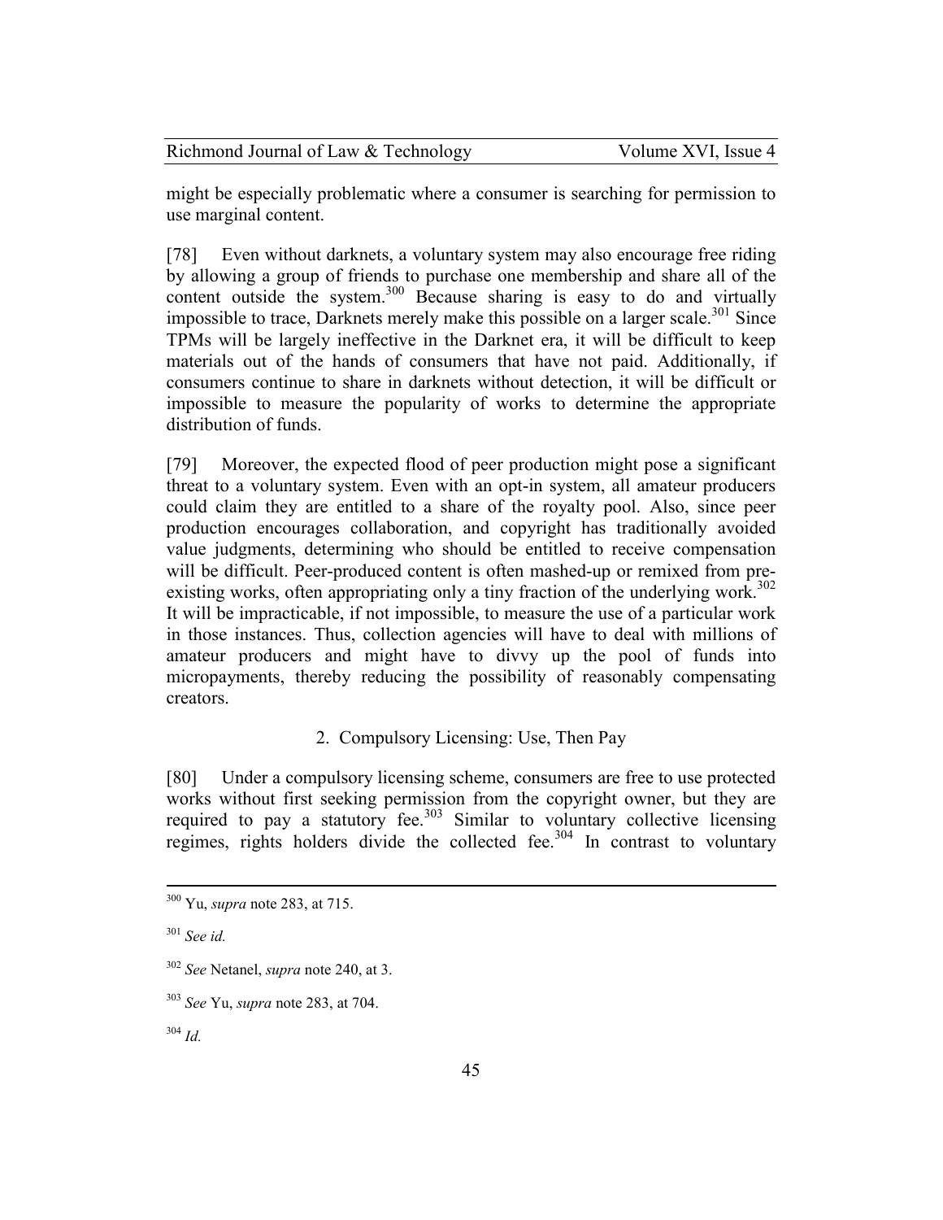might be especially problematic where a consumer is searching for permission to use marginal content.

[78] Even without darknets, a voluntary system may also encourage free riding by allowing a group of friends to purchase one membership and share all of the content outside the system.[300] Because sharing is easy to do and virtually impossible to trace, Darknets merely make this possible on a larger scale.[301] Since TPMs will be largely ineffective in the Darknet era, it will be difficult to keep materials out of the hands of consumers that have not paid. Additionally, if consumers continue to share in darknets without detection, it will be difficult or impossible to measure the popularity of works to determine the appropriate distribution of funds.

[79] Moreover, the expected flood of peer production might pose a significant threat to a voluntary system. Even with an opt-in system, all amateur producers could claim they are entitled to a share of the royalty pool. Also, since peer production encourages collaboration, and copyright has traditionally avoided value judgments, determining who should be entitled to receive compensation will be difficult. Peer-produced content is often mashed-up or remixed from pre-existing works, often appropriating only a tiny fraction of the underlying work.[302] It will be impracticable, if not impossible, to measure the use of a particular work in those instances. Thus, collection agencies will have to deal with millions of amateur producers and might have to divvy up the pool of funds into micropayments, thereby reducing the possibility of reasonably compensating creators.

### 2. Compulsory Licensing: Use, Then Pay

[80] Under a compulsory licensing scheme, consumers are free to use protected works without first seeking permission from the copyright owner, but they are required to pay a statutory fee.[303] Similar to voluntary collective licensing regimes, rights holders divide the collected fee.[304] In contrast to voluntary

---

[300] Yu, *supra* note 283, at 715.

[301] *See id.*

[302] *See* Netanel, *supra* note 240, at 3.

[303] *See* Yu, *supra* note 283, at 704.

[304] *Id.*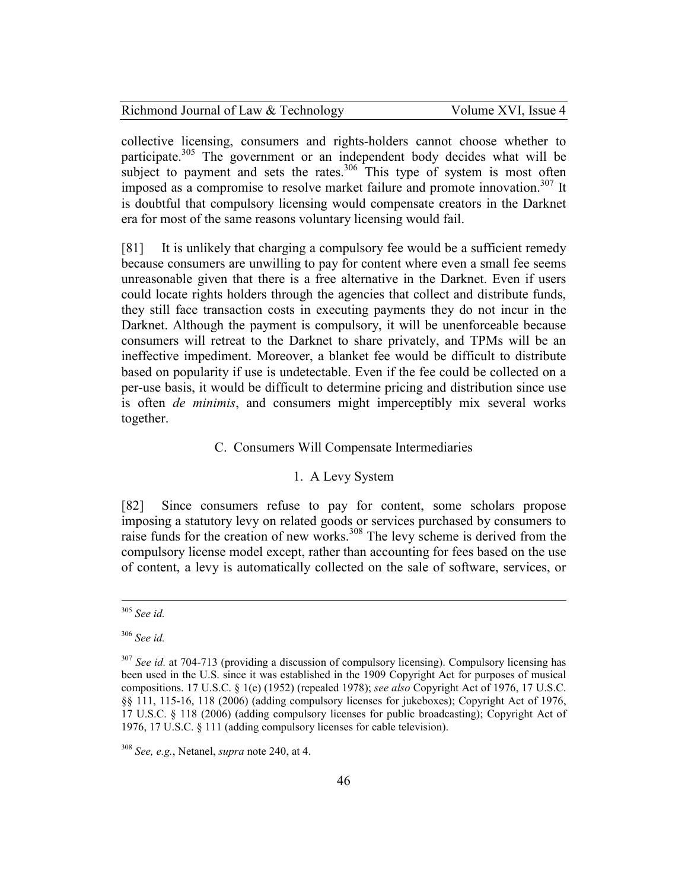collective licensing, consumers and rights-holders cannot choose whether to participate.[305] The government or an independent body decides what will be subject to payment and sets the rates.[306] This type of system is most often imposed as a compromise to resolve market failure and promote innovation.[307] It is doubtful that compulsory licensing would compensate creators in the Darknet era for most of the same reasons voluntary licensing would fail.

[81] It is unlikely that charging a compulsory fee would be a sufficient remedy because consumers are unwilling to pay for content where even a small fee seems unreasonable given that there is a free alternative in the Darknet. Even if users could locate rights holders through the agencies that collect and distribute funds, they still face transaction costs in executing payments they do not incur in the Darknet. Although the payment is compulsory, it will be unenforceable because consumers will retreat to the Darknet to share privately, and TPMs will be an ineffective impediment. Moreover, a blanket fee would be difficult to distribute based on popularity if use is undetectable. Even if the fee could be collected on a per-use basis, it would be difficult to determine pricing and distribution since use is often *de minimis*, and consumers might imperceptibly mix several works together.

### C. Consumers Will Compensate Intermediaries

#### 1. A Levy System

[82] Since consumers refuse to pay for content, some scholars propose imposing a statutory levy on related goods or services purchased by consumers to raise funds for the creation of new works.[308] The levy scheme is derived from the compulsory license model except, rather than accounting for fees based on the use of content, a levy is automatically collected on the sale of software, services, or

---

[305] *See id.*

[306] *See id.*

[307] *See id.* at 704-713 (providing a discussion of compulsory licensing). Compulsory licensing has been used in the U.S. since it was established in the 1909 Copyright Act for purposes of musical compositions. 17 U.S.C. § 1(e) (1952) (repealed 1978); *see also* Copyright Act of 1976, 17 U.S.C. §§ 111, 115-16, 118 (2006) (adding compulsory licenses for jukeboxes); Copyright Act of 1976, 17 U.S.C. § 118 (2006) (adding compulsory licenses for public broadcasting); Copyright Act of 1976, 17 U.S.C. § 111 (adding compulsory licenses for cable television).

[308] *See, e.g.*, Netanel, *supra* note 240, at 4.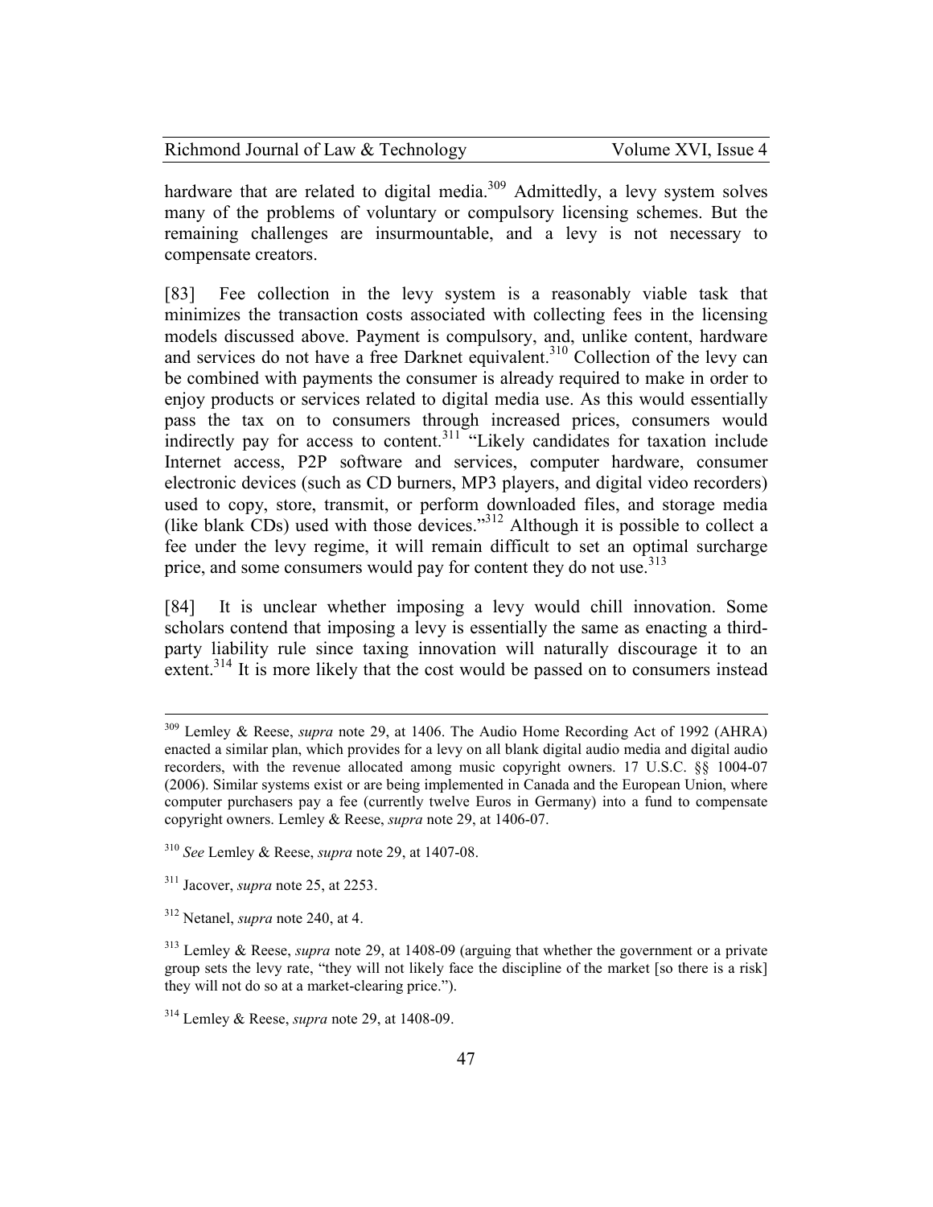hardware that are related to digital media.[309] Admittedly, a levy system solves many of the problems of voluntary or compulsory licensing schemes. But the remaining challenges are insurmountable, and a levy is not necessary to compensate creators.

[83] Fee collection in the levy system is a reasonably viable task that minimizes the transaction costs associated with collecting fees in the licensing models discussed above. Payment is compulsory, and, unlike content, hardware and services do not have a free Darknet equivalent.[310] Collection of the levy can be combined with payments the consumer is already required to make in order to enjoy products or services related to digital media use. As this would essentially pass the tax on to consumers through increased prices, consumers would indirectly pay for access to content.[311] "Likely candidates for taxation include Internet access, P2P software and services, computer hardware, consumer electronic devices (such as CD burners, MP3 players, and digital video recorders) used to copy, store, transmit, or perform downloaded files, and storage media (like blank CDs) used with those devices."[312] Although it is possible to collect a fee under the levy regime, it will remain difficult to set an optimal surcharge price, and some consumers would pay for content they do not use.[313]

[84] It is unclear whether imposing a levy would chill innovation. Some scholars contend that imposing a levy is essentially the same as enacting a third-party liability rule since taxing innovation will naturally discourage it to an extent.[314] It is more likely that the cost would be passed on to consumers instead

---

[309] Lemley & Reese, *supra* note 29, at 1406. The Audio Home Recording Act of 1992 (AHRA) enacted a similar plan, which provides for a levy on all blank digital audio media and digital audio recorders, with the revenue allocated among music copyright owners. 17 U.S.C. §§ 1004-07 (2006). Similar systems exist or are being implemented in Canada and the European Union, where computer purchasers pay a fee (currently twelve Euros in Germany) into a fund to compensate copyright owners. Lemley & Reese, *supra* note 29, at 1406-07.

[310] *See* Lemley & Reese, *supra* note 29, at 1407-08.

[311] Jacover, *supra* note 25, at 2253.

[312] Netanel, *supra* note 240, at 4.

[313] Lemley & Reese, *supra* note 29, at 1408-09 (arguing that whether the government or a private group sets the levy rate, "they will not likely face the discipline of the market [so there is a risk] they will not do so at a market-clearing price.").

[314] Lemley & Reese, *supra* note 29, at 1408-09.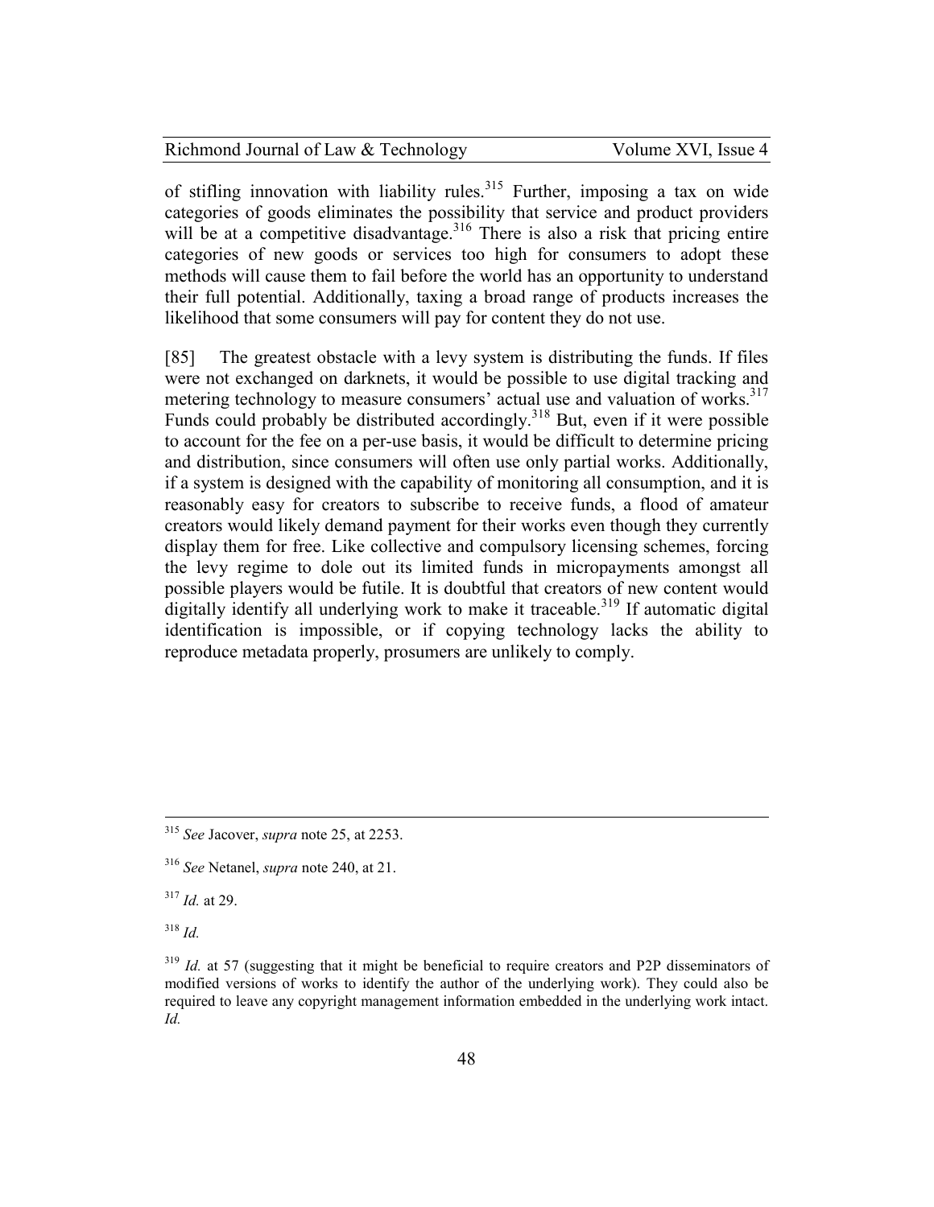of stifling innovation with liability rules.[315] Further, imposing a tax on wide categories of goods eliminates the possibility that service and product providers will be at a competitive disadvantage.[316] There is also a risk that pricing entire categories of new goods or services too high for consumers to adopt these methods will cause them to fail before the world has an opportunity to understand their full potential. Additionally, taxing a broad range of products increases the likelihood that some consumers will pay for content they do not use.

[85] The greatest obstacle with a levy system is distributing the funds. If files were not exchanged on darknets, it would be possible to use digital tracking and metering technology to measure consumers' actual use and valuation of works.[317] Funds could probably be distributed accordingly.[318] But, even if it were possible to account for the fee on a per-use basis, it would be difficult to determine pricing and distribution, since consumers will often use only partial works. Additionally, if a system is designed with the capability of monitoring all consumption, and it is reasonably easy for creators to subscribe to receive funds, a flood of amateur creators would likely demand payment for their works even though they currently display them for free. Like collective and compulsory licensing schemes, forcing the levy regime to dole out its limited funds in micropayments amongst all possible players would be futile. It is doubtful that creators of new content would digitally identify all underlying work to make it traceable.[319] If automatic digital identification is impossible, or if copying technology lacks the ability to reproduce metadata properly, prosumers are unlikely to comply.

---

[315] *See* Jacover, *supra* note 25, at 2253.

[316] *See* Netanel, *supra* note 240, at 21.

[317] *Id.* at 29.

[318] *Id.*

[319] *Id.* at 57 (suggesting that it might be beneficial to require creators and P2P disseminators of modified versions of works to identify the author of the underlying work). They could also be required to leave any copyright management information embedded in the underlying work intact. *Id.*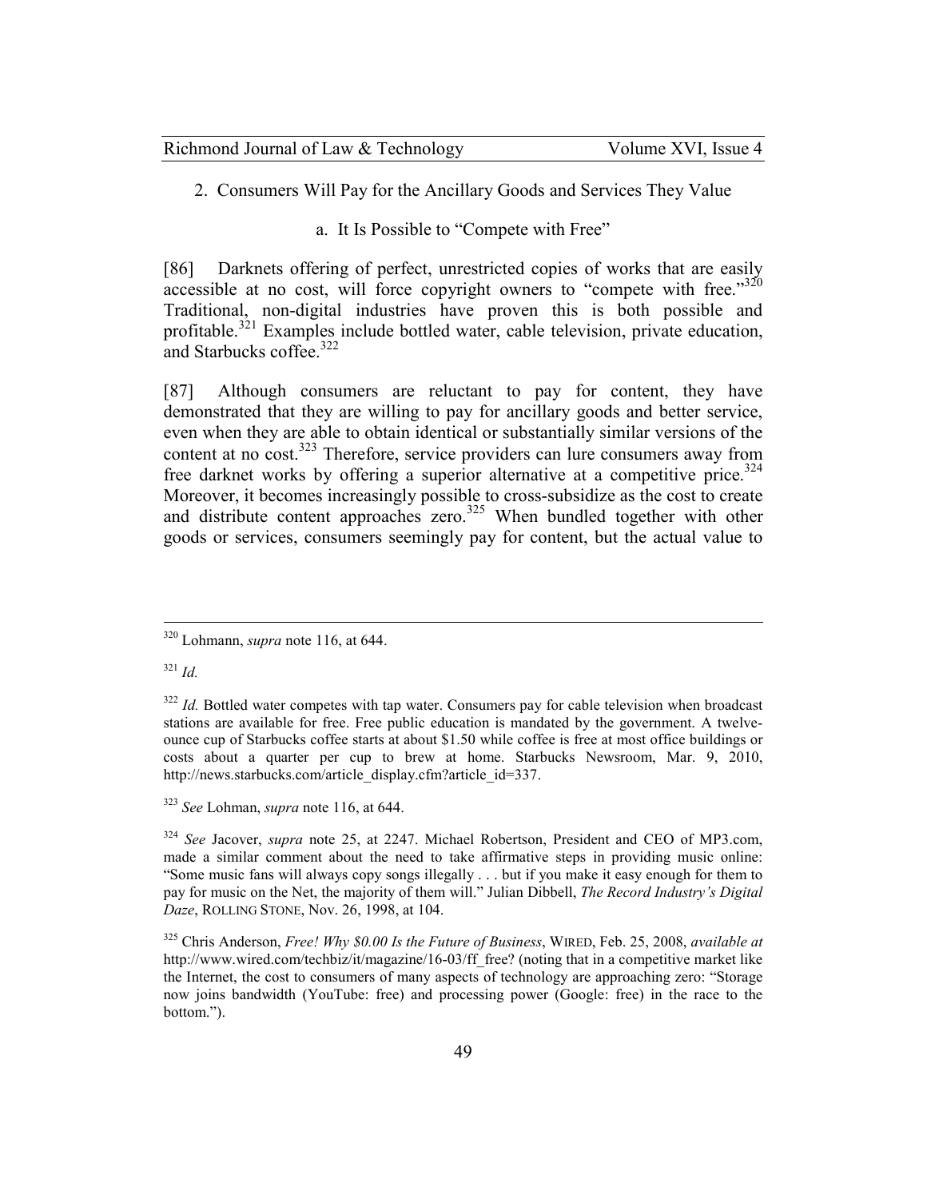2. Consumers Will Pay for the Ancillary Goods and Services They Value

a. It Is Possible to "Compete with Free"

[86] Darknets offering of perfect, unrestricted copies of works that are easily accessible at no cost, will force copyright owners to "compete with free."[320] Traditional, non-digital industries have proven this is both possible and profitable.[321] Examples include bottled water, cable television, private education, and Starbucks coffee.[322]

[87] Although consumers are reluctant to pay for content, they have demonstrated that they are willing to pay for ancillary goods and better service, even when they are able to obtain identical or substantially similar versions of the content at no cost.[323] Therefore, service providers can lure consumers away from free darknet works by offering a superior alternative at a competitive price.[324] Moreover, it becomes increasingly possible to cross-subsidize as the cost to create and distribute content approaches zero.[325] When bundled together with other goods or services, consumers seemingly pay for content, but the actual value to

---

[320] Lohmann, *supra* note 116, at 644.

[321] *Id.*

[322] *Id.* Bottled water competes with tap water. Consumers pay for cable television when broadcast stations are available for free. Free public education is mandated by the government. A twelve-ounce cup of Starbucks coffee starts at about $1.50 while coffee is free at most office buildings or costs about a quarter per cup to brew at home. Starbucks Newsroom, Mar. 9, 2010, http://news.starbucks.com/article_display.cfm?article_id=337.

[323] *See* Lohman, *supra* note 116, at 644.

[324] *See* Jacover, *supra* note 25, at 2247. Michael Robertson, President and CEO of MP3.com, made a similar comment about the need to take affirmative steps in providing music online: "Some music fans will always copy songs illegally . . . but if you make it easy enough for them to pay for music on the Net, the majority of them will." Julian Dibbell, *The Record Industry's Digital Daze*, ROLLING STONE, Nov. 26, 1998, at 104.

[325] Chris Anderson, *Free! Why $0.00 Is the Future of Business*, WIRED, Feb. 25, 2008, *available at* http://www.wired.com/techbiz/it/magazine/16-03/ff_free? (noting that in a competitive market like the Internet, the cost to consumers of many aspects of technology are approaching zero: "Storage now joins bandwidth (YouTube: free) and processing power (Google: free) in the race to the bottom.").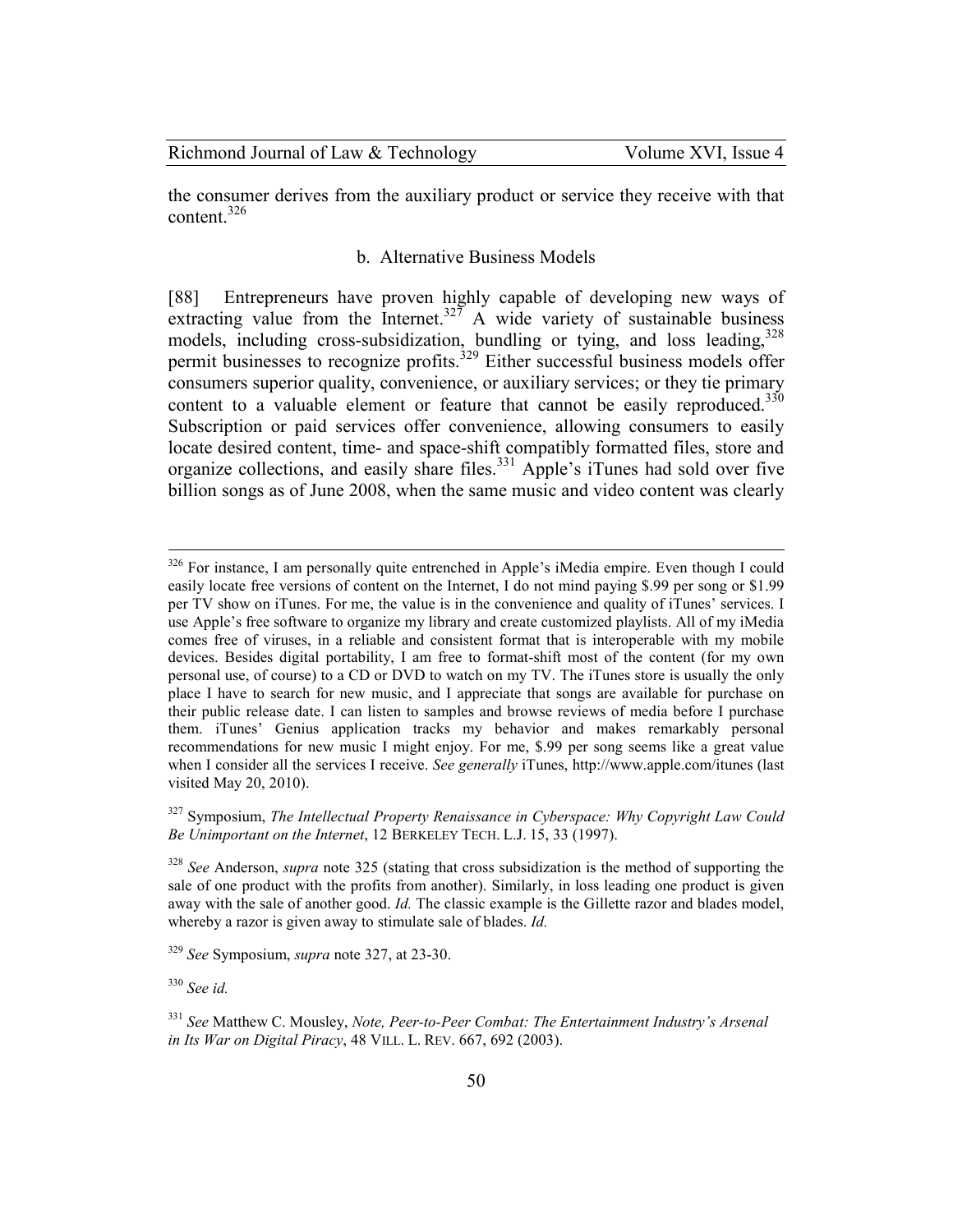the consumer derives from the auxiliary product or service they receive with that content.[326]

### b. Alternative Business Models

[88] Entrepreneurs have proven highly capable of developing new ways of extracting value from the Internet.[327] A wide variety of sustainable business models, including cross-subsidization, bundling or tying, and loss leading,[328] permit businesses to recognize profits.[329] Either successful business models offer consumers superior quality, convenience, or auxiliary services; or they tie primary content to a valuable element or feature that cannot be easily reproduced.[330] Subscription or paid services offer convenience, allowing consumers to easily locate desired content, time- and space-shift compatibly formatted files, store and organize collections, and easily share files.[331] Apple's iTunes had sold over five billion songs as of June 2008, when the same music and video content was clearly

---

[326] For instance, I am personally quite entrenched in Apple's iMedia empire. Even though I could easily locate free versions of content on the Internet, I do not mind paying $.99 per song or $1.99 per TV show on iTunes. For me, the value is in the convenience and quality of iTunes' services. I use Apple's free software to organize my library and create customized playlists. All of my iMedia comes free of viruses, in a reliable and consistent format that is interoperable with my mobile devices. Besides digital portability, I am free to format-shift most of the content (for my own personal use, of course) to a CD or DVD to watch on my TV. The iTunes store is usually the only place I have to search for new music, and I appreciate that songs are available for purchase on their public release date. I can listen to samples and browse reviews of media before I purchase them. iTunes' Genius application tracks my behavior and makes remarkably personal recommendations for new music I might enjoy. For me, $.99 per song seems like a great value when I consider all the services I receive. *See generally* iTunes, http://www.apple.com/itunes (last visited May 20, 2010).

[327] Symposium, *The Intellectual Property Renaissance in Cyberspace: Why Copyright Law Could Be Unimportant on the Internet*, 12 BERKELEY TECH. L.J. 15, 33 (1997).

[328] *See* Anderson, *supra* note 325 (stating that cross subsidization is the method of supporting the sale of one product with the profits from another). Similarly, in loss leading one product is given away with the sale of another good. *Id.* The classic example is the Gillette razor and blades model, whereby a razor is given away to stimulate sale of blades. *Id.*

[329] *See* Symposium, *supra* note 327, at 23-30.

[330] *See id.*

[331] *See* Matthew C. Mousley, *Note, Peer-to-Peer Combat: The Entertainment Industry's Arsenal in Its War on Digital Piracy*, 48 VILL. L. REV. 667, 692 (2003).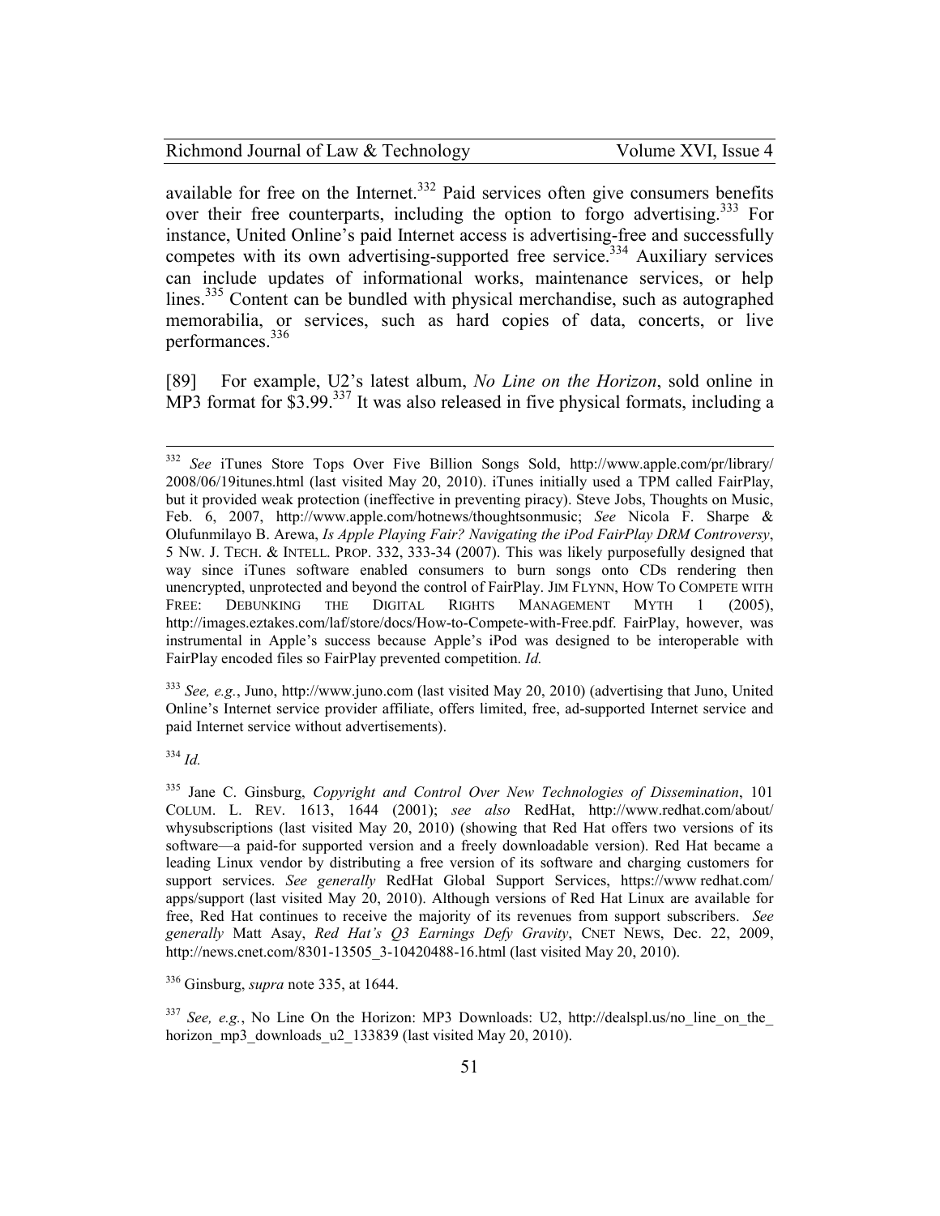available for free on the Internet.[332] Paid services often give consumers benefits over their free counterparts, including the option to forgo advertising.[333] For instance, United Online's paid Internet access is advertising-free and successfully competes with its own advertising-supported free service.[334] Auxiliary services can include updates of informational works, maintenance services, or help lines.[335] Content can be bundled with physical merchandise, such as autographed memorabilia, or services, such as hard copies of data, concerts, or live performances.[336]

[89] For example, U2's latest album, *No Line on the Horizon*, sold online in MP3 format for $3.99.[337] It was also released in five physical formats, including a

---

[332] *See* iTunes Store Tops Over Five Billion Songs Sold, http://www.apple.com/pr/library/2008/06/19itunes.html (last visited May 20, 2010). iTunes initially used a TPM called FairPlay, but it provided weak protection (ineffective in preventing piracy). Steve Jobs, Thoughts on Music, Feb. 6, 2007, http://www.apple.com/hotnews/thoughtsonmusic; *See* Nicola F. Sharpe & Olufunmilayo B. Arewa, *Is Apple Playing Fair? Navigating the iPod FairPlay DRM Controversy*, 5 NW. J. TECH. & INTELL. PROP. 332, 333-34 (2007). This was likely purposefully designed that way since iTunes software enabled consumers to burn songs onto CDs rendering then unencrypted, unprotected and beyond the control of FairPlay. JIM FLYNN, HOW TO COMPETE WITH FREE: DEBUNKING THE DIGITAL RIGHTS MANAGEMENT MYTH 1 (2005), http://images.eztakes.com/laf/store/docs/How-to-Compete-with-Free.pdf. FairPlay, however, was instrumental in Apple's success because Apple's iPod was designed to be interoperable with FairPlay encoded files so FairPlay prevented competition. *Id.*

[333] *See, e.g.*, Juno, http://www.juno.com (last visited May 20, 2010) (advertising that Juno, United Online's Internet service provider affiliate, offers limited, free, ad-supported Internet service and paid Internet service without advertisements).

[334] *Id.*

[335] Jane C. Ginsburg, *Copyright and Control Over New Technologies of Dissemination*, 101 COLUM. L. REV. 1613, 1644 (2001); *see also* RedHat, http://www.redhat.com/about/whysubscriptions (last visited May 20, 2010) (showing that Red Hat offers two versions of its software—a paid-for supported version and a freely downloadable version). Red Hat became a leading Linux vendor by distributing a free version of its software and charging customers for support services. *See generally* RedHat Global Support Services, https://www redhat.com/apps/support (last visited May 20, 2010). Although versions of Red Hat Linux are available for free, Red Hat continues to receive the majority of its revenues from support subscribers. *See generally* Matt Asay, *Red Hat's Q3 Earnings Defy Gravity*, CNET NEWS, Dec. 22, 2009, http://news.cnet.com/8301-13505_3-10420488-16.html (last visited May 20, 2010).

[336] Ginsburg, *supra* note 335, at 1644.

[337] *See, e.g.*, No Line On the Horizon: MP3 Downloads: U2, http://dealspl.us/no_line_on_the_horizon_mp3_downloads_u2_133839 (last visited May 20, 2010).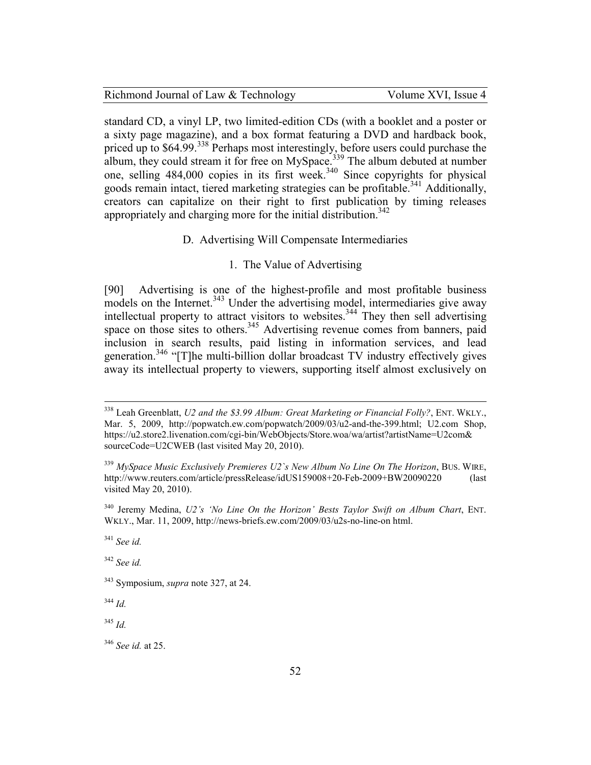standard CD, a vinyl LP, two limited-edition CDs (with a booklet and a poster or a sixty page magazine), and a box format featuring a DVD and hardback book, priced up to $64.99.[338] Perhaps most interestingly, before users could purchase the album, they could stream it for free on MySpace.[339] The album debuted at number one, selling 484,000 copies in its first week.[340] Since copyrights for physical goods remain intact, tiered marketing strategies can be profitable.[341] Additionally, creators can capitalize on their right to first publication by timing releases appropriately and charging more for the initial distribution.[342]

### D. Advertising Will Compensate Intermediaries

#### 1. The Value of Advertising

[90] Advertising is one of the highest-profile and most profitable business models on the Internet.[343] Under the advertising model, intermediaries give away intellectual property to attract visitors to websites.[344] They then sell advertising space on those sites to others.[345] Advertising revenue comes from banners, paid inclusion in search results, paid listing in information services, and lead generation.[346] "[T]he multi-billion dollar broadcast TV industry effectively gives away its intellectual property to viewers, supporting itself almost exclusively on

---

[338] Leah Greenblatt, *U2 and the $3.99 Album: Great Marketing or Financial Folly?*, ENT. WKLY., Mar. 5, 2009, http://popwatch.ew.com/popwatch/2009/03/u2-and-the-399.html; U2.com Shop, https://u2.store2.livenation.com/cgi-bin/WebObjects/Store.woa/wa/artist?artistName=U2com&sourceCode=U2CWEB (last visited May 20, 2010).

[339] *MySpace Music Exclusively Premieres U2`s New Album No Line On The Horizon*, BUS. WIRE, http://www.reuters.com/article/pressRelease/idUS159008+20-Feb-2009+BW20090220 (last visited May 20, 2010).

[340] Jeremy Medina, *U2's 'No Line On the Horizon' Bests Taylor Swift on Album Chart*, ENT. WKLY., Mar. 11, 2009, http://news-briefs.ew.com/2009/03/u2s-no-line-on html.

[341] *See id.*

[342] *See id.*

[343] Symposium, *supra* note 327, at 24.

[344] *Id.*

[345] *Id.*

[346] *See id.* at 25.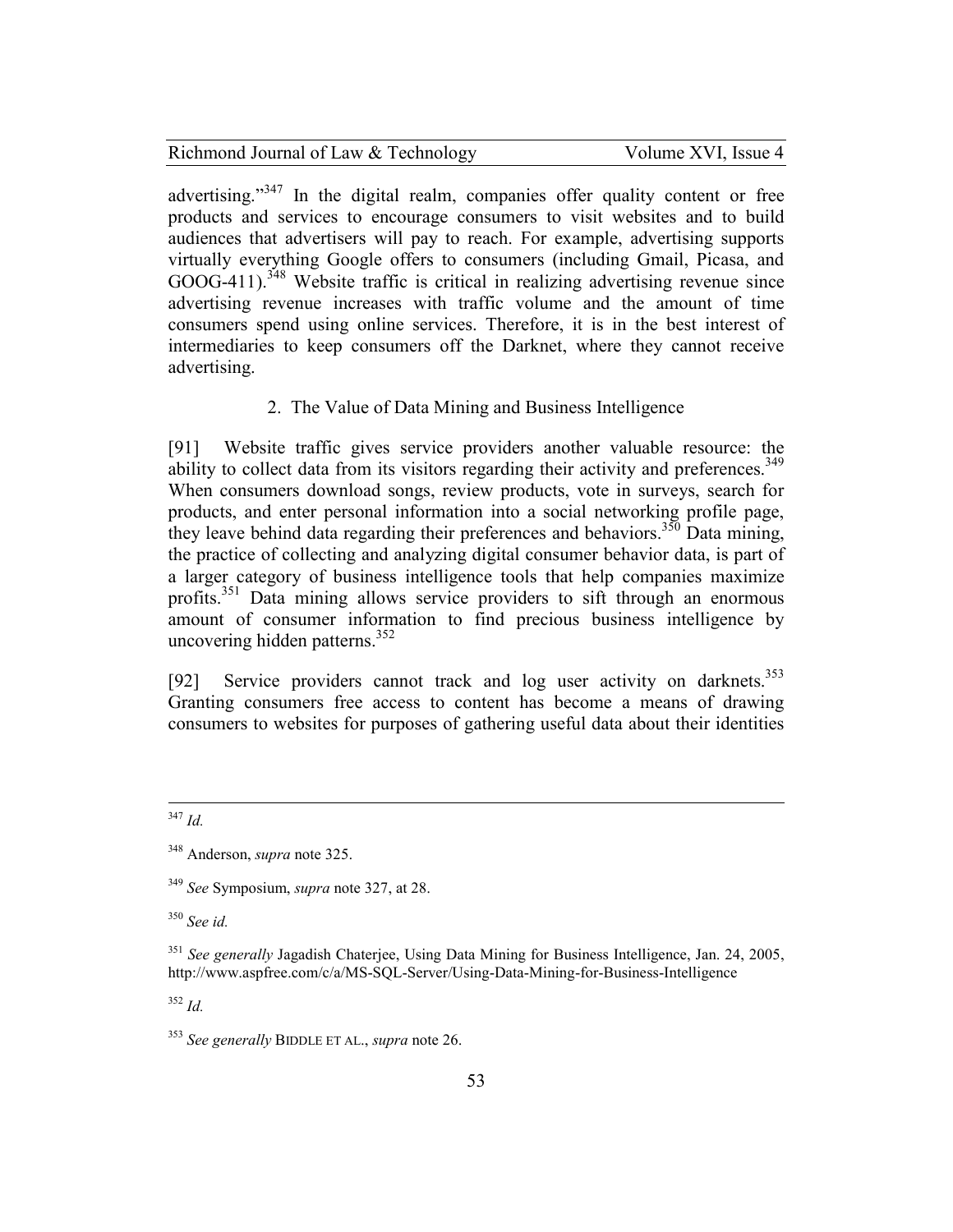advertising."[347] In the digital realm, companies offer quality content or free products and services to encourage consumers to visit websites and to build audiences that advertisers will pay to reach. For example, advertising supports virtually everything Google offers to consumers (including Gmail, Picasa, and GOOG-411).[348] Website traffic is critical in realizing advertising revenue since advertising revenue increases with traffic volume and the amount of time consumers spend using online services. Therefore, it is in the best interest of intermediaries to keep consumers off the Darknet, where they cannot receive advertising.

### 2. The Value of Data Mining and Business Intelligence

[91] Website traffic gives service providers another valuable resource: the ability to collect data from its visitors regarding their activity and preferences.[349] When consumers download songs, review products, vote in surveys, search for products, and enter personal information into a social networking profile page, they leave behind data regarding their preferences and behaviors.[350] Data mining, the practice of collecting and analyzing digital consumer behavior data, is part of a larger category of business intelligence tools that help companies maximize profits.[351] Data mining allows service providers to sift through an enormous amount of consumer information to find precious business intelligence by uncovering hidden patterns.[352]

[92] Service providers cannot track and log user activity on darknets.[353] Granting consumers free access to content has become a means of drawing consumers to websites for purposes of gathering useful data about their identities

---

[347] *Id.*

[348] Anderson, *supra* note 325.

[349] *See* Symposium, *supra* note 327, at 28.

[350] *See id.*

[351] *See generally* Jagadish Chaterjee, Using Data Mining for Business Intelligence, Jan. 24, 2005, http://www.aspfree.com/c/a/MS-SQL-Server/Using-Data-Mining-for-Business-Intelligence

[352] *Id.*

[353] *See generally* BIDDLE ET AL., *supra* note 26.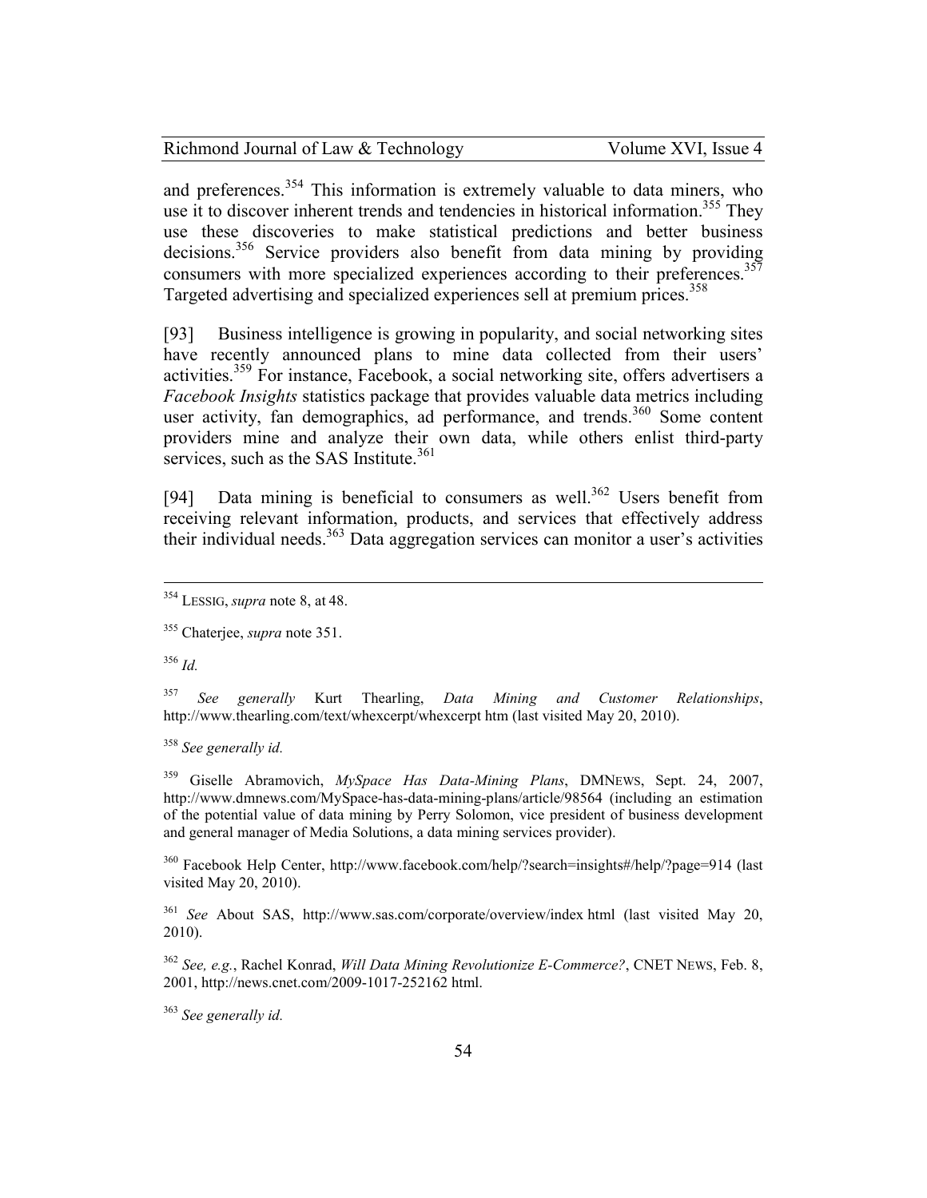and preferences.[354] This information is extremely valuable to data miners, who use it to discover inherent trends and tendencies in historical information.[355] They use these discoveries to make statistical predictions and better business decisions.[356] Service providers also benefit from data mining by providing consumers with more specialized experiences according to their preferences.[357] Targeted advertising and specialized experiences sell at premium prices.[358]

[93] Business intelligence is growing in popularity, and social networking sites have recently announced plans to mine data collected from their users' activities.[359] For instance, Facebook, a social networking site, offers advertisers a *Facebook Insights* statistics package that provides valuable data metrics including user activity, fan demographics, ad performance, and trends.[360] Some content providers mine and analyze their own data, while others enlist third-party services, such as the SAS Institute.[361]

[94] Data mining is beneficial to consumers as well.[362] Users benefit from receiving relevant information, products, and services that effectively address their individual needs.[363] Data aggregation services can monitor a user's activities

---

[354] LESSIG, *supra* note 8, at 48.

[355] Chaterjee, *supra* note 351.

[356] *Id.*

[357] *See generally* Kurt Thearling, *Data Mining and Customer Relationships*, http://www.thearling.com/text/whexcerpt/whexcerpt htm (last visited May 20, 2010).

[358] *See generally id.*

[359] Giselle Abramovich, *MySpace Has Data-Mining Plans*, DMNEWS, Sept. 24, 2007, http://www.dmnews.com/MySpace-has-data-mining-plans/article/98564 (including an estimation of the potential value of data mining by Perry Solomon, vice president of business development and general manager of Media Solutions, a data mining services provider).

[360] Facebook Help Center, http://www.facebook.com/help/?search=insights#/help/?page=914 (last visited May 20, 2010).

[361] *See* About SAS, http://www.sas.com/corporate/overview/index html (last visited May 20, 2010).

[362] *See, e.g.*, Rachel Konrad, *Will Data Mining Revolutionize E-Commerce?*, CNET NEWS, Feb. 8, 2001, http://news.cnet.com/2009-1017-252162 html.

[363] *See generally id.*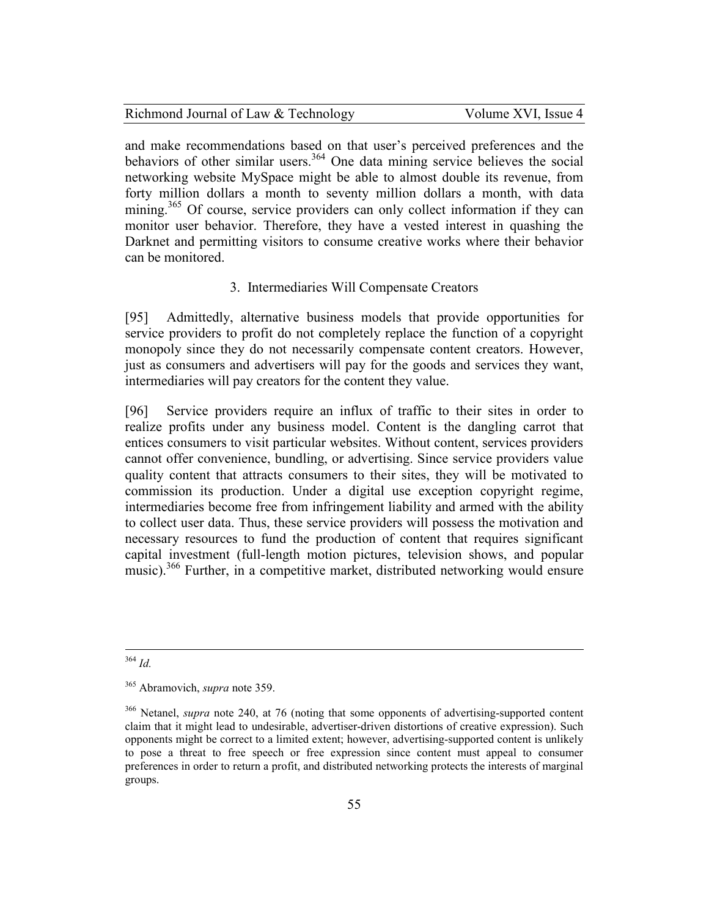and make recommendations based on that user's perceived preferences and the behaviors of other similar users.[364] One data mining service believes the social networking website MySpace might be able to almost double its revenue, from forty million dollars a month to seventy million dollars a month, with data mining.[365] Of course, service providers can only collect information if they can monitor user behavior. Therefore, they have a vested interest in quashing the Darknet and permitting visitors to consume creative works where their behavior can be monitored.

### 3. Intermediaries Will Compensate Creators

[95] Admittedly, alternative business models that provide opportunities for service providers to profit do not completely replace the function of a copyright monopoly since they do not necessarily compensate content creators. However, just as consumers and advertisers will pay for the goods and services they want, intermediaries will pay creators for the content they value.

[96] Service providers require an influx of traffic to their sites in order to realize profits under any business model. Content is the dangling carrot that entices consumers to visit particular websites. Without content, services providers cannot offer convenience, bundling, or advertising. Since service providers value quality content that attracts consumers to their sites, they will be motivated to commission its production. Under a digital use exception copyright regime, intermediaries become free from infringement liability and armed with the ability to collect user data. Thus, these service providers will possess the motivation and necessary resources to fund the production of content that requires significant capital investment (full-length motion pictures, television shows, and popular music).[366] Further, in a competitive market, distributed networking would ensure

---

[364] *Id.*

[365] Abramovich, *supra* note 359.

[366] Netanel, *supra* note 240, at 76 (noting that some opponents of advertising-supported content claim that it might lead to undesirable, advertiser-driven distortions of creative expression). Such opponents might be correct to a limited extent; however, advertising-supported content is unlikely to pose a threat to free speech or free expression since content must appeal to consumer preferences in order to return a profit, and distributed networking protects the interests of marginal groups.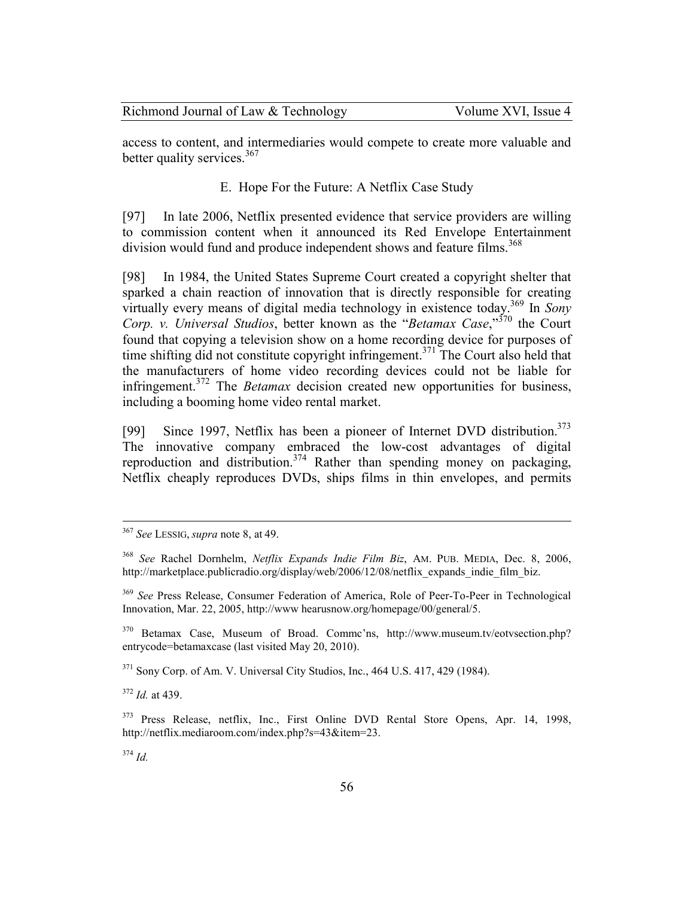access to content, and intermediaries would compete to create more valuable and better quality services.[367]

### E. Hope For the Future: A Netflix Case Study

[97] In late 2006, Netflix presented evidence that service providers are willing to commission content when it announced its Red Envelope Entertainment division would fund and produce independent shows and feature films.[368]

[98] In 1984, the United States Supreme Court created a copyright shelter that sparked a chain reaction of innovation that is directly responsible for creating virtually every means of digital media technology in existence today.[369] In *Sony Corp. v. Universal Studios*, better known as the "*Betamax Case*,"[370] the Court found that copying a television show on a home recording device for purposes of time shifting did not constitute copyright infringement.[371] The Court also held that the manufacturers of home video recording devices could not be liable for infringement.[372] The *Betamax* decision created new opportunities for business, including a booming home video rental market.

[99] Since 1997, Netflix has been a pioneer of Internet DVD distribution.[373] The innovative company embraced the low-cost advantages of digital reproduction and distribution.[374] Rather than spending money on packaging, Netflix cheaply reproduces DVDs, ships films in thin envelopes, and permits

---

[367] *See* LESSIG, *supra* note 8, at 49.

[368] *See* Rachel Dornhelm, *Netflix Expands Indie Film Biz*, AM. PUB. MEDIA, Dec. 8, 2006, http://marketplace.publicradio.org/display/web/2006/12/08/netflix_expands_indie_film_biz.

[369] *See* Press Release, Consumer Federation of America, Role of Peer-To-Peer in Technological Innovation, Mar. 22, 2005, http://www hearusnow.org/homepage/00/general/5.

[370] Betamax Case, Museum of Broad. Commc'ns, http://www.museum.tv/eotvsection.php?entrycode=betamaxcase (last visited May 20, 2010).

[371] Sony Corp. of Am. V. Universal City Studios, Inc., 464 U.S. 417, 429 (1984).

[372] *Id.* at 439.

[373] Press Release, netflix, Inc., First Online DVD Rental Store Opens, Apr. 14, 1998, http://netflix.mediaroom.com/index.php?s=43&item=23.

[374] *Id.*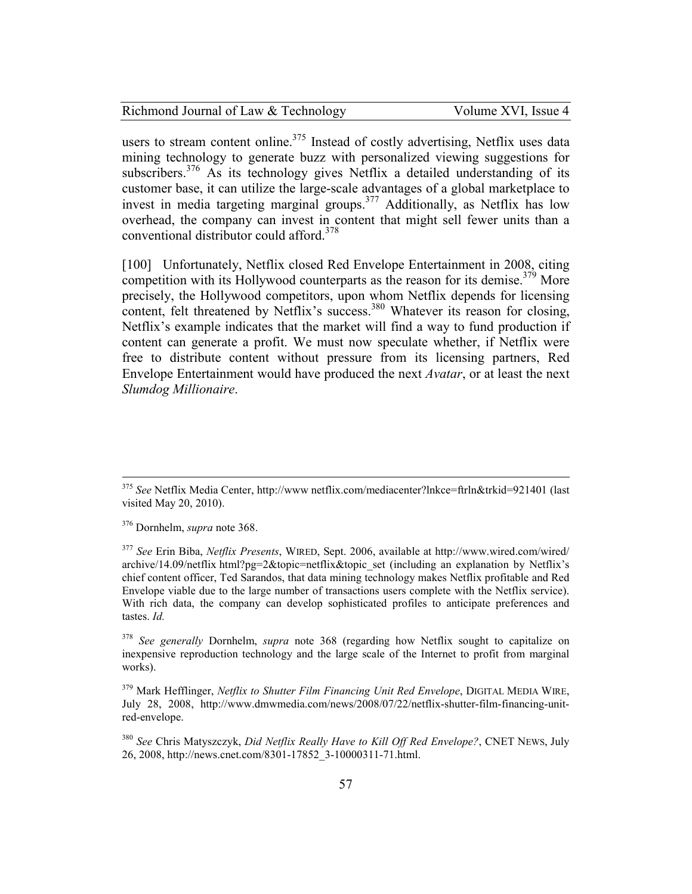users to stream content online.[375] Instead of costly advertising, Netflix uses data mining technology to generate buzz with personalized viewing suggestions for subscribers.[376] As its technology gives Netflix a detailed understanding of its customer base, it can utilize the large-scale advantages of a global marketplace to invest in media targeting marginal groups.[377] Additionally, as Netflix has low overhead, the company can invest in content that might sell fewer units than a conventional distributor could afford.[378]

[100] Unfortunately, Netflix closed Red Envelope Entertainment in 2008, citing competition with its Hollywood counterparts as the reason for its demise.[379] More precisely, the Hollywood competitors, upon whom Netflix depends for licensing content, felt threatened by Netflix's success.[380] Whatever its reason for closing, Netflix's example indicates that the market will find a way to fund production if content can generate a profit. We must now speculate whether, if Netflix were free to distribute content without pressure from its licensing partners, Red Envelope Entertainment would have produced the next *Avatar*, or at least the next *Slumdog Millionaire*.

---

[375] *See* Netflix Media Center, http://www netflix.com/mediacenter?lnkce=ftrln&trkid=921401 (last visited May 20, 2010).

[376] Dornhelm, *supra* note 368.

[377] *See* Erin Biba, *Netflix Presents*, WIRED, Sept. 2006, available at http://www.wired.com/wired/archive/14.09/netflix html?pg=2&topic=netflix&topic_set (including an explanation by Netflix's chief content officer, Ted Sarandos, that data mining technology makes Netflix profitable and Red Envelope viable due to the large number of transactions users complete with the Netflix service). With rich data, the company can develop sophisticated profiles to anticipate preferences and tastes. *Id.*

[378] *See generally* Dornhelm, *supra* note 368 (regarding how Netflix sought to capitalize on inexpensive reproduction technology and the large scale of the Internet to profit from marginal works).

[379] Mark Hefflinger, *Netflix to Shutter Film Financing Unit Red Envelope*, DIGITAL MEDIA WIRE, July 28, 2008, http://www.dmwmedia.com/news/2008/07/22/netflix-shutter-film-financing-unit-red-envelope.

[380] *See* Chris Matyszczyk, *Did Netflix Really Have to Kill Off Red Envelope?*, CNET NEWS, July 26, 2008, http://news.cnet.com/8301-17852_3-10000311-71.html.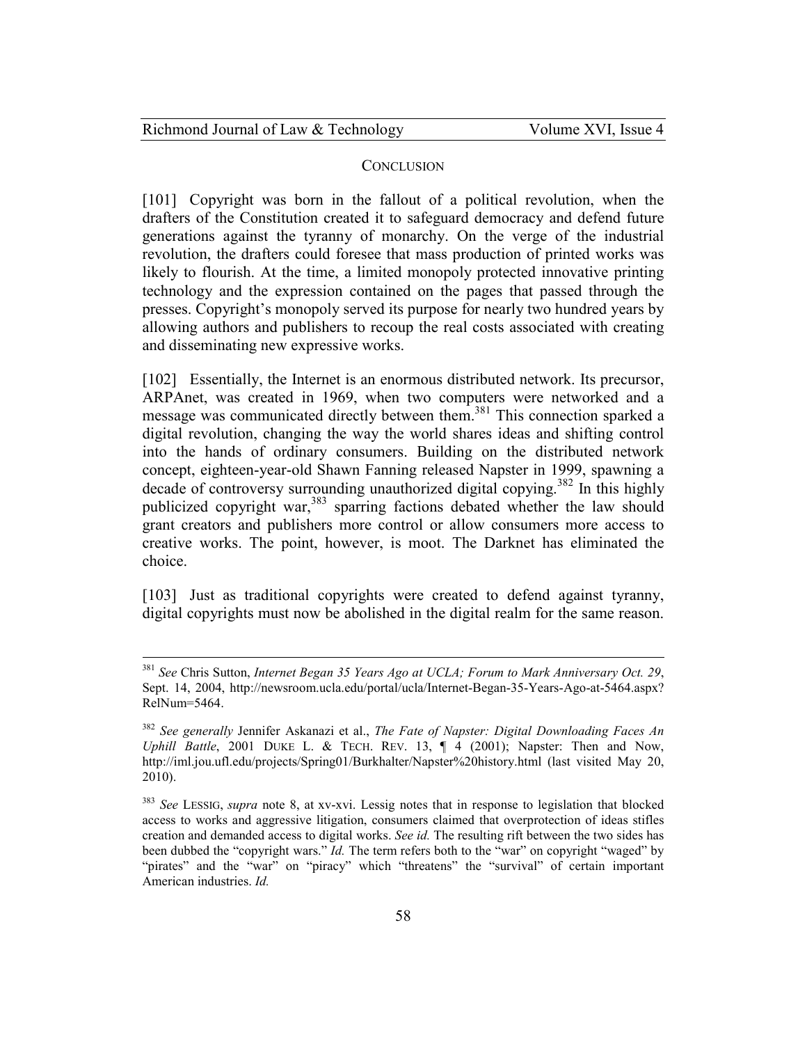## CONCLUSION

[101] Copyright was born in the fallout of a political revolution, when the drafters of the Constitution created it to safeguard democracy and defend future generations against the tyranny of monarchy. On the verge of the industrial revolution, the drafters could foresee that mass production of printed works was likely to flourish. At the time, a limited monopoly protected innovative printing technology and the expression contained on the pages that passed through the presses. Copyright's monopoly served its purpose for nearly two hundred years by allowing authors and publishers to recoup the real costs associated with creating and disseminating new expressive works.

[102] Essentially, the Internet is an enormous distributed network. Its precursor, ARPAnet, was created in 1969, when two computers were networked and a message was communicated directly between them.[381] This connection sparked a digital revolution, changing the way the world shares ideas and shifting control into the hands of ordinary consumers. Building on the distributed network concept, eighteen-year-old Shawn Fanning released Napster in 1999, spawning a decade of controversy surrounding unauthorized digital copying.[382] In this highly publicized copyright war,[383] sparring factions debated whether the law should grant creators and publishers more control or allow consumers more access to creative works. The point, however, is moot. The Darknet has eliminated the choice.

[103] Just as traditional copyrights were created to defend against tyranny, digital copyrights must now be abolished in the digital realm for the same reason.

---

[381] *See* Chris Sutton, *Internet Began 35 Years Ago at UCLA; Forum to Mark Anniversary Oct. 29*, Sept. 14, 2004, http://newsroom.ucla.edu/portal/ucla/Internet-Began-35-Years-Ago-at-5464.aspx?RelNum=5464.

[382] *See generally* Jennifer Askanazi et al., *The Fate of Napster: Digital Downloading Faces An Uphill Battle*, 2001 DUKE L. & TECH. REV. 13, ¶ 4 (2001); Napster: Then and Now, http://iml.jou.ufl.edu/projects/Spring01/Burkhalter/Napster%20history.html (last visited May 20, 2010).

[383] *See* LESSIG, *supra* note 8, at xv-xvi. Lessig notes that in response to legislation that blocked access to works and aggressive litigation, consumers claimed that overprotection of ideas stifles creation and demanded access to digital works. *See id.* The resulting rift between the two sides has been dubbed the "copyright wars." *Id.* The term refers both to the "war" on copyright "waged" by "pirates" and the "war" on "piracy" which "threatens" the "survival" of certain important American industries. *Id.*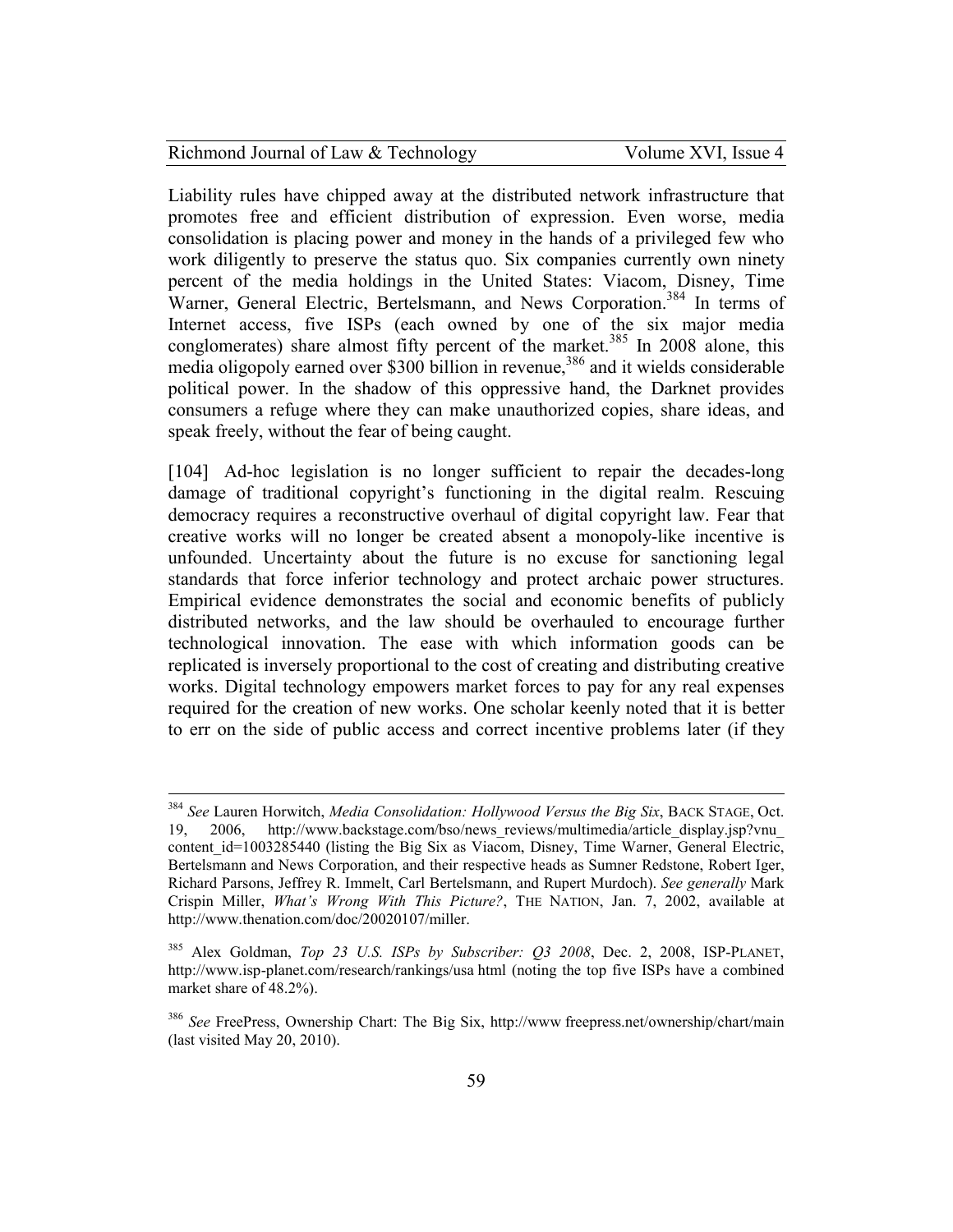Liability rules have chipped away at the distributed network infrastructure that promotes free and efficient distribution of expression. Even worse, media consolidation is placing power and money in the hands of a privileged few who work diligently to preserve the status quo. Six companies currently own ninety percent of the media holdings in the United States: Viacom, Disney, Time Warner, General Electric, Bertelsmann, and News Corporation.[384] In terms of Internet access, five ISPs (each owned by one of the six major media conglomerates) share almost fifty percent of the market.[385] In 2008 alone, this media oligopoly earned over $300 billion in revenue,[386] and it wields considerable political power. In the shadow of this oppressive hand, the Darknet provides consumers a refuge where they can make unauthorized copies, share ideas, and speak freely, without the fear of being caught.

[104] Ad-hoc legislation is no longer sufficient to repair the decades-long damage of traditional copyright's functioning in the digital realm. Rescuing democracy requires a reconstructive overhaul of digital copyright law. Fear that creative works will no longer be created absent a monopoly-like incentive is unfounded. Uncertainty about the future is no excuse for sanctioning legal standards that force inferior technology and protect archaic power structures. Empirical evidence demonstrates the social and economic benefits of publicly distributed networks, and the law should be overhauled to encourage further technological innovation. The ease with which information goods can be replicated is inversely proportional to the cost of creating and distributing creative works. Digital technology empowers market forces to pay for any real expenses required for the creation of new works. One scholar keenly noted that it is better to err on the side of public access and correct incentive problems later (if they

---

[384] *See* Lauren Horwitch, *Media Consolidation: Hollywood Versus the Big Six*, BACK STAGE, Oct. 19, 2006, http://www.backstage.com/bso/news_reviews/multimedia/article_display.jsp?vnu_content_id=1003285440 (listing the Big Six as Viacom, Disney, Time Warner, General Electric, Bertelsmann and News Corporation, and their respective heads as Sumner Redstone, Robert Iger, Richard Parsons, Jeffrey R. Immelt, Carl Bertelsmann, and Rupert Murdoch). *See generally* Mark Crispin Miller, *What's Wrong With This Picture?*, THE NATION, Jan. 7, 2002, available at http://www.thenation.com/doc/20020107/miller.

[385] Alex Goldman, *Top 23 U.S. ISPs by Subscriber: Q3 2008*, Dec. 2, 2008, ISP-PLANET, http://www.isp-planet.com/research/rankings/usa html (noting the top five ISPs have a combined market share of 48.2%).

[386] *See* FreePress, Ownership Chart: The Big Six, http://www freepress.net/ownership/chart/main (last visited May 20, 2010).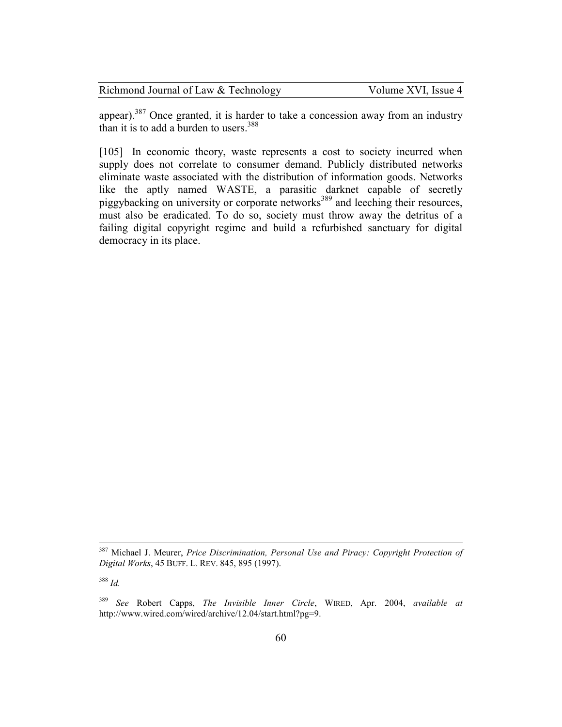appear).[387] Once granted, it is harder to take a concession away from an industry than it is to add a burden to users.[388]

[105] In economic theory, waste represents a cost to society incurred when supply does not correlate to consumer demand. Publicly distributed networks eliminate waste associated with the distribution of information goods. Networks like the aptly named WASTE, a parasitic darknet capable of secretly piggybacking on university or corporate networks[389] and leeching their resources, must also be eradicated. To do so, society must throw away the detritus of a failing digital copyright regime and build a refurbished sanctuary for digital democracy in its place.

---

[387] Michael J. Meurer, *Price Discrimination, Personal Use and Piracy: Copyright Protection of Digital Works*, 45 BUFF. L. REV. 845, 895 (1997).

[388] *Id.*

[389] *See* Robert Capps, *The Invisible Inner Circle*, WIRED, Apr. 2004, *available at* http://www.wired.com/wired/archive/12.04/start.html?pg=9.